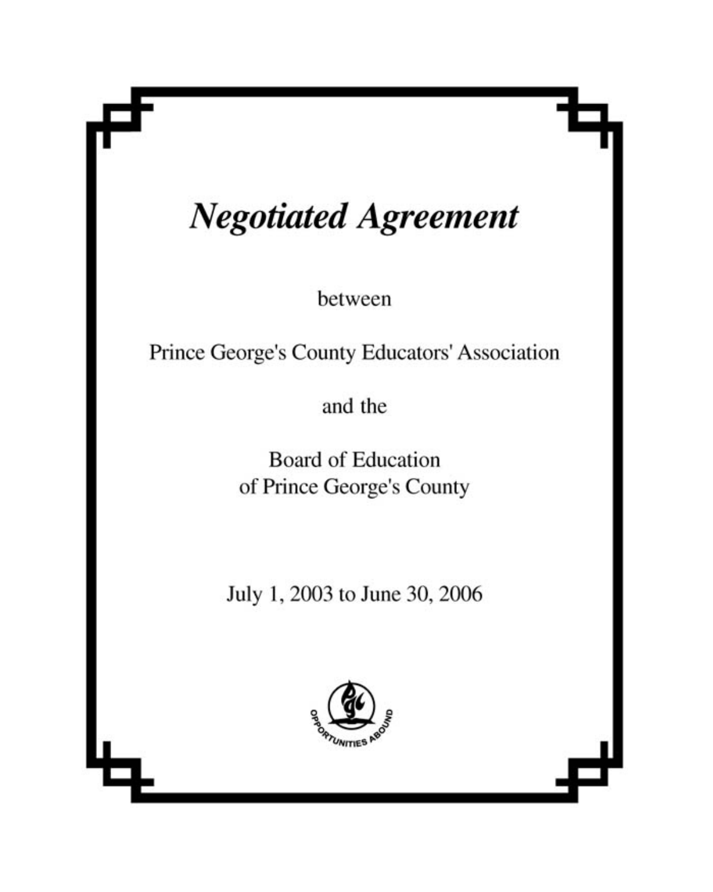# *Negotiated Agreement*

between

Prince George's County Educators' Association

and the

Board of Education
of Prince George's County

July 1, 2003 to June 30, 2006

OPPORTUNITIES ABOUND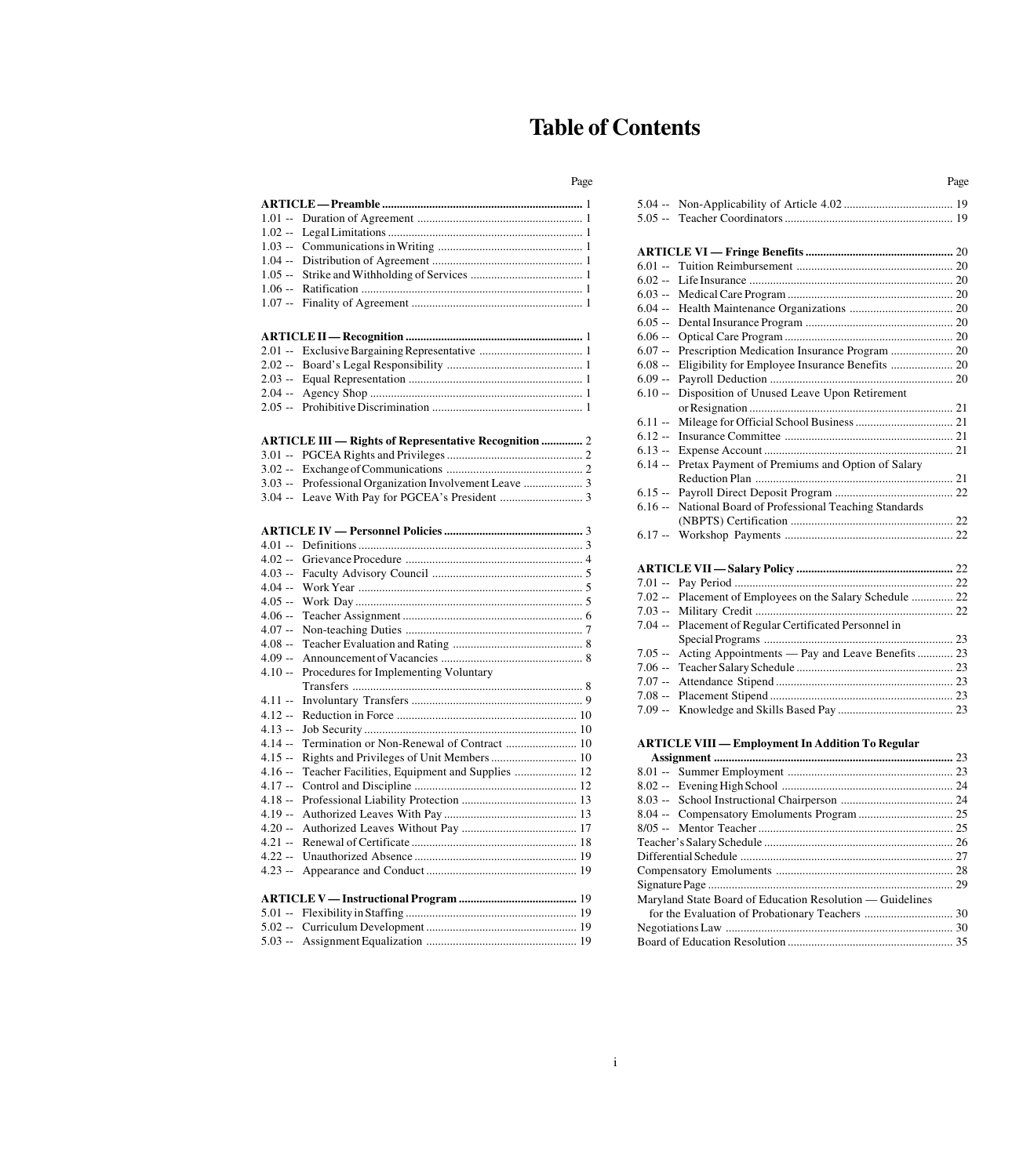# Table of Contents

Page

**ARTICLE — Preamble** ... 1
1.01 -- Duration of Agreement ... 1
1.02 -- Legal Limitations ... 1
1.03 -- Communications in Writing ... 1
1.04 -- Distribution of Agreement ... 1
1.05 -- Strike and Withholding of Services ... 1
1.06 -- Ratification ... 1
1.07 -- Finality of Agreement ... 1

**ARTICLE II — Recognition** ... 1
2.01 -- Exclusive Bargaining Representative ... 1
2.02 -- Board's Legal Responsibility ... 1
2.03 -- Equal Representation ... 1
2.04 -- Agency Shop ... 1
2.05 -- Prohibitive Discrimination ... 1

**ARTICLE III — Rights of Representative Recognition** ... 2
3.01 -- PGCEA Rights and Privileges ... 2
3.02 -- Exchange of Communications ... 2
3.03 -- Professional Organization Involvement Leave ... 3
3.04 -- Leave With Pay for PGCEA's President ... 3

**ARTICLE IV — Personnel Policies** ... 3
4.01 -- Definitions ... 3
4.02 -- Grievance Procedure ... 4
4.03 -- Faculty Advisory Council ... 5
4.04 -- Work Year ... 5
4.05 -- Work Day ... 5
4.06 -- Teacher Assignment ... 6
4.07 -- Non-teaching Duties ... 7
4.08 -- Teacher Evaluation and Rating ... 8
4.09 -- Announcement of Vacancies ... 8
4.10 -- Procedures for Implementing Voluntary Transfers ... 8
4.11 -- Involuntary Transfers ... 9
4.12 -- Reduction in Force ... 10
4.13 -- Job Security ... 10
4.14 -- Termination or Non-Renewal of Contract ... 10
4.15 -- Rights and Privileges of Unit Members ... 10
4.16 -- Teacher Facilities, Equipment and Supplies ... 12
4.17 -- Control and Discipline ... 12
4.18 -- Professional Liability Protection ... 13
4.19 -- Authorized Leaves With Pay ... 13
4.20 -- Authorized Leaves Without Pay ... 17
4.21 -- Renewal of Certificate ... 18
4.22 -- Unauthorized Absence ... 19
4.23 -- Appearance and Conduct ... 19

**ARTICLE V — Instructional Program** ... 19
5.01 -- Flexibility in Staffing ... 19
5.02 -- Curriculum Development ... 19
5.03 -- Assignment Equalization ... 19
5.04 -- Non-Applicability of Article 4.02 ... 19
5.05 -- Teacher Coordinators ... 19

**ARTICLE VI — Fringe Benefits** ... 20
6.01 -- Tuition Reimbursement ... 20
6.02 -- Life Insurance ... 20
6.03 -- Medical Care Program ... 20
6.04 -- Health Maintenance Organizations ... 20
6.05 -- Dental Insurance Program ... 20
6.06 -- Optical Care Program ... 20
6.07 -- Prescription Medication Insurance Program ... 20
6.08 -- Eligibility for Employee Insurance Benefits ... 20
6.09 -- Payroll Deduction ... 20
6.10 -- Disposition of Unused Leave Upon Retirement or Resignation ... 21
6.11 -- Mileage for Official School Business ... 21
6.12 -- Insurance Committee ... 21
6.13 -- Expense Account ... 21
6.14 -- Pretax Payment of Premiums and Option of Salary Reduction Plan ... 21
6.15 -- Payroll Direct Deposit Program ... 22
6.16 -- National Board of Professional Teaching Standards (NBPTS) Certification ... 22
6.17 -- Workshop Payments ... 22

**ARTICLE VII — Salary Policy** ... 22
7.01 -- Pay Period ... 22
7.02 -- Placement of Employees on the Salary Schedule ... 22
7.03 -- Military Credit ... 22
7.04 -- Placement of Regular Certificated Personnel in Special Programs ... 23
7.05 -- Acting Appointments — Pay and Leave Benefits ... 23
7.06 -- Teacher Salary Schedule ... 23
7.07 -- Attendance Stipend ... 23
7.08 -- Placement Stipend ... 23
7.09 -- Knowledge and Skills Based Pay ... 23

**ARTICLE VIII — Employment In Addition To Regular Assignment** ... 23
8.01 -- Summer Employment ... 23
8.02 -- Evening High School ... 24
8.03 -- School Instructional Chairperson ... 24
8.04 -- Compensatory Emoluments Program ... 25
8/05 -- Mentor Teacher ... 25
Teacher's Salary Schedule ... 26
Differential Schedule ... 27
Compensatory Emoluments ... 28
Signature Page ... 29
Maryland State Board of Education Resolution — Guidelines for the Evaluation of Probationary Teachers ... 30
Negotiations Law ... 30
Board of Education Resolution ... 35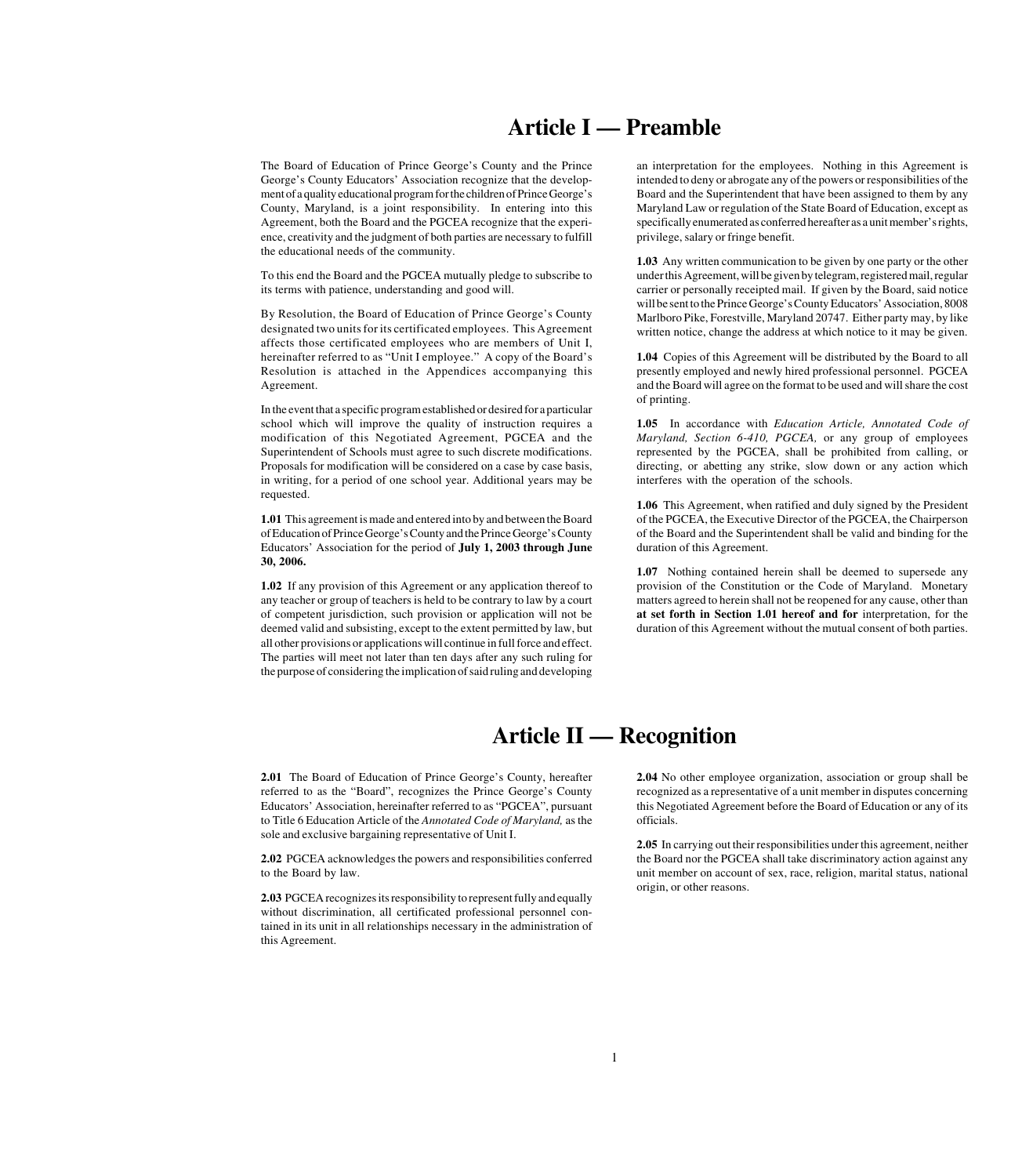# Article I — Preamble

The Board of Education of Prince George's County and the Prince George's County Educators' Association recognize that the development of a quality educational program for the children of Prince George's County, Maryland, is a joint responsibility. In entering into this Agreement, both the Board and the PGCEA recognize that the experience, creativity and the judgment of both parties are necessary to fulfill the educational needs of the community.

To this end the Board and the PGCEA mutually pledge to subscribe to its terms with patience, understanding and good will.

By Resolution, the Board of Education of Prince George's County designated two units for its certificated employees. This Agreement affects those certificated employees who are members of Unit I, hereinafter referred to as "Unit I employee." A copy of the Board's Resolution is attached in the Appendices accompanying this Agreement.

In the event that a specific program established or desired for a particular school which will improve the quality of instruction requires a modification of this Negotiated Agreement, PGCEA and the Superintendent of Schools must agree to such discrete modifications. Proposals for modification will be considered on a case by case basis, in writing, for a period of one school year. Additional years may be requested.

**1.01** This agreement is made and entered into by and between the Board of Education of Prince George's County and the Prince George's County Educators' Association for the period of **July 1, 2003 through June 30, 2006.**

**1.02** If any provision of this Agreement or any application thereof to any teacher or group of teachers is held to be contrary to law by a court of competent jurisdiction, such provision or application will not be deemed valid and subsisting, except to the extent permitted by law, but all other provisions or applications will continue in full force and effect. The parties will meet not later than ten days after any such ruling for the purpose of considering the implication of said ruling and developing an interpretation for the employees. Nothing in this Agreement is intended to deny or abrogate any of the powers or responsibilities of the Board and the Superintendent that have been assigned to them by any Maryland Law or regulation of the State Board of Education, except as specifically enumerated as conferred hereafter as a unit member's rights, privilege, salary or fringe benefit.

**1.03** Any written communication to be given by one party or the other under this Agreement, will be given by telegram, registered mail, regular carrier or personally receipted mail. If given by the Board, said notice will be sent to the Prince George's County Educators' Association, 8008 Marlboro Pike, Forestville, Maryland 20747. Either party may, by like written notice, change the address at which notice to it may be given.

**1.04** Copies of this Agreement will be distributed by the Board to all presently employed and newly hired professional personnel. PGCEA and the Board will agree on the format to be used and will share the cost of printing.

**1.05** In accordance with *Education Article, Annotated Code of Maryland, Section 6-410, PGCEA,* or any group of employees represented by the PGCEA, shall be prohibited from calling, or directing, or abetting any strike, slow down or any action which interferes with the operation of the schools.

**1.06** This Agreement, when ratified and duly signed by the President of the PGCEA, the Executive Director of the PGCEA, the Chairperson of the Board and the Superintendent shall be valid and binding for the duration of this Agreement.

**1.07** Nothing contained herein shall be deemed to supersede any provision of the Constitution or the Code of Maryland. Monetary matters agreed to herein shall not be reopened for any cause, other than **at set forth in Section 1.01 hereof and for** interpretation, for the duration of this Agreement without the mutual consent of both parties.

# Article II — Recognition

**2.01** The Board of Education of Prince George's County, hereafter referred to as the "Board", recognizes the Prince George's County Educators' Association, hereinafter referred to as "PGCEA", pursuant to Title 6 Education Article of the *Annotated Code of Maryland,* as the sole and exclusive bargaining representative of Unit I.

**2.02** PGCEA acknowledges the powers and responsibilities conferred to the Board by law.

**2.03** PGCEA recognizes its responsibility to represent fully and equally without discrimination, all certificated professional personnel contained in its unit in all relationships necessary in the administration of this Agreement.

**2.04** No other employee organization, association or group shall be recognized as a representative of a unit member in disputes concerning this Negotiated Agreement before the Board of Education or any of its officials.

**2.05** In carrying out their responsibilities under this agreement, neither the Board nor the PGCEA shall take discriminatory action against any unit member on account of sex, race, religion, marital status, national origin, or other reasons.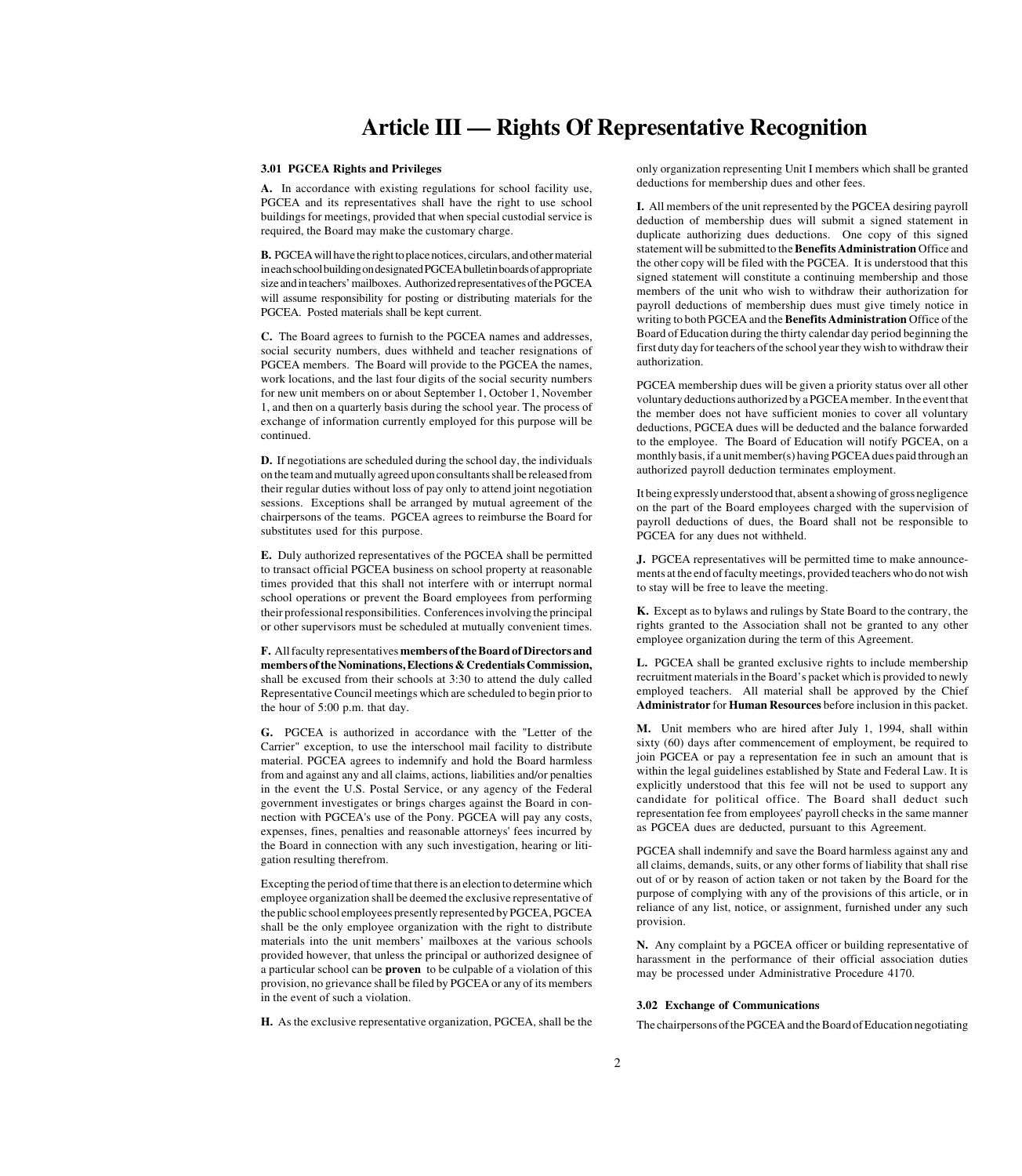# Article III — Rights Of Representative Recognition

### 3.01 PGCEA Rights and Privileges

**A.** In accordance with existing regulations for school facility use, PGCEA and its representatives shall have the right to use school buildings for meetings, provided that when special custodial service is required, the Board may make the customary charge.

**B.** PGCEA will have the right to place notices, circulars, and other material in each school building on designated PGCEA bulletin boards of appropriate size and in teachers' mailboxes. Authorized representatives of the PGCEA will assume responsibility for posting or distributing materials for the PGCEA. Posted materials shall be kept current.

**C.** The Board agrees to furnish to the PGCEA names and addresses, social security numbers, dues withheld and teacher resignations of PGCEA members. The Board will provide to the PGCEA the names, work locations, and the last four digits of the social security numbers for new unit members on or about September 1, October 1, November 1, and then on a quarterly basis during the school year. The process of exchange of information currently employed for this purpose will be continued.

**D.** If negotiations are scheduled during the school day, the individuals on the team and mutually agreed upon consultants shall be released from their regular duties without loss of pay only to attend joint negotiation sessions. Exceptions shall be arranged by mutual agreement of the chairpersons of the teams. PGCEA agrees to reimburse the Board for substitutes used for this purpose.

**E.** Duly authorized representatives of the PGCEA shall be permitted to transact official PGCEA business on school property at reasonable times provided that this shall not interfere with or interrupt normal school operations or prevent the Board employees from performing their professional responsibilities. Conferences involving the principal or other supervisors must be scheduled at mutually convenient times.

**F.** All faculty representatives **members of the Board of Directors and members of the Nominations, Elections & Credentials Commission,** shall be excused from their schools at 3:30 to attend the duly called Representative Council meetings which are scheduled to begin prior to the hour of 5:00 p.m. that day.

**G.** PGCEA is authorized in accordance with the "Letter of the Carrier" exception, to use the interschool mail facility to distribute material. PGCEA agrees to indemnify and hold the Board harmless from and against any and all claims, actions, liabilities and/or penalties in the event the U.S. Postal Service, or any agency of the Federal government investigates or brings charges against the Board in connection with PGCEA's use of the Pony. PGCEA will pay any costs, expenses, fines, penalties and reasonable attorneys' fees incurred by the Board in connection with any such investigation, hearing or litigation resulting therefrom.

Excepting the period of time that there is an election to determine which employee organization shall be deemed the exclusive representative of the public school employees presently represented by PGCEA, PGCEA shall be the only employee organization with the right to distribute materials into the unit members' mailboxes at the various schools provided however, that unless the principal or authorized designee of a particular school can be **proven** to be culpable of a violation of this provision, no grievance shall be filed by PGCEA or any of its members in the event of such a violation.

**H.** As the exclusive representative organization, PGCEA, shall be the only organization representing Unit I members which shall be granted deductions for membership dues and other fees.

**I.** All members of the unit represented by the PGCEA desiring payroll deduction of membership dues will submit a signed statement in duplicate authorizing dues deductions. One copy of this signed statement will be submitted to the **Benefits Administration** Office and the other copy will be filed with the PGCEA. It is understood that this signed statement will constitute a continuing membership and those members of the unit who wish to withdraw their authorization for payroll deductions of membership dues must give timely notice in writing to both PGCEA and the **Benefits Administration** Office of the Board of Education during the thirty calendar day period beginning the first duty day for teachers of the school year they wish to withdraw their authorization.

PGCEA membership dues will be given a priority status over all other voluntary deductions authorized by a PGCEA member. In the event that the member does not have sufficient monies to cover all voluntary deductions, PGCEA dues will be deducted and the balance forwarded to the employee. The Board of Education will notify PGCEA, on a monthly basis, if a unit member(s) having PGCEA dues paid through an authorized payroll deduction terminates employment.

It being expressly understood that, absent a showing of gross negligence on the part of the Board employees charged with the supervision of payroll deductions of dues, the Board shall not be responsible to PGCEA for any dues not withheld.

**J.** PGCEA representatives will be permitted time to make announcements at the end of faculty meetings, provided teachers who do not wish to stay will be free to leave the meeting.

**K.** Except as to bylaws and rulings by State Board to the contrary, the rights granted to the Association shall not be granted to any other employee organization during the term of this Agreement.

**L.** PGCEA shall be granted exclusive rights to include membership recruitment materials in the Board's packet which is provided to newly employed teachers. All material shall be approved by the Chief **Administrator** for **Human Resources** before inclusion in this packet.

**M.** Unit members who are hired after July 1, 1994, shall within sixty (60) days after commencement of employment, be required to join PGCEA or pay a representation fee in such an amount that is within the legal guidelines established by State and Federal Law. It is explicitly understood that this fee will not be used to support any candidate for political office. The Board shall deduct such representation fee from employees' payroll checks in the same manner as PGCEA dues are deducted, pursuant to this Agreement.

PGCEA shall indemnify and save the Board harmless against any and all claims, demands, suits, or any other forms of liability that shall rise out of or by reason of action taken or not taken by the Board for the purpose of complying with any of the provisions of this article, or in reliance of any list, notice, or assignment, furnished under any such provision.

**N.** Any complaint by a PGCEA officer or building representative of harassment in the performance of their official association duties may be processed under Administrative Procedure 4170.

### 3.02 Exchange of Communications

The chairpersons of the PGCEA and the Board of Education negotiating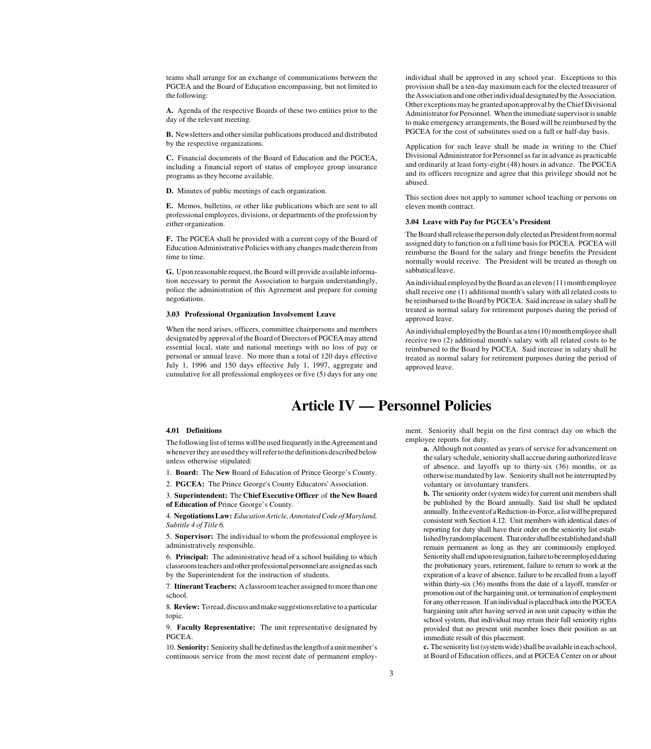teams shall arrange for an exchange of communications between the PGCEA and the Board of Education encompassing, but not limited to the following:

**A.** Agenda of the respective Boards of these two entities prior to the day of the relevant meeting.

**B.** Newsletters and other similar publications produced and distributed by the respective organizations.

**C.** Financial documents of the Board of Education and the PGCEA, including a financial report of status of employee group insurance programs as they become available.

**D.** Minutes of public meetings of each organization.

**E.** Memos, bulletins, or other like publications which are sent to all professional employees, divisions, or departments of the profession by either organization.

**F.** The PGCEA shall be provided with a current copy of the Board of Education Administrative Policies with any changes made therein from time to time.

**G.** Upon reasonable request, the Board will provide available information necessary to permit the Association to bargain understandingly, police the administration of this Agreement and prepare for coming negotiations.

#### 3.03 Professional Organization Involvement Leave

When the need arises, officers, committee chairpersons and members designated by approval of the Board of Directors of PGCEA may attend essential local, state and national meetings with no loss of pay or personal or annual leave. No more than a total of 120 days effective July 1, 1996 and 150 days effective July 1, 1997, aggregate and cumulative for all professional employees or five (5) days for any one individual shall be approved in any school year. Exceptions to this provision shall be a ten-day maximum each for the elected treasurer of the Association and one other individual designated by the Association. Other exceptions may be granted upon approval by the Chief Divisional Administrator for Personnel. When the immediate supervisor is unable to make emergency arrangements, the Board will be reimbursed by the PGCEA for the cost of substitutes used on a full or half-day basis.

Application for such leave shall be made in writing to the Chief Divisional Administrator for Personnel as far in advance as practicable and ordinarily at least forty-eight (48) hours in advance. The PGCEA and its officers recognize and agree that this privilege should not be abused.

This section does not apply to summer school teaching or persons on eleven month contract.

#### 3.04 Leave with Pay for PGCEA's President

The Board shall release the person duly elected as President from normal assigned duty to function on a full time basis for PGCEA. PGCEA will reimburse the Board for the salary and fringe benefits the President normally would receive. The President will be treated as though on sabbatical leave.

An individual employed by the Board as an eleven (11) month employee shall receive one (1) additional month's salary with all related costs to be reimbursed to the Board by PGCEA. Said increase in salary shall be treated as normal salary for retirement purposes during the period of approved leave.

An individual employed by the Board as a ten (10) month employee shall receive two (2) additional month's salary with all related costs to be reimbursed to the Board by PGCEA. Said increase in salary shall be treated as normal salary for retirement purposes during the period of approved leave.

# Article IV — Personnel Policies

#### 4.01 Definitions

The following list of terms will be used frequently in the Agreement and whenever they are used they will refer to the definitions described below unless otherwise stipulated:

1. **Board:** The **New** Board of Education of Prince George's County.
2. **PGCEA:** The Prince George's County Educators' Association.
3. **Superintendent:** The **Chief Executive Officer** of **the New Board of Education of** Prince George's County.
4. **Negotiations Law:** *Education Article, Annotated Code of Maryland, Subtitle 4 of Title 6.*
5. **Supervisor:** The individual to whom the professional employee is administratively responsible.
6. **Principal:** The administrative head of a school building to which classroom teachers and other professional personnel are assigned as such by the Superintendent for the instruction of students.
7. **Itinerant Teachers:** A classroom teacher assigned to more than one school.
8. **Review:** To read, discuss and make suggestions relative to a particular topic.
9. **Faculty Representative:** The unit representative designated by PGCEA.
10. **Seniority:** Seniority shall be defined as the length of a unit member's continuous service from the most recent date of permanent employment. Seniority shall begin on the first contract day on which the employee reports for duty.

    **a.** Although not counted as years of service for advancement on the salary schedule, seniority shall accrue during authorized leave of absence, and layoffs up to thirty-six (36) months, or as otherwise mandated by law. Seniority shall not be interrupted by voluntary or involuntary transfers.

    **b.** The seniority order (system wide) for current unit members shall be published by the Board annually. Said list shall be updated annually. In the event of a Reduction-in-Force, a list will be prepared consistent with Section 4.12. Unit members with identical dates of reporting for duty shall have their order on the seniority list established by random placement. That order shall be established and shall remain permanent as long as they are continuously employed. Seniority shall end upon resignation, failure to be reemployed during the probationary years, retirement, failure to return to work at the expiration of a leave of absence, failure to be recalled from a layoff within thirty-six (36) months from the date of a layoff, transfer or promotion out of the bargaining unit, or termination of employment for any other reason. If an individual is placed back into the PGCEA bargaining unit after having served in non unit capacity within the school system, that individual may retain their full seniority rights provided that no present unit member loses their position as an immediate result of this placement.

    **c.** The seniority list (system wide) shall be available in each school, at Board of Education offices, and at PGCEA Center on or about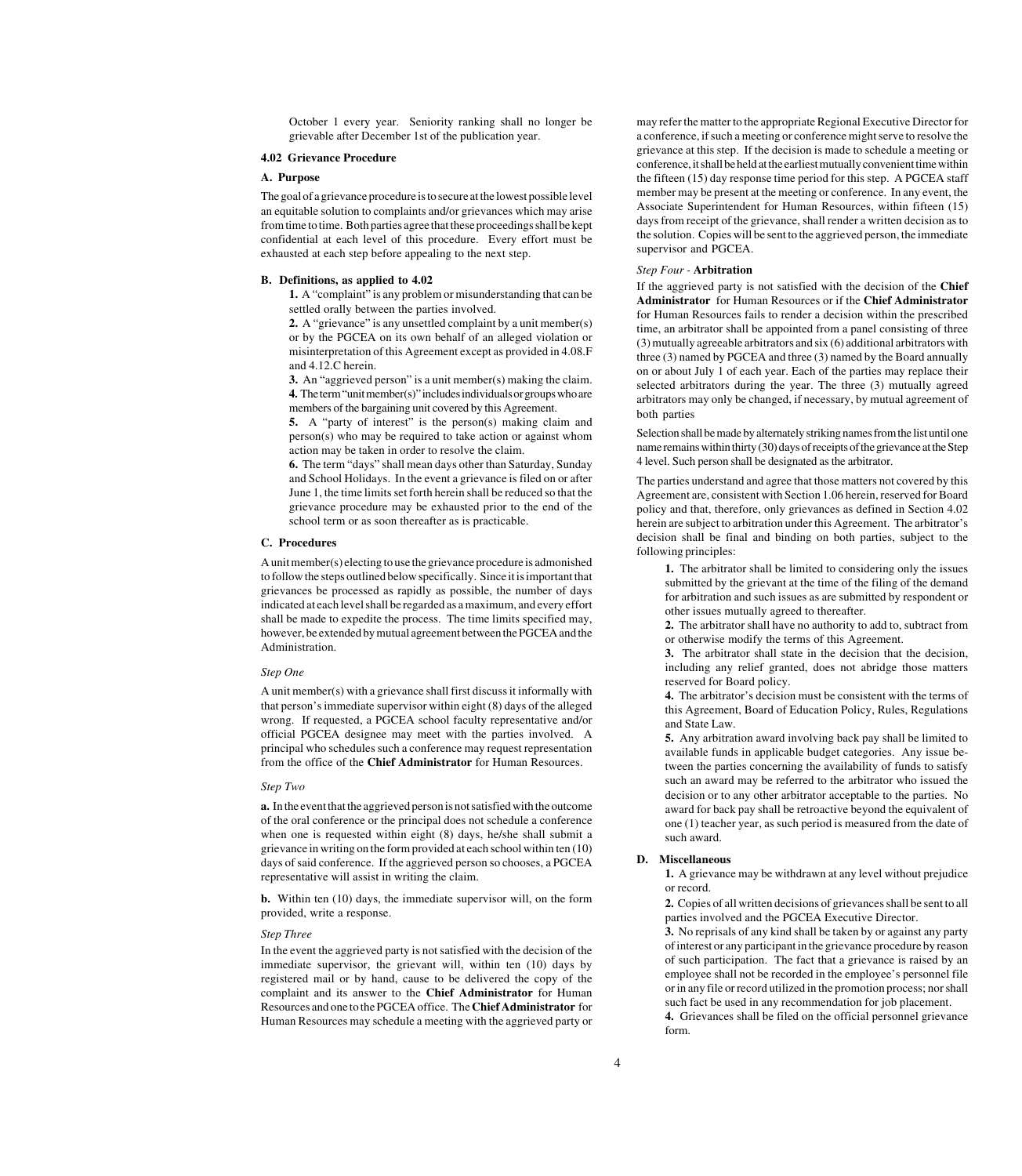October 1 every year. Seniority ranking shall no longer be grievable after December 1st of the publication year.

### 4.02 Grievance Procedure

**A. Purpose**

The goal of a grievance procedure is to secure at the lowest possible level an equitable solution to complaints and/or grievances which may arise from time to time. Both parties agree that these proceedings shall be kept confidential at each level of this procedure. Every effort must be exhausted at each step before appealing to the next step.

**B. Definitions, as applied to 4.02**

**1.** A "complaint" is any problem or misunderstanding that can be settled orally between the parties involved.
**2.** A "grievance" is any unsettled complaint by a unit member(s) or by the PGCEA on its own behalf of an alleged violation or misinterpretation of this Agreement except as provided in 4.08.F and 4.12.C herein.
**3.** An "aggrieved person" is a unit member(s) making the claim.
**4.** The term "unit member(s)" includes individuals or groups who are members of the bargaining unit covered by this Agreement.
**5.** A "party of interest" is the person(s) making claim and person(s) who may be required to take action or against whom action may be taken in order to resolve the claim.
**6.** The term "days" shall mean days other than Saturday, Sunday and School Holidays. In the event a grievance is filed on or after June 1, the time limits set forth herein shall be reduced so that the grievance procedure may be exhausted prior to the end of the school term or as soon thereafter as is practicable.

**C. Procedures**

A unit member(s) electing to use the grievance procedure is admonished to follow the steps outlined below specifically. Since it is important that grievances be processed as rapidly as possible, the number of days indicated at each level shall be regarded as a maximum, and every effort shall be made to expedite the process. The time limits specified may, however, be extended by mutual agreement between the PGCEA and the Administration.

*Step One*

A unit member(s) with a grievance shall first discuss it informally with that person's immediate supervisor within eight (8) days of the alleged wrong. If requested, a PGCEA school faculty representative and/or official PGCEA designee may meet with the parties involved. A principal who schedules such a conference may request representation from the office of the **Chief Administrator** for Human Resources.

*Step Two*

**a.** In the event that the aggrieved person is not satisfied with the outcome of the oral conference or the principal does not schedule a conference when one is requested within eight (8) days, he/she shall submit a grievance in writing on the form provided at each school within ten (10) days of said conference. If the aggrieved person so chooses, a PGCEA representative will assist in writing the claim.

**b.** Within ten (10) days, the immediate supervisor will, on the form provided, write a response.

*Step Three*

In the event the aggrieved party is not satisfied with the decision of the immediate supervisor, the grievant will, within ten (10) days by registered mail or by hand, cause to be delivered the copy of the complaint and its answer to the **Chief Administrator** for Human Resources and one to the PGCEA office. The **Chief Administrator** for Human Resources may schedule a meeting with the aggrieved party or may refer the matter to the appropriate Regional Executive Director for a conference, if such a meeting or conference might serve to resolve the grievance at this step. If the decision is made to schedule a meeting or conference, it shall be held at the earliest mutually convenient time within the fifteen (15) day response time period for this step. A PGCEA staff member may be present at the meeting or conference. In any event, the Associate Superintendent for Human Resources, within fifteen (15) days from receipt of the grievance, shall render a written decision as to the solution. Copies will be sent to the aggrieved person, the immediate supervisor and PGCEA.

*Step Four* - **Arbitration**

If the aggrieved party is not satisfied with the decision of the **Chief Administrator** for Human Resources or if the **Chief Administrator** for Human Resources fails to render a decision within the prescribed time, an arbitrator shall be appointed from a panel consisting of three (3) mutually agreeable arbitrators and six (6) additional arbitrators with three (3) named by PGCEA and three (3) named by the Board annually on or about July 1 of each year. Each of the parties may replace their selected arbitrators during the year. The three (3) mutually agreed arbitrators may only be changed, if necessary, by mutual agreement of both parties

Selection shall be made by alternately striking names from the list until one name remains within thirty (30) days of receipts of the grievance at the Step 4 level. Such person shall be designated as the arbitrator.

The parties understand and agree that those matters not covered by this Agreement are, consistent with Section 1.06 herein, reserved for Board policy and that, therefore, only grievances as defined in Section 4.02 herein are subject to arbitration under this Agreement. The arbitrator's decision shall be final and binding on both parties, subject to the following principles:

**1.** The arbitrator shall be limited to considering only the issues submitted by the grievant at the time of the filing of the demand for arbitration and such issues as are submitted by respondent or other issues mutually agreed to thereafter.
**2.** The arbitrator shall have no authority to add to, subtract from or otherwise modify the terms of this Agreement.
**3.** The arbitrator shall state in the decision that the decision, including any relief granted, does not abridge those matters reserved for Board policy.
**4.** The arbitrator's decision must be consistent with the terms of this Agreement, Board of Education Policy, Rules, Regulations and State Law.
**5.** Any arbitration award involving back pay shall be limited to available funds in applicable budget categories. Any issue between the parties concerning the availability of funds to satisfy such an award may be referred to the arbitrator who issued the decision or to any other arbitrator acceptable to the parties. No award for back pay shall be retroactive beyond the equivalent of one (1) teacher year, as such period is measured from the date of such award.

**D. Miscellaneous**

**1.** A grievance may be withdrawn at any level without prejudice or record.
**2.** Copies of all written decisions of grievances shall be sent to all parties involved and the PGCEA Executive Director.
**3.** No reprisals of any kind shall be taken by or against any party of interest or any participant in the grievance procedure by reason of such participation. The fact that a grievance is raised by an employee shall not be recorded in the employee's personnel file or in any file or record utilized in the promotion process; nor shall such fact be used in any recommendation for job placement.
**4.** Grievances shall be filed on the official personnel grievance form.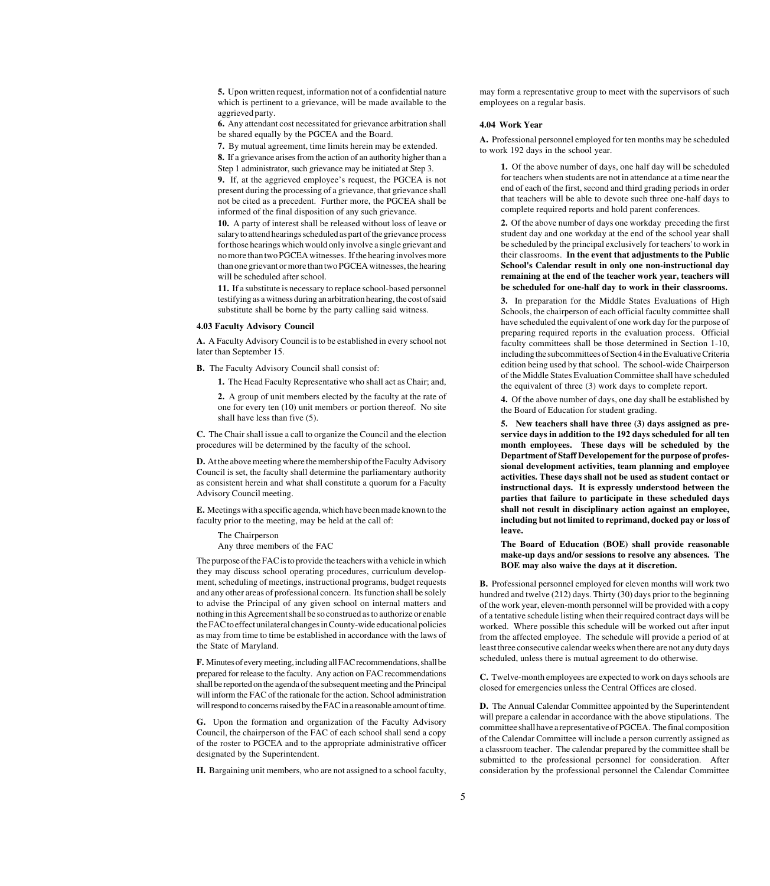**5.** Upon written request, information not of a confidential nature which is pertinent to a grievance, will be made available to the aggrieved party.

**6.** Any attendant cost necessitated for grievance arbitration shall be shared equally by the PGCEA and the Board.

**7.** By mutual agreement, time limits herein may be extended.

**8.** If a grievance arises from the action of an authority higher than a Step 1 administrator, such grievance may be initiated at Step 3.

**9.** If, at the aggrieved employee's request, the PGCEA is not present during the processing of a grievance, that grievance shall not be cited as a precedent. Further more, the PGCEA shall be informed of the final disposition of any such grievance.

**10.** A party of interest shall be released without loss of leave or salary to attend hearings scheduled as part of the grievance process for those hearings which would only involve a single grievant and no more than two PGCEA witnesses. If the hearing involves more than one grievant or more than two PGCEA witnesses, the hearing will be scheduled after school.

**11.** If a substitute is necessary to replace school-based personnel testifying as a witness during an arbitration hearing, the cost of said substitute shall be borne by the party calling said witness.

### 4.03 Faculty Advisory Council

**A.** A Faculty Advisory Council is to be established in every school not later than September 15.

**B.** The Faculty Advisory Council shall consist of:

**1.** The Head Faculty Representative who shall act as Chair; and,

**2.** A group of unit members elected by the faculty at the rate of one for every ten (10) unit members or portion thereof. No site shall have less than five (5).

**C.** The Chair shall issue a call to organize the Council and the election procedures will be determined by the faculty of the school.

**D.** At the above meeting where the membership of the Faculty Advisory Council is set, the faculty shall determine the parliamentary authority as consistent herein and what shall constitute a quorum for a Faculty Advisory Council meeting.

**E.** Meetings with a specific agenda, which have been made known to the faculty prior to the meeting, may be held at the call of:

The Chairperson
Any three members of the FAC

The purpose of the FAC is to provide the teachers with a vehicle in which they may discuss school operating procedures, curriculum development, scheduling of meetings, instructional programs, budget requests and any other areas of professional concern. Its function shall be solely to advise the Principal of any given school on internal matters and nothing in this Agreement shall be so construed as to authorize or enable the FAC to effect unilateral changes in County-wide educational policies as may from time to time be established in accordance with the laws of the State of Maryland.

**F.** Minutes of every meeting, including all FAC recommendations, shall be prepared for release to the faculty. Any action on FAC recommendations shall be reported on the agenda of the subsequent meeting and the Principal will inform the FAC of the rationale for the action. School administration will respond to concerns raised by the FAC in a reasonable amount of time.

**G.** Upon the formation and organization of the Faculty Advisory Council, the chairperson of the FAC of each school shall send a copy of the roster to PGCEA and to the appropriate administrative officer designated by the Superintendent.

**H.** Bargaining unit members, who are not assigned to a school faculty, may form a representative group to meet with the supervisors of such employees on a regular basis.

### 4.04 Work Year

**A.** Professional personnel employed for ten months may be scheduled to work 192 days in the school year.

**1.** Of the above number of days, one half day will be scheduled for teachers when students are not in attendance at a time near the end of each of the first, second and third grading periods in order that teachers will be able to devote such three one-half days to complete required reports and hold parent conferences.

**2.** Of the above number of days one workday preceding the first student day and one workday at the end of the school year shall be scheduled by the principal exclusively for teachers' to work in their classrooms. **In the event that adjustments to the Public School's Calendar result in only one non-instructional day remaining at the end of the teacher work year, teachers will be scheduled for one-half day to work in their classrooms.**

**3.** In preparation for the Middle States Evaluations of High Schools, the chairperson of each official faculty committee shall have scheduled the equivalent of one work day for the purpose of preparing required reports in the evaluation process. Official faculty committees shall be those determined in Section 1-10, including the subcommittees of Section 4 in the Evaluative Criteria edition being used by that school. The school-wide Chairperson of the Middle States Evaluation Committee shall have scheduled the equivalent of three (3) work days to complete report.

**4.** Of the above number of days, one day shall be established by the Board of Education for student grading.

**5. New teachers shall have three (3) days assigned as pre-service days in addition to the 192 days scheduled for all ten month employees. These days will be scheduled by the Department of Staff Developement for the purpose of professional development activities, team planning and employee activities. These days shall not be used as student contact or instructional days. It is expressly understood between the parties that failure to participate in these scheduled days shall not result in disciplinary action against an employee, including but not limited to reprimand, docked pay or loss of leave.**

**The Board of Education (BOE) shall provide reasonable make-up days and/or sessions to resolve any absences. The BOE may also waive the days at it discretion.**

**B.** Professional personnel employed for eleven months will work two hundred and twelve (212) days. Thirty (30) days prior to the beginning of the work year, eleven-month personnel will be provided with a copy of a tentative schedule listing when their required contract days will be worked. Where possible this schedule will be worked out after input from the affected employee. The schedule will provide a period of at least three consecutive calendar weeks when there are not any duty days scheduled, unless there is mutual agreement to do otherwise.

**C.** Twelve-month employees are expected to work on days schools are closed for emergencies unless the Central Offices are closed.

**D.** The Annual Calendar Committee appointed by the Superintendent will prepare a calendar in accordance with the above stipulations. The committee shall have a representative of PGCEA. The final composition of the Calendar Committee will include a person currently assigned as a classroom teacher. The calendar prepared by the committee shall be submitted to the professional personnel for consideration. After consideration by the professional personnel the Calendar Committee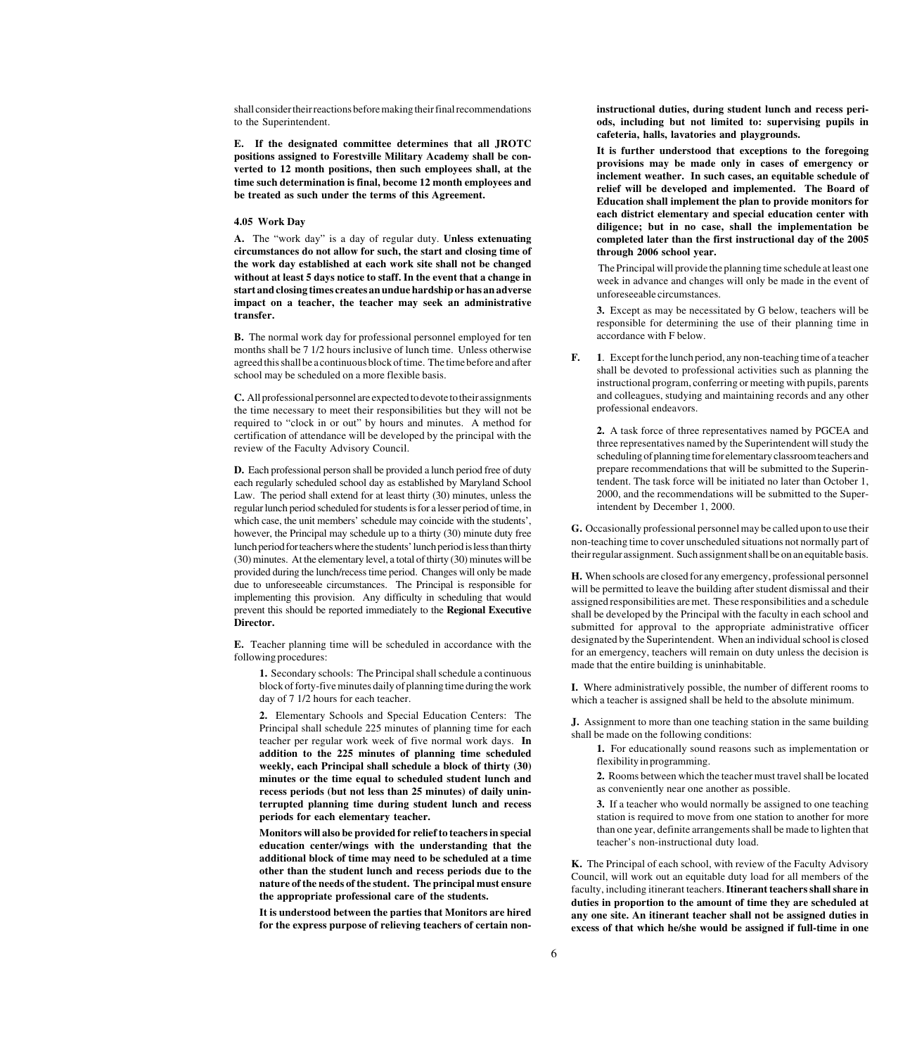shall consider their reactions before making their final recommendations to the Superintendent.

**E. If the designated committee determines that all JROTC positions assigned to Forestville Military Academy shall be converted to 12 month positions, then such employees shall, at the time such determination is final, become 12 month employees and be treated as such under the terms of this Agreement.**

### 4.05 Work Day

**A.** The "work day" is a day of regular duty. **Unless extenuating circumstances do not allow for such, the start and closing time of the work day established at each work site shall not be changed without at least 5 days notice to staff. In the event that a change in start and closing times creates an undue hardship or has an adverse impact on a teacher, the teacher may seek an administrative transfer.**

**B.** The normal work day for professional personnel employed for ten months shall be 7 1/2 hours inclusive of lunch time. Unless otherwise agreed this shall be a continuous block of time. The time before and after school may be scheduled on a more flexible basis.

**C.** All professional personnel are expected to devote to their assignments the time necessary to meet their responsibilities but they will not be required to "clock in or out" by hours and minutes. A method for certification of attendance will be developed by the principal with the review of the Faculty Advisory Council.

**D.** Each professional person shall be provided a lunch period free of duty each regularly scheduled school day as established by Maryland School Law. The period shall extend for at least thirty (30) minutes, unless the regular lunch period scheduled for students is for a lesser period of time, in which case, the unit members' schedule may coincide with the students', however, the Principal may schedule up to a thirty (30) minute duty free lunch period for teachers where the students' lunch period is less than thirty (30) minutes. At the elementary level, a total of thirty (30) minutes will be provided during the lunch/recess time period. Changes will only be made due to unforeseeable circumstances. The Principal is responsible for implementing this provision. Any difficulty in scheduling that would prevent this should be reported immediately to the **Regional Executive Director.**

**E.** Teacher planning time will be scheduled in accordance with the following procedures:

**1.** Secondary schools: The Principal shall schedule a continuous block of forty-five minutes daily of planning time during the work day of 7 1/2 hours for each teacher.

**2.** Elementary Schools and Special Education Centers: The Principal shall schedule 225 minutes of planning time for each teacher per regular work week of five normal work days. **In addition to the 225 minutes of planning time scheduled weekly, each Principal shall schedule a block of thirty (30) minutes or the time equal to scheduled student lunch and recess periods (but not less than 25 minutes) of daily uninterrupted planning time during student lunch and recess periods for each elementary teacher.**

**Monitors will also be provided for relief to teachers in special education center/wings with the understanding that the additional block of time may need to be scheduled at a time other than the student lunch and recess periods due to the nature of the needs of the student. The principal must ensure the appropriate professional care of the students.**

**It is understood between the parties that Monitors are hired for the express purpose of relieving teachers of certain non-instructional duties, during student lunch and recess periods, including but not limited to: supervising pupils in cafeteria, halls, lavatories and playgrounds.**

**It is further understood that exceptions to the foregoing provisions may be made only in cases of emergency or inclement weather. In such cases, an equitable schedule of relief will be developed and implemented. The Board of Education shall implement the plan to provide monitors for each district elementary and special education center with diligence; but in no case, shall the implementation be completed later than the first instructional day of the 2005 through 2006 school year.**

The Principal will provide the planning time schedule at least one week in advance and changes will only be made in the event of unforeseeable circumstances.

**3.** Except as may be necessitated by G below, teachers will be responsible for determining the use of their planning time in accordance with F below.

**F. 1**. Except for the lunch period, any non-teaching time of a teacher shall be devoted to professional activities such as planning the instructional program, conferring or meeting with pupils, parents and colleagues, studying and maintaining records and any other professional endeavors.

**2.** A task force of three representatives named by PGCEA and three representatives named by the Superintendent will study the scheduling of planning time for elementary classroom teachers and prepare recommendations that will be submitted to the Superintendent. The task force will be initiated no later than October 1, 2000, and the recommendations will be submitted to the Superintendent by December 1, 2000.

**G.** Occasionally professional personnel may be called upon to use their non-teaching time to cover unscheduled situations not normally part of their regular assignment. Such assignment shall be on an equitable basis.

**H.** When schools are closed for any emergency, professional personnel will be permitted to leave the building after student dismissal and their assigned responsibilities are met. These responsibilities and a schedule shall be developed by the Principal with the faculty in each school and submitted for approval to the appropriate administrative officer designated by the Superintendent. When an individual school is closed for an emergency, teachers will remain on duty unless the decision is made that the entire building is uninhabitable.

**I.** Where administratively possible, the number of different rooms to which a teacher is assigned shall be held to the absolute minimum.

**J.** Assignment to more than one teaching station in the same building shall be made on the following conditions:

**1.** For educationally sound reasons such as implementation or flexibility in programming.

**2.** Rooms between which the teacher must travel shall be located as conveniently near one another as possible.

**3.** If a teacher who would normally be assigned to one teaching station is required to move from one station to another for more than one year, definite arrangements shall be made to lighten that teacher's non-instructional duty load.

**K.** The Principal of each school, with review of the Faculty Advisory Council, will work out an equitable duty load for all members of the faculty, including itinerant teachers. **Itinerant teachers shall share in duties in proportion to the amount of time they are scheduled at any one site. An itinerant teacher shall not be assigned duties in excess of that which he/she would be assigned if full-time in one**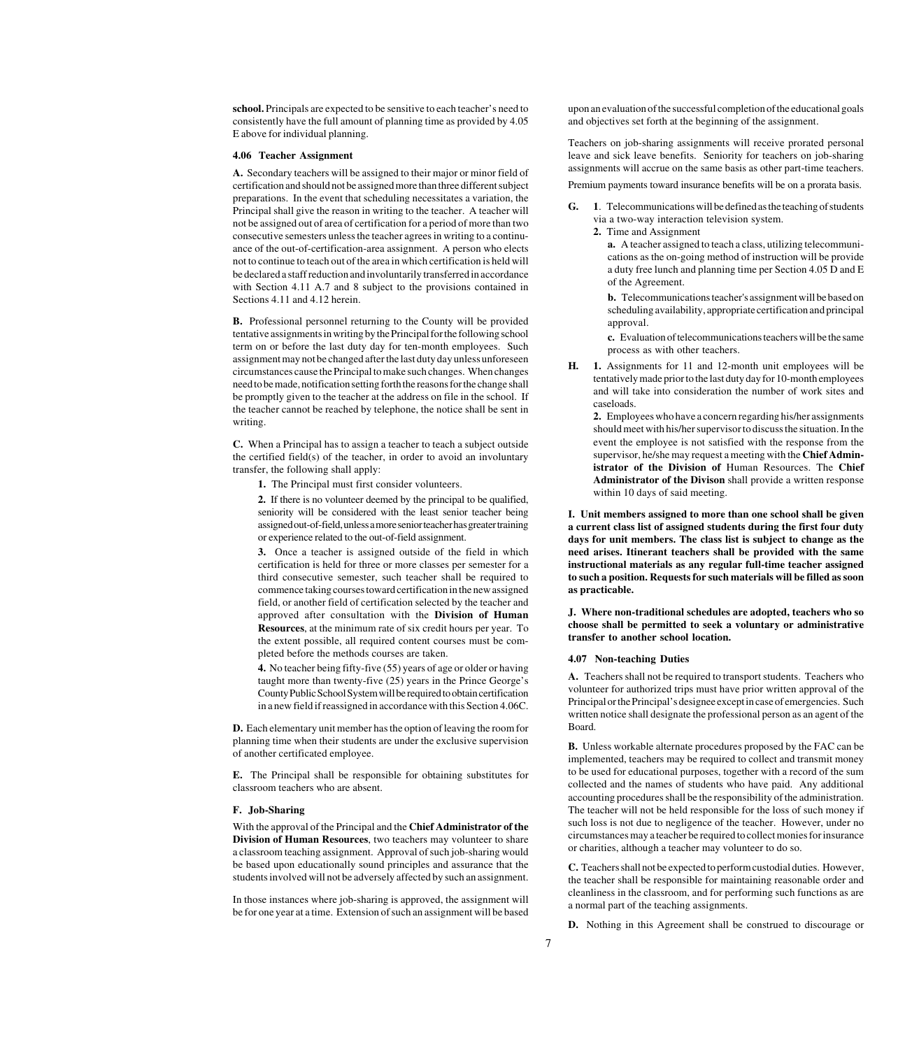**school.** Principals are expected to be sensitive to each teacher's need to consistently have the full amount of planning time as provided by 4.05 E above for individual planning.

#### 4.06 Teacher Assignment

**A.** Secondary teachers will be assigned to their major or minor field of certification and should not be assigned more than three different subject preparations. In the event that scheduling necessitates a variation, the Principal shall give the reason in writing to the teacher. A teacher will not be assigned out of area of certification for a period of more than two consecutive semesters unless the teacher agrees in writing to a continuance of the out-of-certification-area assignment. A person who elects not to continue to teach out of the area in which certification is held will be declared a staff reduction and involuntarily transferred in accordance with Section 4.11 A.7 and 8 subject to the provisions contained in Sections 4.11 and 4.12 herein.

**B.** Professional personnel returning to the County will be provided tentative assignments in writing by the Principal for the following school term on or before the last duty day for ten-month employees. Such assignment may not be changed after the last duty day unless unforeseen circumstances cause the Principal to make such changes. When changes need to be made, notification setting forth the reasons for the change shall be promptly given to the teacher at the address on file in the school. If the teacher cannot be reached by telephone, the notice shall be sent in writing.

**C.** When a Principal has to assign a teacher to teach a subject outside the certified field(s) of the teacher, in order to avoid an involuntary transfer, the following shall apply:

**1.** The Principal must first consider volunteers.

**2.** If there is no volunteer deemed by the principal to be qualified, seniority will be considered with the least senior teacher being assigned out-of-field, unless a more senior teacher has greater training or experience related to the out-of-field assignment.

**3.** Once a teacher is assigned outside of the field in which certification is held for three or more classes per semester for a third consecutive semester, such teacher shall be required to commence taking courses toward certification in the new assigned field, or another field of certification selected by the teacher and approved after consultation with the **Division of Human Resources**, at the minimum rate of six credit hours per year. To the extent possible, all required content courses must be completed before the methods courses are taken.

**4.** No teacher being fifty-five (55) years of age or older or having taught more than twenty-five (25) years in the Prince George's County Public School System will be required to obtain certification in a new field if reassigned in accordance with this Section 4.06C.

**D.** Each elementary unit member has the option of leaving the room for planning time when their students are under the exclusive supervision of another certificated employee.

**E.** The Principal shall be responsible for obtaining substitutes for classroom teachers who are absent.

**F. Job-Sharing**

With the approval of the Principal and the **Chief Administrator of the Division of Human Resources**, two teachers may volunteer to share a classroom teaching assignment. Approval of such job-sharing would be based upon educationally sound principles and assurance that the students involved will not be adversely affected by such an assignment.

In those instances where job-sharing is approved, the assignment will be for one year at a time. Extension of such an assignment will be based upon an evaluation of the successful completion of the educational goals and objectives set forth at the beginning of the assignment.

Teachers on job-sharing assignments will receive prorated personal leave and sick leave benefits. Seniority for teachers on job-sharing assignments will accrue on the same basis as other part-time teachers.

Premium payments toward insurance benefits will be on a prorata basis.

**G.** **1**. Telecommunications will be defined as the teaching of students via a two-way interaction television system.

**2.** Time and Assignment

**a.** A teacher assigned to teach a class, utilizing telecommunications as the on-going method of instruction will be provide a duty free lunch and planning time per Section 4.05 D and E of the Agreement.

**b.** Telecommunications teacher's assignment will be based on scheduling availability, appropriate certification and principal approval.

**c.** Evaluation of telecommunications teachers will be the same process as with other teachers.

**H.** **1.** Assignments for 11 and 12-month unit employees will be tentatively made prior to the last duty day for 10-month employees and will take into consideration the number of work sites and caseloads.

**2.** Employees who have a concern regarding his/her assignments should meet with his/her supervisor to discuss the situation. In the event the employee is not satisfied with the response from the supervisor, he/she may request a meeting with the **Chief Administrator of the Division of** Human Resources. The **Chief Administrator of the Divison** shall provide a written response within 10 days of said meeting.

**I. Unit members assigned to more than one school shall be given a current class list of assigned students during the first four duty days for unit members. The class list is subject to change as the need arises. Itinerant teachers shall be provided with the same instructional materials as any regular full-time teacher assigned to such a position. Requests for such materials will be filled as soon as practicable.**

**J. Where non-traditional schedules are adopted, teachers who so choose shall be permitted to seek a voluntary or administrative transfer to another school location.**

#### 4.07 Non-teaching Duties

**A.** Teachers shall not be required to transport students. Teachers who volunteer for authorized trips must have prior written approval of the Principal or the Principal's designee except in case of emergencies. Such written notice shall designate the professional person as an agent of the Board.

**B.** Unless workable alternate procedures proposed by the FAC can be implemented, teachers may be required to collect and transmit money to be used for educational purposes, together with a record of the sum collected and the names of students who have paid. Any additional accounting procedures shall be the responsibility of the administration. The teacher will not be held responsible for the loss of such money if such loss is not due to negligence of the teacher. However, under no circumstances may a teacher be required to collect monies for insurance or charities, although a teacher may volunteer to do so.

**C.** Teachers shall not be expected to perform custodial duties. However, the teacher shall be responsible for maintaining reasonable order and cleanliness in the classroom, and for performing such functions as are a normal part of the teaching assignments.

**D.** Nothing in this Agreement shall be construed to discourage or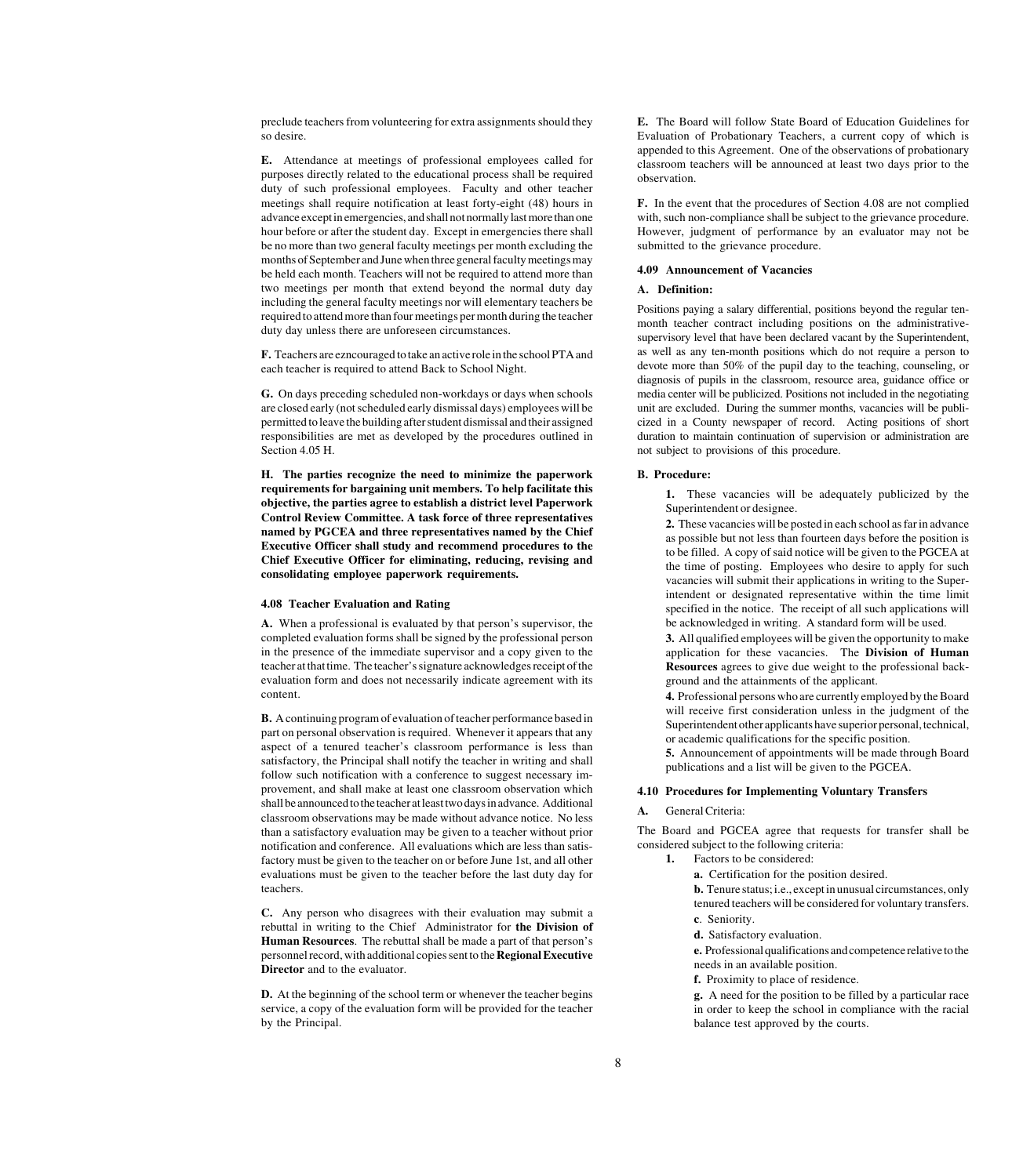preclude teachers from volunteering for extra assignments should they so desire.

**E.** Attendance at meetings of professional employees called for purposes directly related to the educational process shall be required duty of such professional employees. Faculty and other teacher meetings shall require notification at least forty-eight (48) hours in advance except in emergencies, and shall not normally last more than one hour before or after the student day. Except in emergencies there shall be no more than two general faculty meetings per month excluding the months of September and June when three general faculty meetings may be held each month. Teachers will not be required to attend more than two meetings per month that extend beyond the normal duty day including the general faculty meetings nor will elementary teachers be required to attend more than four meetings per month during the teacher duty day unless there are unforeseen circumstances.

**F.** Teachers are ezncouraged to take an active role in the school PTA and each teacher is required to attend Back to School Night.

**G.** On days preceding scheduled non-workdays or days when schools are closed early (not scheduled early dismissal days) employees will be permitted to leave the building after student dismissal and their assigned responsibilities are met as developed by the procedures outlined in Section 4.05 H.

**H. The parties recognize the need to minimize the paperwork requirements for bargaining unit members. To help facilitate this objective, the parties agree to establish a district level Paperwork Control Review Committee. A task force of three representatives named by PGCEA and three representatives named by the Chief Executive Officer shall study and recommend procedures to the Chief Executive Officer for eliminating, reducing, revising and consolidating employee paperwork requirements.**

### 4.08 Teacher Evaluation and Rating

**A.** When a professional is evaluated by that person's supervisor, the completed evaluation forms shall be signed by the professional person in the presence of the immediate supervisor and a copy given to the teacher at that time. The teacher's signature acknowledges receipt of the evaluation form and does not necessarily indicate agreement with its content.

**B.** A continuing program of evaluation of teacher performance based in part on personal observation is required. Whenever it appears that any aspect of a tenured teacher's classroom performance is less than satisfactory, the Principal shall notify the teacher in writing and shall follow such notification with a conference to suggest necessary improvement, and shall make at least one classroom observation which shall be announced to the teacher at least two days in advance. Additional classroom observations may be made without advance notice. No less than a satisfactory evaluation may be given to a teacher without prior notification and conference. All evaluations which are less than satisfactory must be given to the teacher on or before June 1st, and all other evaluations must be given to the teacher before the last duty day for teachers.

**C.** Any person who disagrees with their evaluation may submit a rebuttal in writing to the Chief Administrator for **the Division of Human Resources**. The rebuttal shall be made a part of that person's personnel record, with additional copies sent to the **Regional Executive Director** and to the evaluator.

**D.** At the beginning of the school term or whenever the teacher begins service, a copy of the evaluation form will be provided for the teacher by the Principal.

**E.** The Board will follow State Board of Education Guidelines for Evaluation of Probationary Teachers, a current copy of which is appended to this Agreement. One of the observations of probationary classroom teachers will be announced at least two days prior to the observation.

**F.** In the event that the procedures of Section 4.08 are not complied with, such non-compliance shall be subject to the grievance procedure. However, judgment of performance by an evaluator may not be submitted to the grievance procedure.

### 4.09 Announcement of Vacancies

**A. Definition:**

Positions paying a salary differential, positions beyond the regular ten-month teacher contract including positions on the administrative-supervisory level that have been declared vacant by the Superintendent, as well as any ten-month positions which do not require a person to devote more than 50% of the pupil day to the teaching, counseling, or diagnosis of pupils in the classroom, resource area, guidance office or media center will be publicized. Positions not included in the negotiating unit are excluded. During the summer months, vacancies will be publicized in a County newspaper of record. Acting positions of short duration to maintain continuation of supervision or administration are not subject to provisions of this procedure.

**B. Procedure:**

**1.** These vacancies will be adequately publicized by the Superintendent or designee.

**2.** These vacancies will be posted in each school as far in advance as possible but not less than fourteen days before the position is to be filled. A copy of said notice will be given to the PGCEA at the time of posting. Employees who desire to apply for such vacancies will submit their applications in writing to the Superintendent or designated representative within the time limit specified in the notice. The receipt of all such applications will be acknowledged in writing. A standard form will be used.

**3.** All qualified employees will be given the opportunity to make application for these vacancies. The **Division of Human Resources** agrees to give due weight to the professional background and the attainments of the applicant.

**4.** Professional persons who are currently employed by the Board will receive first consideration unless in the judgment of the Superintendent other applicants have superior personal, technical, or academic qualifications for the specific position.

**5.** Announcement of appointments will be made through Board publications and a list will be given to the PGCEA.

### 4.10 Procedures for Implementing Voluntary Transfers

**A.** General Criteria:

The Board and PGCEA agree that requests for transfer shall be considered subject to the following criteria:

**1.** Factors to be considered:

**a.** Certification for the position desired.

**b.** Tenure status; i.e., except in unusual circumstances, only tenured teachers will be considered for voluntary transfers.

**c**. Seniority.

**d.** Satisfactory evaluation.

**e.** Professional qualifications and competence relative to the needs in an available position.

**f.** Proximity to place of residence.

**g.** A need for the position to be filled by a particular race in order to keep the school in compliance with the racial balance test approved by the courts.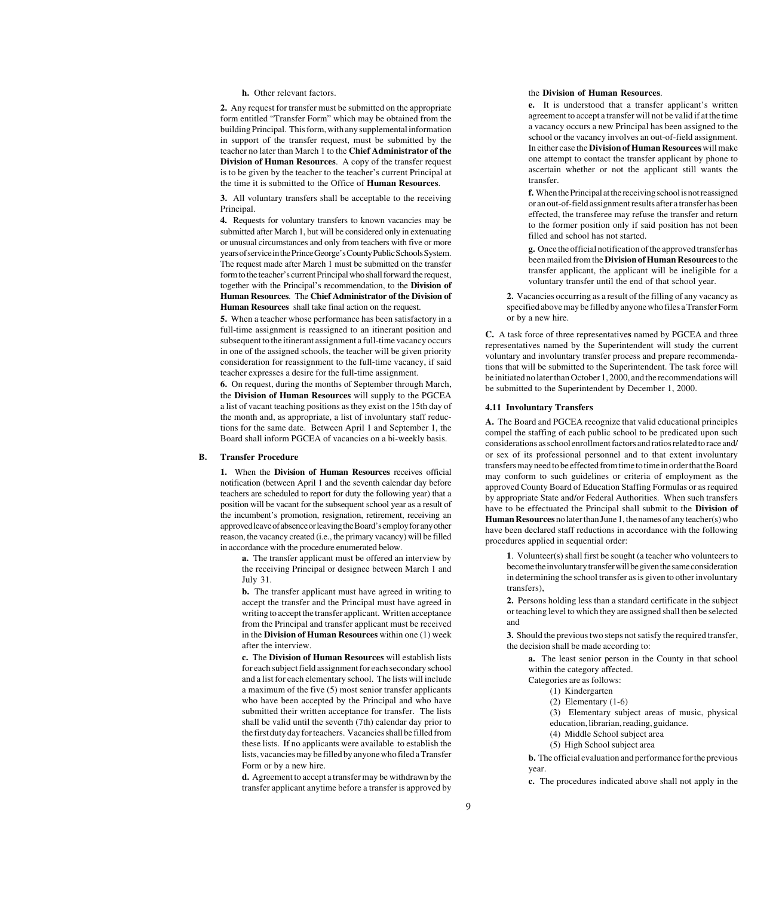**h.** Other relevant factors.

**2.** Any request for transfer must be submitted on the appropriate form entitled "Transfer Form" which may be obtained from the building Principal. This form, with any supplemental information in support of the transfer request, must be submitted by the teacher no later than March 1 to the **Chief Administrator of the Division of Human Resources**. A copy of the transfer request is to be given by the teacher to the teacher's current Principal at the time it is submitted to the Office of **Human Resources**.

**3.** All voluntary transfers shall be acceptable to the receiving Principal.

**4.** Requests for voluntary transfers to known vacancies may be submitted after March 1, but will be considered only in extenuating or unusual circumstances and only from teachers with five or more years of service in the Prince George's County Public Schools System. The request made after March 1 must be submitted on the transfer form to the teacher's current Principal who shall forward the request, together with the Principal's recommendation, to the **Division of Human Resources**. The **Chief Administrator of the Division of Human Resources** shall take final action on the request.

**5.** When a teacher whose performance has been satisfactory in a full-time assignment is reassigned to an itinerant position and subsequent to the itinerant assignment a full-time vacancy occurs in one of the assigned schools, the teacher will be given priority consideration for reassignment to the full-time vacancy, if said teacher expresses a desire for the full-time assignment.

**6.** On request, during the months of September through March, the **Division of Human Resources** will supply to the PGCEA a list of vacant teaching positions as they exist on the 15th day of the month and, as appropriate, a list of involuntary staff reductions for the same date. Between April 1 and September 1, the Board shall inform PGCEA of vacancies on a bi-weekly basis.

**B. Transfer Procedure**

**1.** When the **Division of Human Resources** receives official notification (between April 1 and the seventh calendar day before teachers are scheduled to report for duty the following year) that a position will be vacant for the subsequent school year as a result of the incumbent's promotion, resignation, retirement, receiving an approved leave of absence or leaving the Board's employ for any other reason, the vacancy created (i.e., the primary vacancy) will be filled in accordance with the procedure enumerated below.

**a.** The transfer applicant must be offered an interview by the receiving Principal or designee between March 1 and July 31.

**b.** The transfer applicant must have agreed in writing to accept the transfer and the Principal must have agreed in writing to accept the transfer applicant. Written acceptance from the Principal and transfer applicant must be received in the **Division of Human Resources** within one (1) week after the interview.

**c.** The **Division of Human Resources** will establish lists for each subject field assignment for each secondary school and a list for each elementary school. The lists will include a maximum of the five (5) most senior transfer applicants who have been accepted by the Principal and who have submitted their written acceptance for transfer. The lists shall be valid until the seventh (7th) calendar day prior to the first duty day for teachers. Vacancies shall be filled from these lists. If no applicants were available to establish the lists, vacancies may be filled by anyone who filed a Transfer Form or by a new hire.

**d.** Agreement to accept a transfer may be withdrawn by the transfer applicant anytime before a transfer is approved by the **Division of Human Resources**.

**e.** It is understood that a transfer applicant's written agreement to accept a transfer will not be valid if at the time a vacancy occurs a new Principal has been assigned to the school or the vacancy involves an out-of-field assignment. In either case the **Division of Human Resources** will make one attempt to contact the transfer applicant by phone to ascertain whether or not the applicant still wants the transfer.

**f.** When the Principal at the receiving school is not reassigned or an out-of-field assignment results after a transfer has been effected, the transferee may refuse the transfer and return to the former position only if said position has not been filled and school has not started.

**g.** Once the official notification of the approved transfer has been mailed from the **Division of Human Resources** to the transfer applicant, the applicant will be ineligible for a voluntary transfer until the end of that school year.

**2.** Vacancies occurring as a result of the filling of any vacancy as specified above may be filled by anyone who files a Transfer Form or by a new hire.

**C.** A task force of three representatives named by PGCEA and three representatives named by the Superintendent will study the current voluntary and involuntary transfer process and prepare recommendations that will be submitted to the Superintendent. The task force will be initiated no later than October 1, 2000, and the recommendations will be submitted to the Superintendent by December 1, 2000.

**4.11 Involuntary Transfers**

**A.** The Board and PGCEA recognize that valid educational principles compel the staffing of each public school to be predicated upon such considerations as school enrollment factors and ratios related to race and/or sex of its professional personnel and to that extent involuntary transfers may need to be effected from time to time in order that the Board may conform to such guidelines or criteria of employment as the approved County Board of Education Staffing Formulas or as required by appropriate State and/or Federal Authorities. When such transfers have to be effectuated the Principal shall submit to the **Division of Human Resources** no later than June 1, the names of any teacher(s) who have been declared staff reductions in accordance with the following procedures applied in sequential order:

**1**. Volunteer(s) shall first be sought (a teacher who volunteers to become the involuntary transfer will be given the same consideration in determining the school transfer as is given to other involuntary transfers),

**2.** Persons holding less than a standard certificate in the subject or teaching level to which they are assigned shall then be selected and

**3.** Should the previous two steps not satisfy the required transfer, the decision shall be made according to:

**a.** The least senior person in the County in that school within the category affected.

Categories are as follows:

(1) Kindergarten

(2) Elementary (1-6)

(3) Elementary subject areas of music, physical education, librarian, reading, guidance.

(4) Middle School subject area

(5) High School subject area

**b.** The official evaluation and performance for the previous year.

**c.** The procedures indicated above shall not apply in the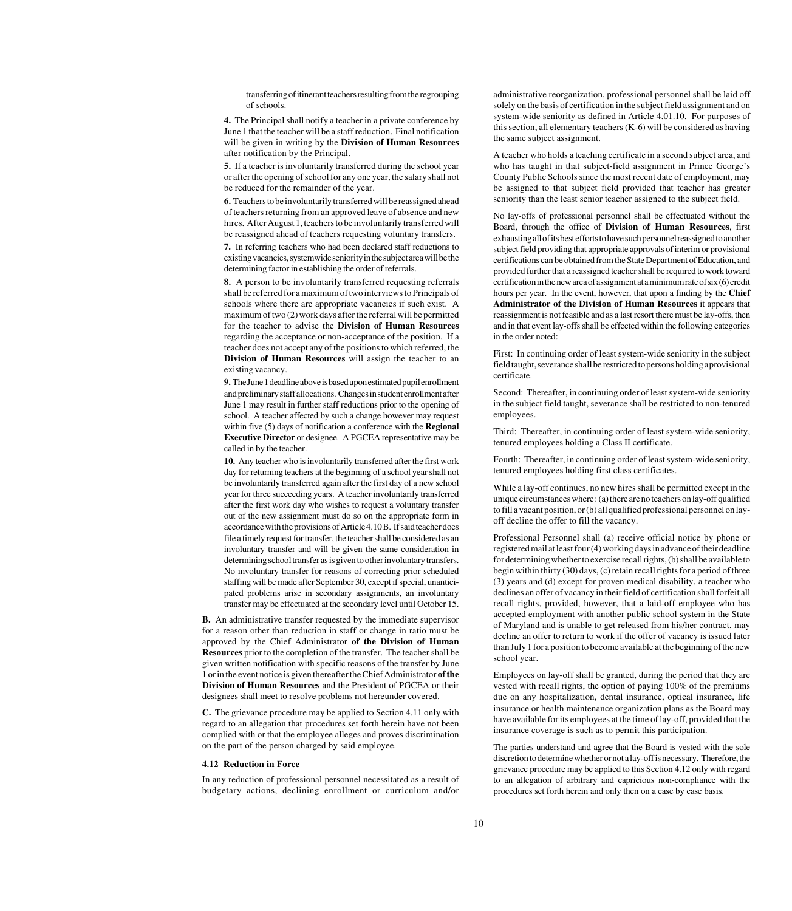transferring of itinerant teachers resulting from the regrouping of schools.

**4.** The Principal shall notify a teacher in a private conference by June 1 that the teacher will be a staff reduction. Final notification will be given in writing by the **Division of Human Resources** after notification by the Principal.

**5.** If a teacher is involuntarily transferred during the school year or after the opening of school for any one year, the salary shall not be reduced for the remainder of the year.

**6.** Teachers to be involuntarily transferred will be reassigned ahead of teachers returning from an approved leave of absence and new hires. After August 1, teachers to be involuntarily transferred will be reassigned ahead of teachers requesting voluntary transfers.

**7.** In referring teachers who had been declared staff reductions to existing vacancies, systemwide seniority in the subject area will be the determining factor in establishing the order of referrals.

**8.** A person to be involuntarily transferred requesting referrals shall be referred for a maximum of two interviews to Principals of schools where there are appropriate vacancies if such exist. A maximum of two (2) work days after the referral will be permitted for the teacher to advise the **Division of Human Resources** regarding the acceptance or non-acceptance of the position. If a teacher does not accept any of the positions to which referred, the **Division of Human Resources** will assign the teacher to an existing vacancy.

**9.** The June 1 deadline above is based upon estimated pupil enrollment and preliminary staff allocations. Changes in student enrollment after June 1 may result in further staff reductions prior to the opening of school. A teacher affected by such a change however may request within five (5) days of notification a conference with the **Regional Executive Director** or designee. A PGCEA representative may be called in by the teacher.

**10.** Any teacher who is involuntarily transferred after the first work day for returning teachers at the beginning of a school year shall not be involuntarily transferred again after the first day of a new school year for three succeeding years. A teacher involuntarily transferred after the first work day who wishes to request a voluntary transfer out of the new assignment must do so on the appropriate form in accordance with the provisions of Article 4.10 B. If said teacher does file a timely request for transfer, the teacher shall be considered as an involuntary transfer and will be given the same consideration in determining school transfer as is given to other involuntary transfers. No involuntary transfer for reasons of correcting prior scheduled staffing will be made after September 30, except if special, unanticipated problems arise in secondary assignments, an involuntary transfer may be effectuated at the secondary level until October 15.

**B.** An administrative transfer requested by the immediate supervisor for a reason other than reduction in staff or change in ratio must be approved by the Chief Administrator **of the Division of Human Resources** prior to the completion of the transfer. The teacher shall be given written notification with specific reasons of the transfer by June 1 or in the event notice is given thereafter the Chief Administrator **of the Division of Human Resources** and the President of PGCEA or their designees shall meet to resolve problems not hereunder covered.

**C.** The grievance procedure may be applied to Section 4.11 only with regard to an allegation that procedures set forth herein have not been complied with or that the employee alleges and proves discrimination on the part of the person charged by said employee.

#### 4.12 Reduction in Force

In any reduction of professional personnel necessitated as a result of budgetary actions, declining enrollment or curriculum and/or administrative reorganization, professional personnel shall be laid off solely on the basis of certification in the subject field assignment and on system-wide seniority as defined in Article 4.01.10. For purposes of this section, all elementary teachers (K-6) will be considered as having the same subject assignment.

A teacher who holds a teaching certificate in a second subject area, and who has taught in that subject-field assignment in Prince George's County Public Schools since the most recent date of employment, may be assigned to that subject field provided that teacher has greater seniority than the least senior teacher assigned to the subject field.

No lay-offs of professional personnel shall be effectuated without the Board, through the office of **Division of Human Resources**, first exhausting all of its best efforts to have such personnel reassigned to another subject field providing that appropriate approvals of interim or provisional certifications can be obtained from the State Department of Education, and provided further that a reassigned teacher shall be required to work toward certification in the new area of assignment at a minimum rate of six (6) credit hours per year. In the event, however, that upon a finding by the **Chief Administrator of the Division of Human Resources** it appears that reassignment is not feasible and as a last resort there must be lay-offs, then and in that event lay-offs shall be effected within the following categories in the order noted:

First: In continuing order of least system-wide seniority in the subject field taught, severance shall be restricted to persons holding a provisional certificate.

Second: Thereafter, in continuing order of least system-wide seniority in the subject field taught, severance shall be restricted to non-tenured employees.

Third: Thereafter, in continuing order of least system-wide seniority, tenured employees holding a Class II certificate.

Fourth: Thereafter, in continuing order of least system-wide seniority, tenured employees holding first class certificates.

While a lay-off continues, no new hires shall be permitted except in the unique circumstances where: (a) there are no teachers on lay-off qualified to fill a vacant position, or (b) all qualified professional personnel on lay-off decline the offer to fill the vacancy.

Professional Personnel shall (a) receive official notice by phone or registered mail at least four (4) working days in advance of their deadline for determining whether to exercise recall rights, (b) shall be available to begin within thirty (30) days, (c) retain recall rights for a period of three (3) years and (d) except for proven medical disability, a teacher who declines an offer of vacancy in their field of certification shall forfeit all recall rights, provided, however, that a laid-off employee who has accepted employment with another public school system in the State of Maryland and is unable to get released from his/her contract, may decline an offer to return to work if the offer of vacancy is issued later than July 1 for a position to become available at the beginning of the new school year.

Employees on lay-off shall be granted, during the period that they are vested with recall rights, the option of paying 100% of the premiums due on any hospitalization, dental insurance, optical insurance, life insurance or health maintenance organization plans as the Board may have available for its employees at the time of lay-off, provided that the insurance coverage is such as to permit this participation.

The parties understand and agree that the Board is vested with the sole discretion to determine whether or not a lay-off is necessary. Therefore, the grievance procedure may be applied to this Section 4.12 only with regard to an allegation of arbitrary and capricious non-compliance with the procedures set forth herein and only then on a case by case basis.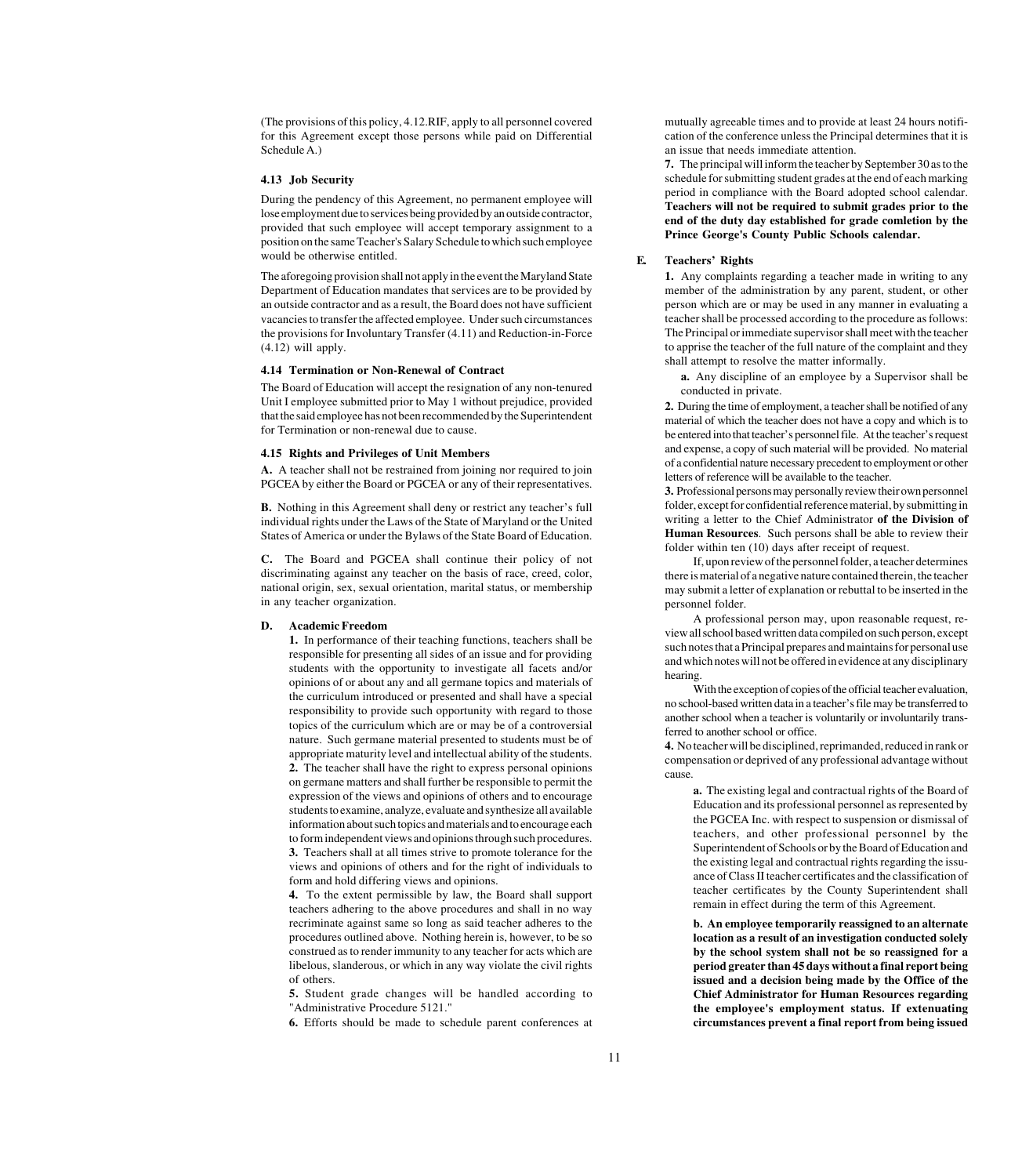(The provisions of this policy, 4.12.RIF, apply to all personnel covered for this Agreement except those persons while paid on Differential Schedule A.)

### 4.13 Job Security

During the pendency of this Agreement, no permanent employee will lose employment due to services being provided by an outside contractor, provided that such employee will accept temporary assignment to a position on the same Teacher's Salary Schedule to which such employee would be otherwise entitled.

The aforegoing provision shall not apply in the event the Maryland State Department of Education mandates that services are to be provided by an outside contractor and as a result, the Board does not have sufficient vacancies to transfer the affected employee. Under such circumstances the provisions for Involuntary Transfer (4.11) and Reduction-in-Force (4.12) will apply.

### 4.14 Termination or Non-Renewal of Contract

The Board of Education will accept the resignation of any non-tenured Unit I employee submitted prior to May 1 without prejudice, provided that the said employee has not been recommended by the Superintendent for Termination or non-renewal due to cause.

### 4.15 Rights and Privileges of Unit Members

**A.** A teacher shall not be restrained from joining nor required to join PGCEA by either the Board or PGCEA or any of their representatives.

**B.** Nothing in this Agreement shall deny or restrict any teacher's full individual rights under the Laws of the State of Maryland or the United States of America or under the Bylaws of the State Board of Education.

**C.** The Board and PGCEA shall continue their policy of not discriminating against any teacher on the basis of race, creed, color, national origin, sex, sexual orientation, marital status, or membership in any teacher organization.

**D. Academic Freedom**

**1.** In performance of their teaching functions, teachers shall be responsible for presenting all sides of an issue and for providing students with the opportunity to investigate all facets and/or opinions of or about any and all germane topics and materials of the curriculum introduced or presented and shall have a special responsibility to provide such opportunity with regard to those topics of the curriculum which are or may be of a controversial nature. Such germane material presented to students must be of appropriate maturity level and intellectual ability of the students.

**2.** The teacher shall have the right to express personal opinions on germane matters and shall further be responsible to permit the expression of the views and opinions of others and to encourage students to examine, analyze, evaluate and synthesize all available information about such topics and materials and to encourage each to form independent views and opinions through such procedures.

**3.** Teachers shall at all times strive to promote tolerance for the views and opinions of others and for the right of individuals to form and hold differing views and opinions.

**4.** To the extent permissible by law, the Board shall support teachers adhering to the above procedures and shall in no way recriminate against same so long as said teacher adheres to the procedures outlined above. Nothing herein is, however, to be so construed as to render immunity to any teacher for acts which are libelous, slanderous, or which in any way violate the civil rights of others.

**5.** Student grade changes will be handled according to "Administrative Procedure 5121."

**6.** Efforts should be made to schedule parent conferences at mutually agreeable times and to provide at least 24 hours notification of the conference unless the Principal determines that it is an issue that needs immediate attention.

**7.** The principal will inform the teacher by September 30 as to the schedule for submitting student grades at the end of each marking period in compliance with the Board adopted school calendar. **Teachers will not be required to submit grades prior to the end of the duty day established for grade comletion by the Prince George's County Public Schools calendar.**

**E. Teachers' Rights**

**1.** Any complaints regarding a teacher made in writing to any member of the administration by any parent, student, or other person which are or may be used in any manner in evaluating a teacher shall be processed according to the procedure as follows: The Principal or immediate supervisor shall meet with the teacher to apprise the teacher of the full nature of the complaint and they shall attempt to resolve the matter informally.

**a.** Any discipline of an employee by a Supervisor shall be conducted in private.

**2.** During the time of employment, a teacher shall be notified of any material of which the teacher does not have a copy and which is to be entered into that teacher's personnel file. At the teacher's request and expense, a copy of such material will be provided. No material of a confidential nature necessary precedent to employment or other letters of reference will be available to the teacher.

**3.** Professional persons may personally review their own personnel folder, except for confidential reference material, by submitting in writing a letter to the Chief Administrator **of the Division of Human Resources**. Such persons shall be able to review their folder within ten (10) days after receipt of request.

If, upon review of the personnel folder, a teacher determines there is material of a negative nature contained therein, the teacher may submit a letter of explanation or rebuttal to be inserted in the personnel folder.

A professional person may, upon reasonable request, review all school based written data compiled on such person, except such notes that a Principal prepares and maintains for personal use and which notes will not be offered in evidence at any disciplinary hearing.

With the exception of copies of the official teacher evaluation, no school-based written data in a teacher's file may be transferred to another school when a teacher is voluntarily or involuntarily transferred to another school or office.

**4.** No teacher will be disciplined, reprimanded, reduced in rank or compensation or deprived of any professional advantage without cause.

**a.** The existing legal and contractual rights of the Board of Education and its professional personnel as represented by the PGCEA Inc. with respect to suspension or dismissal of teachers, and other professional personnel by the Superintendent of Schools or by the Board of Education and the existing legal and contractual rights regarding the issuance of Class II teacher certificates and the classification of teacher certificates by the County Superintendent shall remain in effect during the term of this Agreement.

**b. An employee temporarily reassigned to an alternate location as a result of an investigation conducted solely by the school system shall not be so reassigned for a period greater than 45 days without a final report being issued and a decision being made by the Office of the Chief Administrator for Human Resources regarding the employee's employment status. If extenuating circumstances prevent a final report from being issued**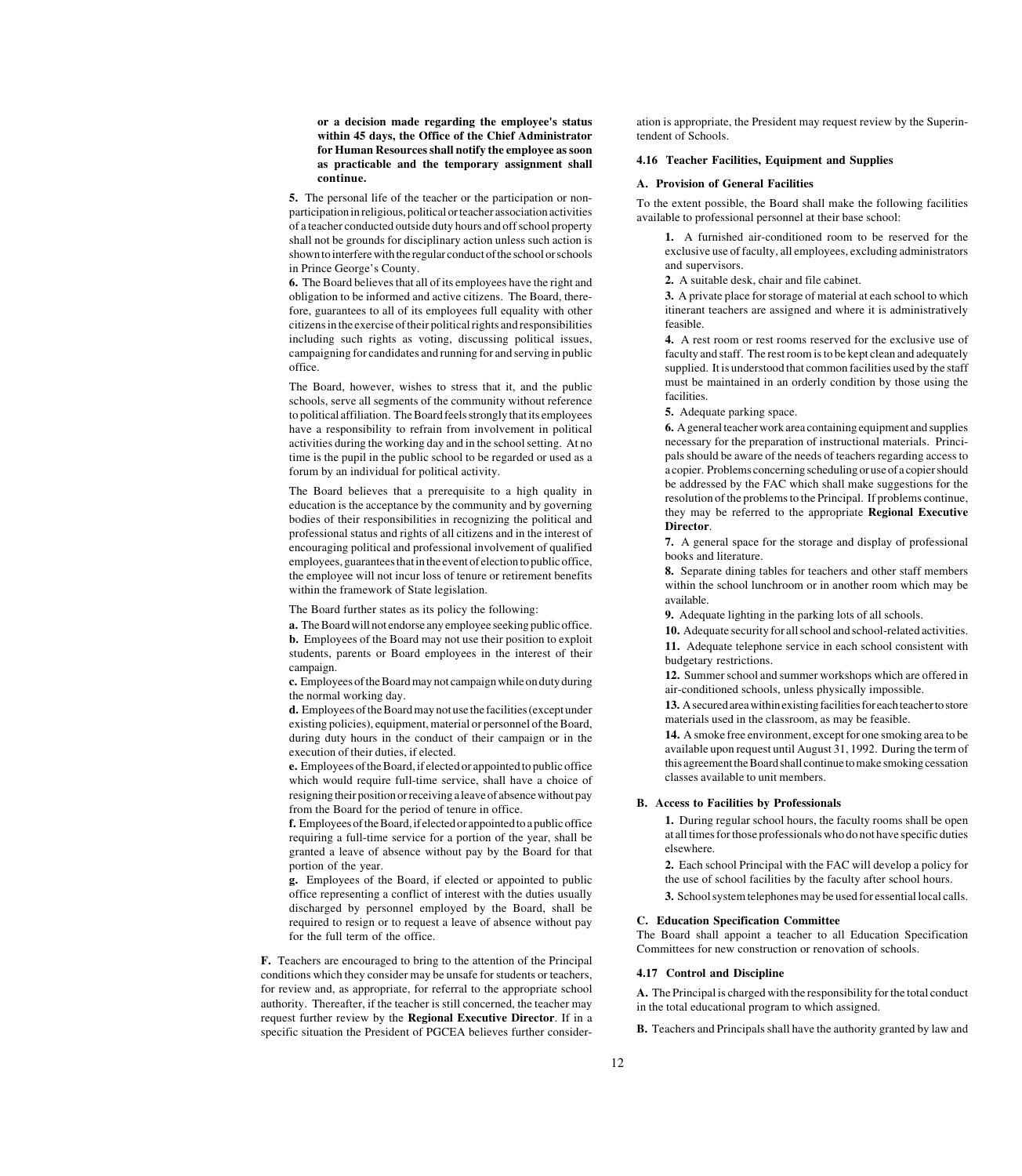**or a decision made regarding the employee's status within 45 days, the Office of the Chief Administrator for Human Resources shall notify the employee as soon as practicable and the temporary assignment shall continue.**

**5.** The personal life of the teacher or the participation or non-participation in religious, political or teacher association activities of a teacher conducted outside duty hours and off school property shall not be grounds for disciplinary action unless such action is shown to interfere with the regular conduct of the school or schools in Prince George's County.

**6.** The Board believes that all of its employees have the right and obligation to be informed and active citizens. The Board, therefore, guarantees to all of its employees full equality with other citizens in the exercise of their political rights and responsibilities including such rights as voting, discussing political issues, campaigning for candidates and running for and serving in public office.

The Board, however, wishes to stress that it, and the public schools, serve all segments of the community without reference to political affiliation. The Board feels strongly that its employees have a responsibility to refrain from involvement in political activities during the working day and in the school setting. At no time is the pupil in the public school to be regarded or used as a forum by an individual for political activity.

The Board believes that a prerequisite to a high quality in education is the acceptance by the community and by governing bodies of their responsibilities in recognizing the political and professional status and rights of all citizens and in the interest of encouraging political and professional involvement of qualified employees, guarantees that in the event of election to public office, the employee will not incur loss of tenure or retirement benefits within the framework of State legislation.

The Board further states as its policy the following:

**a.** The Board will not endorse any employee seeking public office.

**b.** Employees of the Board may not use their position to exploit students, parents or Board employees in the interest of their campaign.

**c.** Employees of the Board may not campaign while on duty during the normal working day.

**d.** Employees of the Board may not use the facilities (except under existing policies), equipment, material or personnel of the Board, during duty hours in the conduct of their campaign or in the execution of their duties, if elected.

**e.** Employees of the Board, if elected or appointed to public office which would require full-time service, shall have a choice of resigning their position or receiving a leave of absence without pay from the Board for the period of tenure in office.

**f.** Employees of the Board, if elected or appointed to a public office requiring a full-time service for a portion of the year, shall be granted a leave of absence without pay by the Board for that portion of the year.

**g.** Employees of the Board, if elected or appointed to public office representing a conflict of interest with the duties usually discharged by personnel employed by the Board, shall be required to resign or to request a leave of absence without pay for the full term of the office.

**F.** Teachers are encouraged to bring to the attention of the Principal conditions which they consider may be unsafe for students or teachers, for review and, as appropriate, for referral to the appropriate school authority. Thereafter, if the teacher is still concerned, the teacher may request further review by the **Regional Executive Director**. If in a specific situation the President of PGCEA believes further consideration is appropriate, the President may request review by the Superintendent of Schools.

### 4.16 Teacher Facilities, Equipment and Supplies

#### A. Provision of General Facilities

To the extent possible, the Board shall make the following facilities available to professional personnel at their base school:

**1.** A furnished air-conditioned room to be reserved for the exclusive use of faculty, all employees, excluding administrators and supervisors.

**2.** A suitable desk, chair and file cabinet.

**3.** A private place for storage of material at each school to which itinerant teachers are assigned and where it is administratively feasible.

**4.** A rest room or rest rooms reserved for the exclusive use of faculty and staff. The rest room is to be kept clean and adequately supplied. It is understood that common facilities used by the staff must be maintained in an orderly condition by those using the facilities.

**5.** Adequate parking space.

**6.** A general teacher work area containing equipment and supplies necessary for the preparation of instructional materials. Principals should be aware of the needs of teachers regarding access to a copier. Problems concerning scheduling or use of a copier should be addressed by the FAC which shall make suggestions for the resolution of the problems to the Principal. If problems continue, they may be referred to the appropriate **Regional Executive Director**.

**7.** A general space for the storage and display of professional books and literature.

**8.** Separate dining tables for teachers and other staff members within the school lunchroom or in another room which may be available.

**9.** Adequate lighting in the parking lots of all schools.

**10.** Adequate security for all school and school-related activities.

**11.** Adequate telephone service in each school consistent with budgetary restrictions.

**12.** Summer school and summer workshops which are offered in air-conditioned schools, unless physically impossible.

**13.** A secured area within existing facilities for each teacher to store materials used in the classroom, as may be feasible.

**14.** A smoke free environment, except for one smoking area to be available upon request until August 31, 1992. During the term of this agreement the Board shall continue to make smoking cessation classes available to unit members.

#### B. Access to Facilities by Professionals

**1.** During regular school hours, the faculty rooms shall be open at all times for those professionals who do not have specific duties elsewhere.

**2.** Each school Principal with the FAC will develop a policy for the use of school facilities by the faculty after school hours.

**3.** School system telephones may be used for essential local calls.

#### C. Education Specification Committee

The Board shall appoint a teacher to all Education Specification Committees for new construction or renovation of schools.

### 4.17 Control and Discipline

**A.** The Principal is charged with the responsibility for the total conduct in the total educational program to which assigned.

**B.** Teachers and Principals shall have the authority granted by law and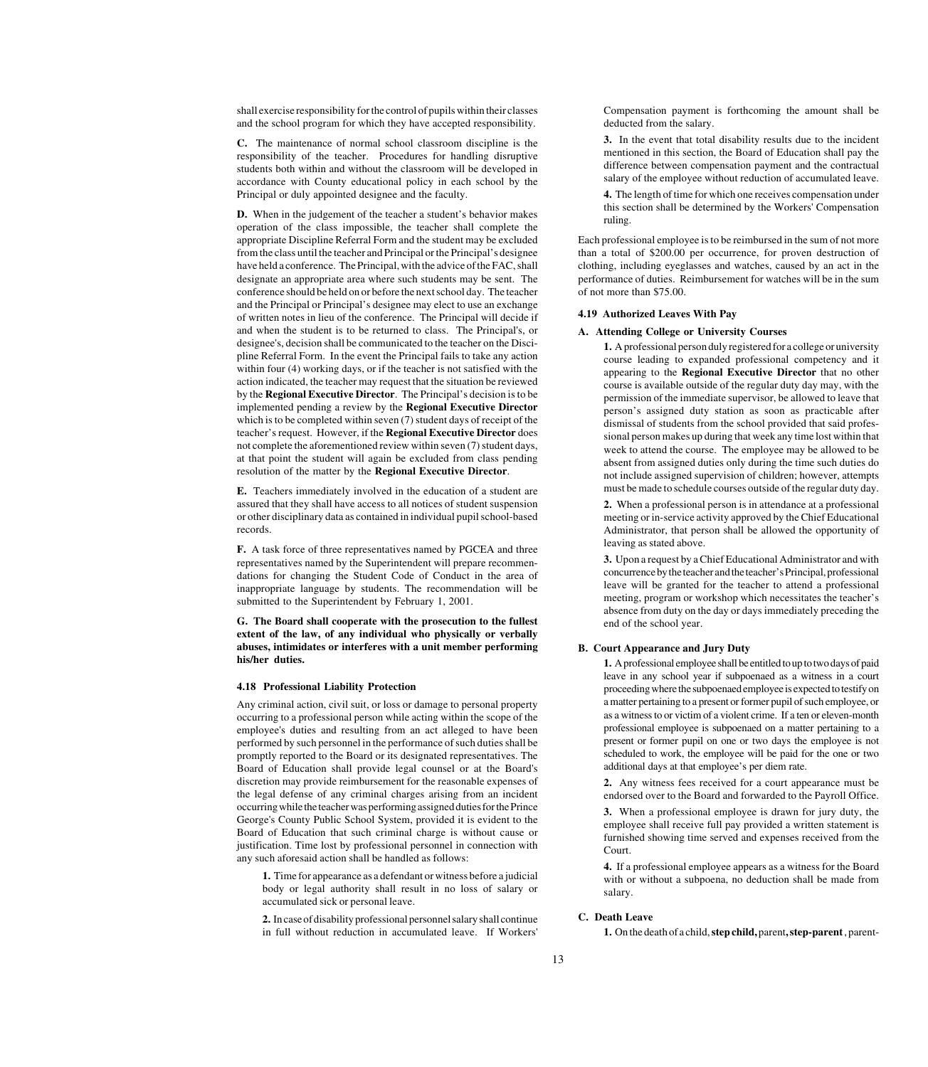shall exercise responsibility for the control of pupils within their classes and the school program for which they have accepted responsibility.

**C.** The maintenance of normal school classroom discipline is the responsibility of the teacher. Procedures for handling disruptive students both within and without the classroom will be developed in accordance with County educational policy in each school by the Principal or duly appointed designee and the faculty.

**D.** When in the judgement of the teacher a student's behavior makes operation of the class impossible, the teacher shall complete the appropriate Discipline Referral Form and the student may be excluded from the class until the teacher and Principal or the Principal's designee have held a conference. The Principal, with the advice of the FAC, shall designate an appropriate area where such students may be sent. The conference should be held on or before the next school day. The teacher and the Principal or Principal's designee may elect to use an exchange of written notes in lieu of the conference. The Principal will decide if and when the student is to be returned to class. The Principal's, or designee's, decision shall be communicated to the teacher on the Discipline Referral Form. In the event the Principal fails to take any action within four (4) working days, or if the teacher is not satisfied with the action indicated, the teacher may request that the situation be reviewed by the **Regional Executive Director**. The Principal's decision is to be implemented pending a review by the **Regional Executive Director** which is to be completed within seven (7) student days of receipt of the teacher's request. However, if the **Regional Executive Director** does not complete the aforementioned review within seven (7) student days, at that point the student will again be excluded from class pending resolution of the matter by the **Regional Executive Director**.

**E.** Teachers immediately involved in the education of a student are assured that they shall have access to all notices of student suspension or other disciplinary data as contained in individual pupil school-based records.

**F.** A task force of three representatives named by PGCEA and three representatives named by the Superintendent will prepare recommendations for changing the Student Code of Conduct in the area of inappropriate language by students. The recommendation will be submitted to the Superintendent by February 1, 2001.

**G. The Board shall cooperate with the prosecution to the fullest extent of the law, of any individual who physically or verbally abuses, intimidates or interferes with a unit member performing his/her duties.**

#### 4.18 Professional Liability Protection

Any criminal action, civil suit, or loss or damage to personal property occurring to a professional person while acting within the scope of the employee's duties and resulting from an act alleged to have been performed by such personnel in the performance of such duties shall be promptly reported to the Board or its designated representatives. The Board of Education shall provide legal counsel or at the Board's discretion may provide reimbursement for the reasonable expenses of the legal defense of any criminal charges arising from an incident occurring while the teacher was performing assigned duties for the Prince George's County Public School System, provided it is evident to the Board of Education that such criminal charge is without cause or justification. Time lost by professional personnel in connection with any such aforesaid action shall be handled as follows:

**1.** Time for appearance as a defendant or witness before a judicial body or legal authority shall result in no loss of salary or accumulated sick or personal leave.

**2.** In case of disability professional personnel salary shall continue in full without reduction in accumulated leave. If Workers' Compensation payment is forthcoming the amount shall be deducted from the salary.

**3.** In the event that total disability results due to the incident mentioned in this section, the Board of Education shall pay the difference between compensation payment and the contractual salary of the employee without reduction of accumulated leave.

**4.** The length of time for which one receives compensation under this section shall be determined by the Workers' Compensation ruling.

Each professional employee is to be reimbursed in the sum of not more than a total of $200.00 per occurrence, for proven destruction of clothing, including eyeglasses and watches, caused by an act in the performance of duties. Reimbursement for watches will be in the sum of not more than $75.00.

#### 4.19 Authorized Leaves With Pay

**A. Attending College or University Courses**

**1.** A professional person duly registered for a college or university course leading to expanded professional competency and it appearing to the **Regional Executive Director** that no other course is available outside of the regular duty day may, with the permission of the immediate supervisor, be allowed to leave that person's assigned duty station as soon as practicable after dismissal of students from the school provided that said professional person makes up during that week any time lost within that week to attend the course. The employee may be allowed to be absent from assigned duties only during the time such duties do not include assigned supervision of children; however, attempts must be made to schedule courses outside of the regular duty day.

**2.** When a professional person is in attendance at a professional meeting or in-service activity approved by the Chief Educational Administrator, that person shall be allowed the opportunity of leaving as stated above.

**3.** Upon a request by a Chief Educational Administrator and with concurrence by the teacher and the teacher's Principal, professional leave will be granted for the teacher to attend a professional meeting, program or workshop which necessitates the teacher's absence from duty on the day or days immediately preceding the end of the school year.

**B. Court Appearance and Jury Duty**

**1.** A professional employee shall be entitled to up to two days of paid leave in any school year if subpoenaed as a witness in a court proceeding where the subpoenaed employee is expected to testify on a matter pertaining to a present or former pupil of such employee, or as a witness to or victim of a violent crime. If a ten or eleven-month professional employee is subpoenaed on a matter pertaining to a present or former pupil on one or two days the employee is not scheduled to work, the employee will be paid for the one or two additional days at that employee's per diem rate.

**2.** Any witness fees received for a court appearance must be endorsed over to the Board and forwarded to the Payroll Office.

**3.** When a professional employee is drawn for jury duty, the employee shall receive full pay provided a written statement is furnished showing time served and expenses received from the Court.

**4.** If a professional employee appears as a witness for the Board with or without a subpoena, no deduction shall be made from salary.

**C. Death Leave**

**1.** On the death of a child, **step child,** parent**, step-parent** , parent-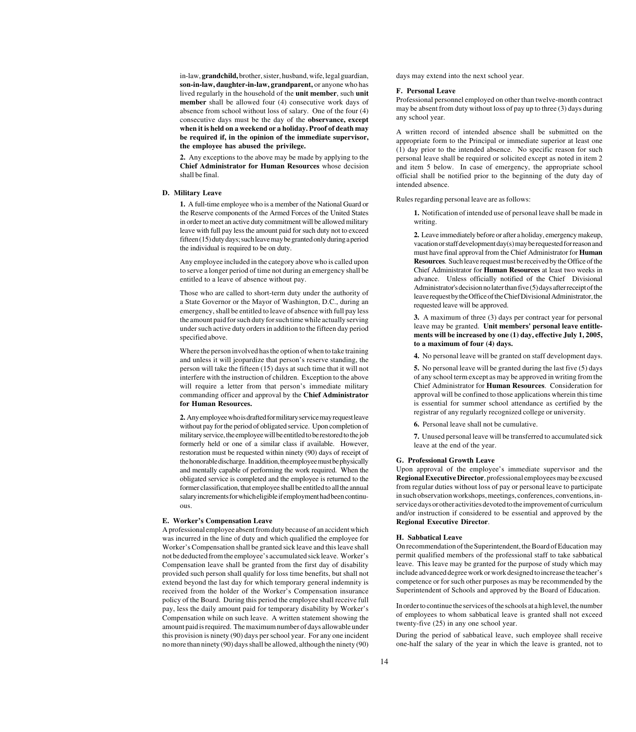in-law, **grandchild,** brother, sister, husband, wife, legal guardian, **son-in-law, daughter-in-law, grandparent,** or anyone who has lived regularly in the household of the **unit member**, such **unit member** shall be allowed four (4) consecutive work days of absence from school without loss of salary. One of the four (4) consecutive days must be the day of the **observance, except when it is held on a weekend or a holiday. Proof of death may be required if, in the opinion of the immediate supervisor, the employee has abused the privilege.**

**2.** Any exceptions to the above may be made by applying to the **Chief Administrator for Human Resources** whose decision shall be final.

#### D. Military Leave

**1.** A full-time employee who is a member of the National Guard or the Reserve components of the Armed Forces of the United States in order to meet an active duty commitment will be allowed military leave with full pay less the amount paid for such duty not to exceed fifteen (15) duty days; such leave may be granted only during a period the individual is required to be on duty.

Any employee included in the category above who is called upon to serve a longer period of time not during an emergency shall be entitled to a leave of absence without pay.

Those who are called to short-term duty under the authority of a State Governor or the Mayor of Washington, D.C., during an emergency, shall be entitled to leave of absence with full pay less the amount paid for such duty for such time while actually serving under such active duty orders in addition to the fifteen day period specified above.

Where the person involved has the option of when to take training and unless it will jeopardize that person's reserve standing, the person will take the fifteen (15) days at such time that it will not interfere with the instruction of children. Exception to the above will require a letter from that person's immediate military commanding officer and approval by the **Chief Administrator for Human Resources.**

**2.** Any employee who is drafted for military service may request leave without pay for the period of obligated service. Upon completion of military service, the employee will be entitled to be restored to the job formerly held or one of a similar class if available. However, restoration must be requested within ninety (90) days of receipt of the honorable discharge. In addition, the employee must be physically and mentally capable of performing the work required. When the obligated service is completed and the employee is returned to the former classification, that employee shall be entitled to all the annual salary increments for which eligible if employment had been continuous.

#### E. Worker's Compensation Leave

A professional employee absent from duty because of an accident which was incurred in the line of duty and which qualified the employee for Worker's Compensation shall be granted sick leave and this leave shall not be deducted from the employee's accumulated sick leave. Worker's Compensation leave shall be granted from the first day of disability provided such person shall qualify for loss time benefits, but shall not extend beyond the last day for which temporary general indemnity is received from the holder of the Worker's Compensation insurance policy of the Board. During this period the employee shall receive full pay, less the daily amount paid for temporary disability by Worker's Compensation while on such leave. A written statement showing the amount paid is required. The maximum number of days allowable under this provision is ninety (90) days per school year. For any one incident no more than ninety (90) days shall be allowed, although the ninety (90) days may extend into the next school year.

#### F. Personal Leave

Professional personnel employed on other than twelve-month contract may be absent from duty without loss of pay up to three (3) days during any school year.

A written record of intended absence shall be submitted on the appropriate form to the Principal or immediate superior at least one (1) day prior to the intended absence. No specific reason for such personal leave shall be required or solicited except as noted in item 2 and item 5 below. In case of emergency, the appropriate school official shall be notified prior to the beginning of the duty day of intended absence.

Rules regarding personal leave are as follows:

**1.** Notification of intended use of personal leave shall be made in writing.

**2.** Leave immediately before or after a holiday, emergency makeup, vacation or staff development day(s) may be requested for reason and must have final approval from the Chief Administrator for **Human Resources**. Such leave request must be received by the Office of the Chief Administrator for **Human Resources** at least two weeks in advance. Unless officially notified of the Chief Divisional Administrator's decision no later than five (5) days after receipt of the leave request by the Office of the Chief Divisional Administrator, the requested leave will be approved.

**3.** A maximum of three (3) days per contract year for personal leave may be granted. **Unit members' personal leave entitlements will be increased by one (1) day, effective July 1, 2005, to a maximum of four (4) days.**

**4.** No personal leave will be granted on staff development days.

**5.** No personal leave will be granted during the last five (5) days of any school term except as may be approved in writing from the Chief Administrator for **Human Resources**. Consideration for approval will be confined to those applications wherein this time is essential for summer school attendance as certified by the registrar of any regularly recognized college or university.

**6.** Personal leave shall not be cumulative.

**7.** Unused personal leave will be transferred to accumulated sick leave at the end of the year.

#### G. Professional Growth Leave

Upon approval of the employee's immediate supervisor and the **Regional Executive Director**, professional employees may be excused from regular duties without loss of pay or personal leave to participate in such observation workshops, meetings, conferences, conventions, in-service days or other activities devoted to the improvement of curriculum and/or instruction if considered to be essential and approved by the **Regional Executive Director**.

#### H. Sabbatical Leave

On recommendation of the Superintendent, the Board of Education may permit qualified members of the professional staff to take sabbatical leave. This leave may be granted for the purpose of study which may include advanced degree work or work designed to increase the teacher's competence or for such other purposes as may be recommended by the Superintendent of Schools and approved by the Board of Education.

In order to continue the services of the schools at a high level, the number of employees to whom sabbatical leave is granted shall not exceed twenty-five (25) in any one school year.

During the period of sabbatical leave, such employee shall receive one-half the salary of the year in which the leave is granted, not to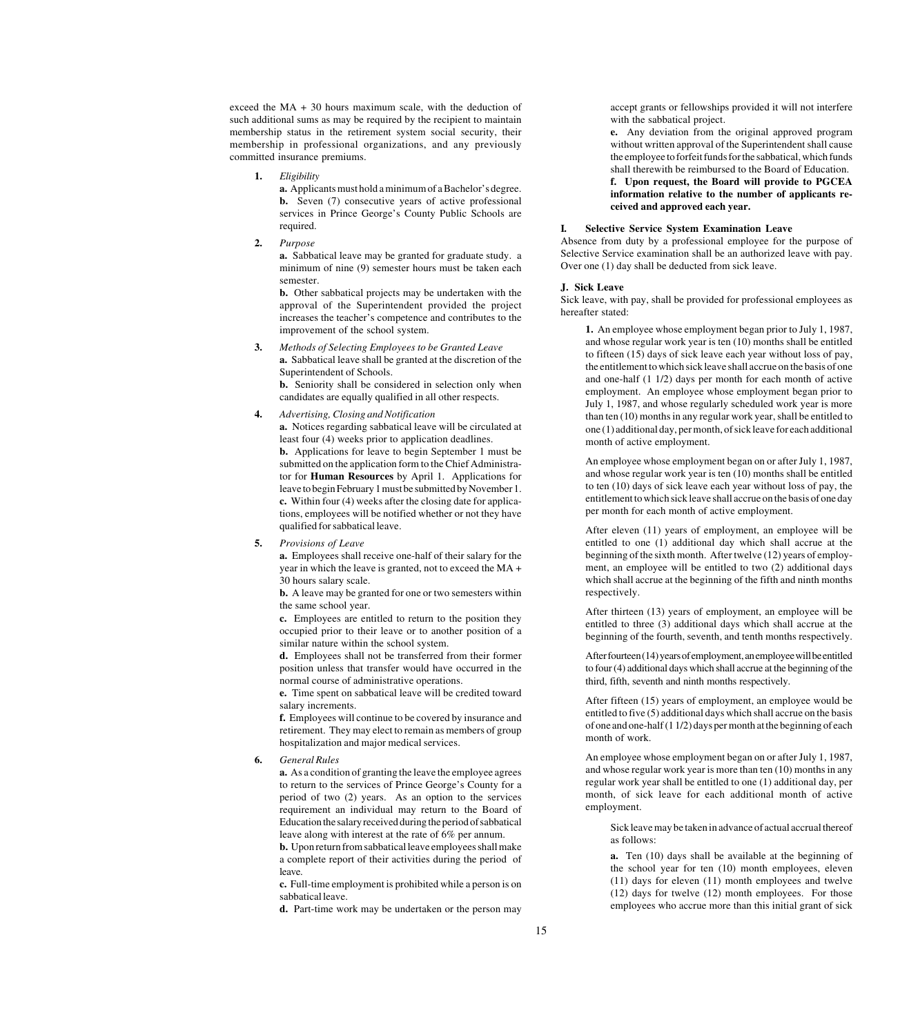exceed the MA + 30 hours maximum scale, with the deduction of such additional sums as may be required by the recipient to maintain membership status in the retirement system social security, their membership in professional organizations, and any previously committed insurance premiums.

**1.** *Eligibility*

**a.** Applicants must hold a minimum of a Bachelor's degree.

**b.** Seven (7) consecutive years of active professional services in Prince George's County Public Schools are required.

**2.** *Purpose*

**a.** Sabbatical leave may be granted for graduate study. a minimum of nine (9) semester hours must be taken each semester.

**b.** Other sabbatical projects may be undertaken with the approval of the Superintendent provided the project increases the teacher's competence and contributes to the improvement of the school system.

**3.** *Methods of Selecting Employees to be Granted Leave*

**a.** Sabbatical leave shall be granted at the discretion of the Superintendent of Schools.

**b.** Seniority shall be considered in selection only when candidates are equally qualified in all other respects.

**4.** *Advertising, Closing and Notification*

**a.** Notices regarding sabbatical leave will be circulated at least four (4) weeks prior to application deadlines.

**b.** Applications for leave to begin September 1 must be submitted on the application form to the Chief Administrator for **Human Resources** by April 1. Applications for leave to begin February 1 must be submitted by November 1.

**c.** Within four (4) weeks after the closing date for applications, employees will be notified whether or not they have qualified for sabbatical leave.

**5.** *Provisions of Leave*

**a.** Employees shall receive one-half of their salary for the year in which the leave is granted, not to exceed the MA + 30 hours salary scale.

**b.** A leave may be granted for one or two semesters within the same school year.

**c.** Employees are entitled to return to the position they occupied prior to their leave or to another position of a similar nature within the school system.

**d.** Employees shall not be transferred from their former position unless that transfer would have occurred in the normal course of administrative operations.

**e.** Time spent on sabbatical leave will be credited toward salary increments.

**f.** Employees will continue to be covered by insurance and retirement. They may elect to remain as members of group hospitalization and major medical services.

**6.** *General Rules*

**a.** As a condition of granting the leave the employee agrees to return to the services of Prince George's County for a period of two (2) years. As an option to the services requirement an individual may return to the Board of Education the salary received during the period of sabbatical leave along with interest at the rate of 6% per annum.

**b.** Upon return from sabbatical leave employees shall make a complete report of their activities during the period of leave.

**c.** Full-time employment is prohibited while a person is on sabbatical leave.

**d.** Part-time work may be undertaken or the person may accept grants or fellowships provided it will not interfere with the sabbatical project.

**e.** Any deviation from the original approved program without written approval of the Superintendent shall cause the employee to forfeit funds for the sabbatical, which funds shall therewith be reimbursed to the Board of Education.

**f. Upon request, the Board will provide to PGCEA information relative to the number of applicants received and approved each year.**

### I. Selective Service System Examination Leave

Absence from duty by a professional employee for the purpose of Selective Service examination shall be an authorized leave with pay. Over one (1) day shall be deducted from sick leave.

### J. Sick Leave

Sick leave, with pay, shall be provided for professional employees as hereafter stated:

**1.** An employee whose employment began prior to July 1, 1987, and whose regular work year is ten (10) months shall be entitled to fifteen (15) days of sick leave each year without loss of pay, the entitlement to which sick leave shall accrue on the basis of one and one-half (1 1/2) days per month for each month of active employment. An employee whose employment began prior to July 1, 1987, and whose regularly scheduled work year is more than ten (10) months in any regular work year, shall be entitled to one (1) additional day, per month, of sick leave for each additional month of active employment.

An employee whose employment began on or after July 1, 1987, and whose regular work year is ten (10) months shall be entitled to ten (10) days of sick leave each year without loss of pay, the entitlement to which sick leave shall accrue on the basis of one day per month for each month of active employment.

After eleven (11) years of employment, an employee will be entitled to one (1) additional day which shall accrue at the beginning of the sixth month. After twelve (12) years of employment, an employee will be entitled to two (2) additional days which shall accrue at the beginning of the fifth and ninth months respectively.

After thirteen (13) years of employment, an employee will be entitled to three (3) additional days which shall accrue at the beginning of the fourth, seventh, and tenth months respectively.

After fourteen (14) years of employment, an employee will be entitled to four (4) additional days which shall accrue at the beginning of the third, fifth, seventh and ninth months respectively.

After fifteen (15) years of employment, an employee would be entitled to five (5) additional days which shall accrue on the basis of one and one-half (1 1/2) days per month at the beginning of each month of work.

An employee whose employment began on or after July 1, 1987, and whose regular work year is more than ten (10) months in any regular work year shall be entitled to one (1) additional day, per month, of sick leave for each additional month of active employment.

Sick leave may be taken in advance of actual accrual thereof as follows:

**a.** Ten (10) days shall be available at the beginning of the school year for ten (10) month employees, eleven (11) days for eleven (11) month employees and twelve (12) days for twelve (12) month employees. For those employees who accrue more than this initial grant of sick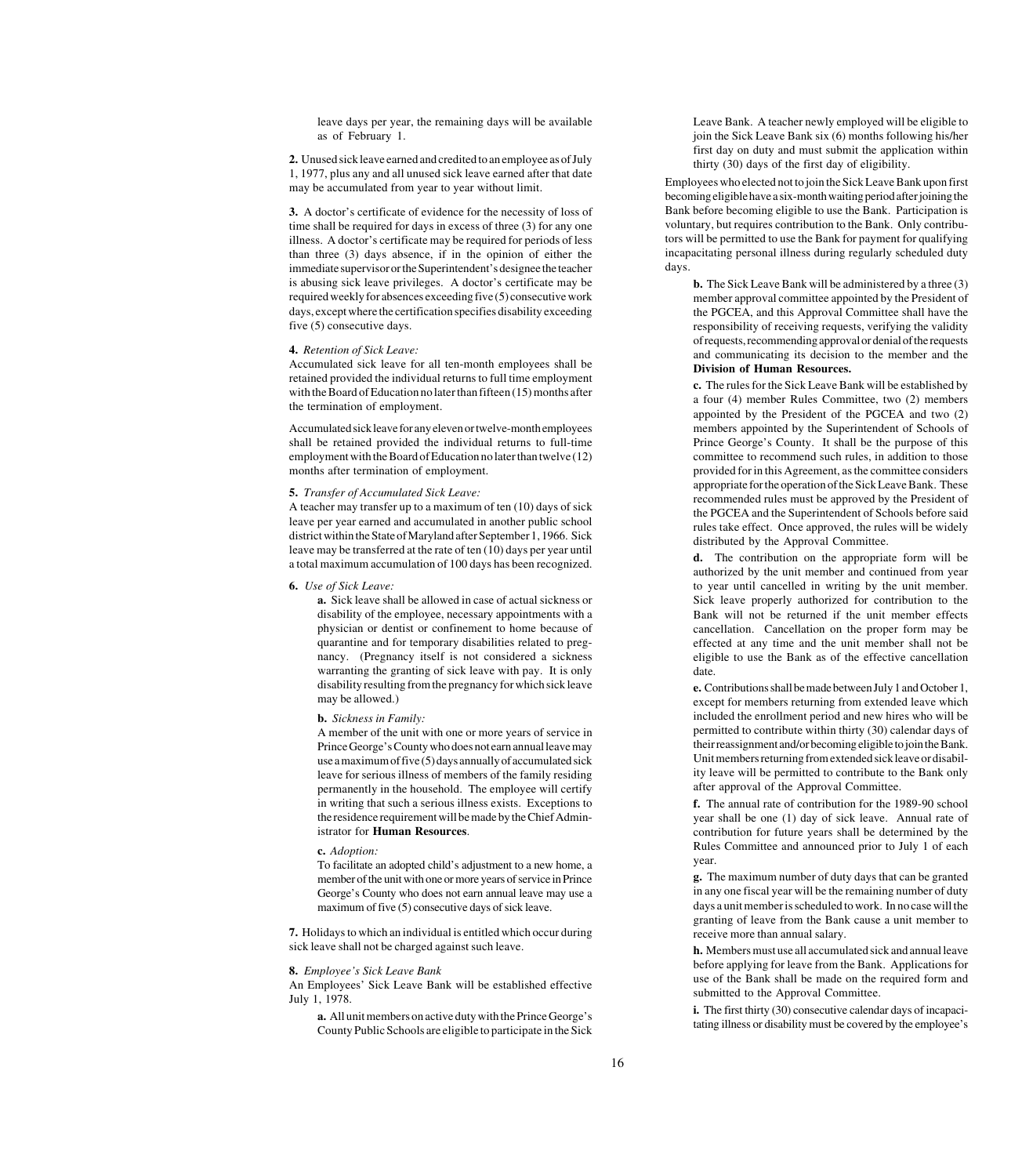leave days per year, the remaining days will be available as of February 1.

**2.** Unused sick leave earned and credited to an employee as of July 1, 1977, plus any and all unused sick leave earned after that date may be accumulated from year to year without limit.

**3.** A doctor's certificate of evidence for the necessity of loss of time shall be required for days in excess of three (3) for any one illness. A doctor's certificate may be required for periods of less than three (3) days absence, if in the opinion of either the immediate supervisor or the Superintendent's designee the teacher is abusing sick leave privileges. A doctor's certificate may be required weekly for absences exceeding five (5) consecutive work days, except where the certification specifies disability exceeding five (5) consecutive days.

**4.** *Retention of Sick Leave:*
Accumulated sick leave for all ten-month employees shall be retained provided the individual returns to full time employment with the Board of Education no later than fifteen (15) months after the termination of employment.

Accumulated sick leave for any eleven or twelve-month employees shall be retained provided the individual returns to full-time employment with the Board of Education no later than twelve (12) months after termination of employment.

**5.** *Transfer of Accumulated Sick Leave:*
A teacher may transfer up to a maximum of ten (10) days of sick leave per year earned and accumulated in another public school district within the State of Maryland after September 1, 1966. Sick leave may be transferred at the rate of ten (10) days per year until a total maximum accumulation of 100 days has been recognized.

**6.** *Use of Sick Leave:*

**a.** Sick leave shall be allowed in case of actual sickness or disability of the employee, necessary appointments with a physician or dentist or confinement to home because of quarantine and for temporary disabilities related to pregnancy. (Pregnancy itself is not considered a sickness warranting the granting of sick leave with pay. It is only disability resulting from the pregnancy for which sick leave may be allowed.)

**b.** *Sickness in Family:*
A member of the unit with one or more years of service in Prince George's County who does not earn annual leave may use a maximum of five (5) days annually of accumulated sick leave for serious illness of members of the family residing permanently in the household. The employee will certify in writing that such a serious illness exists. Exceptions to the residence requirement will be made by the Chief Administrator for **Human Resources**.

**c.** *Adoption:*
To facilitate an adopted child's adjustment to a new home, a member of the unit with one or more years of service in Prince George's County who does not earn annual leave may use a maximum of five (5) consecutive days of sick leave.

**7.** Holidays to which an individual is entitled which occur during sick leave shall not be charged against such leave.

**8.** *Employee's Sick Leave Bank*
An Employees' Sick Leave Bank will be established effective July 1, 1978.

**a.** All unit members on active duty with the Prince George's County Public Schools are eligible to participate in the Sick Leave Bank. A teacher newly employed will be eligible to join the Sick Leave Bank six (6) months following his/her first day on duty and must submit the application within thirty (30) days of the first day of eligibility.

Employees who elected not to join the Sick Leave Bank upon first becoming eligible have a six-month waiting period after joining the Bank before becoming eligible to use the Bank. Participation is voluntary, but requires contribution to the Bank. Only contributors will be permitted to use the Bank for payment for qualifying incapacitating personal illness during regularly scheduled duty days.

**b.** The Sick Leave Bank will be administered by a three (3) member approval committee appointed by the President of the PGCEA, and this Approval Committee shall have the responsibility of receiving requests, verifying the validity of requests, recommending approval or denial of the requests and communicating its decision to the member and the **Division of Human Resources.**

**c.** The rules for the Sick Leave Bank will be established by a four (4) member Rules Committee, two (2) members appointed by the President of the PGCEA and two (2) members appointed by the Superintendent of Schools of Prince George's County. It shall be the purpose of this committee to recommend such rules, in addition to those provided for in this Agreement, as the committee considers appropriate for the operation of the Sick Leave Bank. These recommended rules must be approved by the President of the PGCEA and the Superintendent of Schools before said rules take effect. Once approved, the rules will be widely distributed by the Approval Committee.

**d.** The contribution on the appropriate form will be authorized by the unit member and continued from year to year until cancelled in writing by the unit member. Sick leave properly authorized for contribution to the Bank will not be returned if the unit member effects cancellation. Cancellation on the proper form may be effected at any time and the unit member shall not be eligible to use the Bank as of the effective cancellation date.

**e.** Contributions shall be made between July 1 and October 1, except for members returning from extended leave which included the enrollment period and new hires who will be permitted to contribute within thirty (30) calendar days of their reassignment and/or becoming eligible to join the Bank. Unit members returning from extended sick leave or disability leave will be permitted to contribute to the Bank only after approval of the Approval Committee.

**f.** The annual rate of contribution for the 1989-90 school year shall be one (1) day of sick leave. Annual rate of contribution for future years shall be determined by the Rules Committee and announced prior to July 1 of each year.

**g.** The maximum number of duty days that can be granted in any one fiscal year will be the remaining number of duty days a unit member is scheduled to work. In no case will the granting of leave from the Bank cause a unit member to receive more than annual salary.

**h.** Members must use all accumulated sick and annual leave before applying for leave from the Bank. Applications for use of the Bank shall be made on the required form and submitted to the Approval Committee.

**i.** The first thirty (30) consecutive calendar days of incapacitating illness or disability must be covered by the employee's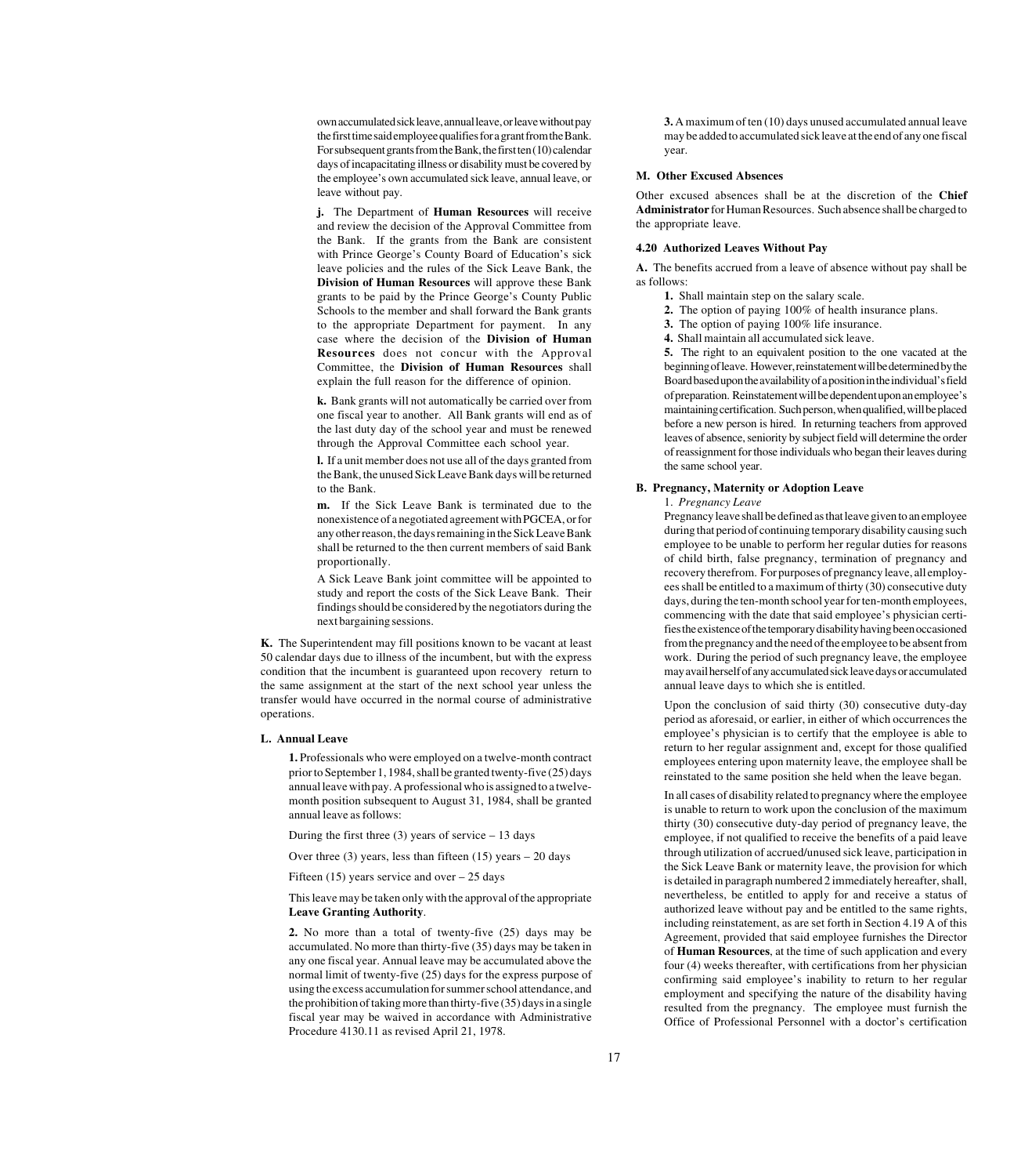own accumulated sick leave, annual leave, or leave without pay the first time said employee qualifies for a grant from the Bank. For subsequent grants from the Bank, the first ten (10) calendar days of incapacitating illness or disability must be covered by the employee's own accumulated sick leave, annual leave, or leave without pay.

**j.** The Department of **Human Resources** will receive and review the decision of the Approval Committee from the Bank. If the grants from the Bank are consistent with Prince George's County Board of Education's sick leave policies and the rules of the Sick Leave Bank, the **Division of Human Resources** will approve these Bank grants to be paid by the Prince George's County Public Schools to the member and shall forward the Bank grants to the appropriate Department for payment. In any case where the decision of the **Division of Human Resources** does not concur with the Approval Committee, the **Division of Human Resources** shall explain the full reason for the difference of opinion.

**k.** Bank grants will not automatically be carried over from one fiscal year to another. All Bank grants will end as of the last duty day of the school year and must be renewed through the Approval Committee each school year.

**l.** If a unit member does not use all of the days granted from the Bank, the unused Sick Leave Bank days will be returned to the Bank.

**m.** If the Sick Leave Bank is terminated due to the nonexistence of a negotiated agreement with PGCEA, or for any other reason, the days remaining in the Sick Leave Bank shall be returned to the then current members of said Bank proportionally.

A Sick Leave Bank joint committee will be appointed to study and report the costs of the Sick Leave Bank. Their findings should be considered by the negotiators during the next bargaining sessions.

**K.** The Superintendent may fill positions known to be vacant at least 50 calendar days due to illness of the incumbent, but with the express condition that the incumbent is guaranteed upon recovery return to the same assignment at the start of the next school year unless the transfer would have occurred in the normal course of administrative operations.

**L. Annual Leave**

**1.** Professionals who were employed on a twelve-month contract prior to September 1, 1984, shall be granted twenty-five (25) days annual leave with pay. A professional who is assigned to a twelve-month position subsequent to August 31, 1984, shall be granted annual leave as follows:

During the first three (3) years of service – 13 days

Over three (3) years, less than fifteen (15) years – 20 days

Fifteen (15) years service and over – 25 days

This leave may be taken only with the approval of the appropriate **Leave Granting Authority**.

**2.** No more than a total of twenty-five (25) days may be accumulated. No more than thirty-five (35) days may be taken in any one fiscal year. Annual leave may be accumulated above the normal limit of twenty-five (25) days for the express purpose of using the excess accumulation for summer school attendance, and the prohibition of taking more than thirty-five (35) days in a single fiscal year may be waived in accordance with Administrative Procedure 4130.11 as revised April 21, 1978.

**3.** A maximum of ten (10) days unused accumulated annual leave may be added to accumulated sick leave at the end of any one fiscal year.

**M. Other Excused Absences**

Other excused absences shall be at the discretion of the **Chief Administrator** for Human Resources. Such absence shall be charged to the appropriate leave.

**4.20 Authorized Leaves Without Pay**

**A.** The benefits accrued from a leave of absence without pay shall be as follows:

**1.** Shall maintain step on the salary scale.
**2.** The option of paying 100% of health insurance plans.
**3.** The option of paying 100% life insurance.
**4.** Shall maintain all accumulated sick leave.
**5.** The right to an equivalent position to the one vacated at the beginning of leave. However, reinstatement will be determined by the Board based upon the availability of a position in the individual's field of preparation. Reinstatement will be dependent upon an employee's maintaining certification. Such person, when qualified, will be placed before a new person is hired. In returning teachers from approved leaves of absence, seniority by subject field will determine the order of reassignment for those individuals who began their leaves during the same school year.

**B. Pregnancy, Maternity or Adoption Leave**

1. *Pregnancy Leave*

Pregnancy leave shall be defined as that leave given to an employee during that period of continuing temporary disability causing such employee to be unable to perform her regular duties for reasons of child birth, false pregnancy, termination of pregnancy and recovery therefrom. For purposes of pregnancy leave, all employees shall be entitled to a maximum of thirty (30) consecutive duty days, during the ten-month school year for ten-month employees, commencing with the date that said employee's physician certifies the existence of the temporary disability having been occasioned from the pregnancy and the need of the employee to be absent from work. During the period of such pregnancy leave, the employee may avail herself of any accumulated sick leave days or accumulated annual leave days to which she is entitled.

Upon the conclusion of said thirty (30) consecutive duty-day period as aforesaid, or earlier, in either of which occurrences the employee's physician is to certify that the employee is able to return to her regular assignment and, except for those qualified employees entering upon maternity leave, the employee shall be reinstated to the same position she held when the leave began.

In all cases of disability related to pregnancy where the employee is unable to return to work upon the conclusion of the maximum thirty (30) consecutive duty-day period of pregnancy leave, the employee, if not qualified to receive the benefits of a paid leave through utilization of accrued/unused sick leave, participation in the Sick Leave Bank or maternity leave, the provision for which is detailed in paragraph numbered 2 immediately hereafter, shall, nevertheless, be entitled to apply for and receive a status of authorized leave without pay and be entitled to the same rights, including reinstatement, as are set forth in Section 4.19 A of this Agreement, provided that said employee furnishes the Director of **Human Resources**, at the time of such application and every four (4) weeks thereafter, with certifications from her physician confirming said employee's inability to return to her regular employment and specifying the nature of the disability having resulted from the pregnancy. The employee must furnish the Office of Professional Personnel with a doctor's certification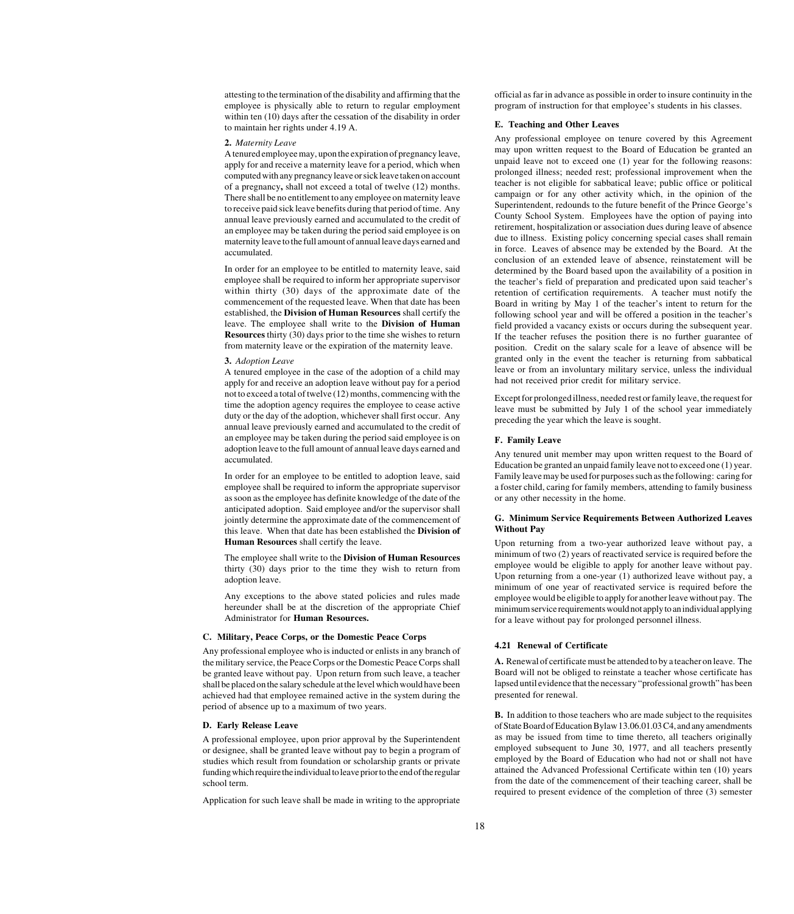attesting to the termination of the disability and affirming that the employee is physically able to return to regular employment within ten (10) days after the cessation of the disability in order to maintain her rights under 4.19 A.

**2.** *Maternity Leave*

A tenured employee may, upon the expiration of pregnancy leave, apply for and receive a maternity leave for a period, which when computed with any pregnancy leave or sick leave taken on account of a pregnancy**,** shall not exceed a total of twelve (12) months. There shall be no entitlement to any employee on maternity leave to receive paid sick leave benefits during that period of time. Any annual leave previously earned and accumulated to the credit of an employee may be taken during the period said employee is on maternity leave to the full amount of annual leave days earned and accumulated.

In order for an employee to be entitled to maternity leave, said employee shall be required to inform her appropriate supervisor within thirty (30) days of the approximate date of the commencement of the requested leave. When that date has been established, the **Division of Human Resources** shall certify the leave. The employee shall write to the **Division of Human Resources** thirty (30) days prior to the time she wishes to return from maternity leave or the expiration of the maternity leave.

**3.** *Adoption Leave*

A tenured employee in the case of the adoption of a child may apply for and receive an adoption leave without pay for a period not to exceed a total of twelve (12) months, commencing with the time the adoption agency requires the employee to cease active duty or the day of the adoption, whichever shall first occur. Any annual leave previously earned and accumulated to the credit of an employee may be taken during the period said employee is on adoption leave to the full amount of annual leave days earned and accumulated.

In order for an employee to be entitled to adoption leave, said employee shall be required to inform the appropriate supervisor as soon as the employee has definite knowledge of the date of the anticipated adoption. Said employee and/or the supervisor shall jointly determine the approximate date of the commencement of this leave. When that date has been established the **Division of Human Resources** shall certify the leave.

The employee shall write to the **Division of Human Resources** thirty (30) days prior to the time they wish to return from adoption leave.

Any exceptions to the above stated policies and rules made hereunder shall be at the discretion of the appropriate Chief Administrator for **Human Resources.**

**C. Military, Peace Corps, or the Domestic Peace Corps**

Any professional employee who is inducted or enlists in any branch of the military service, the Peace Corps or the Domestic Peace Corps shall be granted leave without pay. Upon return from such leave, a teacher shall be placed on the salary schedule at the level which would have been achieved had that employee remained active in the system during the period of absence up to a maximum of two years.

**D. Early Release Leave**

A professional employee, upon prior approval by the Superintendent or designee, shall be granted leave without pay to begin a program of studies which result from foundation or scholarship grants or private funding which require the individual to leave prior to the end of the regular school term.

Application for such leave shall be made in writing to the appropriate official as far in advance as possible in order to insure continuity in the program of instruction for that employee's students in his classes.

**E. Teaching and Other Leaves**

Any professional employee on tenure covered by this Agreement may upon written request to the Board of Education be granted an unpaid leave not to exceed one (1) year for the following reasons: prolonged illness; needed rest; professional improvement when the teacher is not eligible for sabbatical leave; public office or political campaign or for any other activity which, in the opinion of the Superintendent, redounds to the future benefit of the Prince George's County School System. Employees have the option of paying into retirement, hospitalization or association dues during leave of absence due to illness. Existing policy concerning special cases shall remain in force. Leaves of absence may be extended by the Board. At the conclusion of an extended leave of absence, reinstatement will be determined by the Board based upon the availability of a position in the teacher's field of preparation and predicated upon said teacher's retention of certification requirements. A teacher must notify the Board in writing by May 1 of the teacher's intent to return for the following school year and will be offered a position in the teacher's field provided a vacancy exists or occurs during the subsequent year. If the teacher refuses the position there is no further guarantee of position. Credit on the salary scale for a leave of absence will be granted only in the event the teacher is returning from sabbatical leave or from an involuntary military service, unless the individual had not received prior credit for military service.

Except for prolonged illness, needed rest or family leave, the request for leave must be submitted by July 1 of the school year immediately preceding the year which the leave is sought.

**F. Family Leave**

Any tenured unit member may upon written request to the Board of Education be granted an unpaid family leave not to exceed one (1) year. Family leave may be used for purposes such as the following: caring for a foster child, caring for family members, attending to family business or any other necessity in the home.

**G. Minimum Service Requirements Between Authorized Leaves Without Pay**

Upon returning from a two-year authorized leave without pay, a minimum of two (2) years of reactivated service is required before the employee would be eligible to apply for another leave without pay. Upon returning from a one-year (1) authorized leave without pay, a minimum of one year of reactivated service is required before the employee would be eligible to apply for another leave without pay. The minimum service requirements would not apply to an individual applying for a leave without pay for prolonged personnel illness.

### 4.21 Renewal of Certificate

**A.** Renewal of certificate must be attended to by a teacher on leave. The Board will not be obliged to reinstate a teacher whose certificate has lapsed until evidence that the necessary "professional growth" has been presented for renewal.

**B.** In addition to those teachers who are made subject to the requisites of State Board of Education Bylaw 13.06.01.03 C4, and any amendments as may be issued from time to time thereto, all teachers originally employed subsequent to June 30, 1977, and all teachers presently employed by the Board of Education who had not or shall not have attained the Advanced Professional Certificate within ten (10) years from the date of the commencement of their teaching career, shall be required to present evidence of the completion of three (3) semester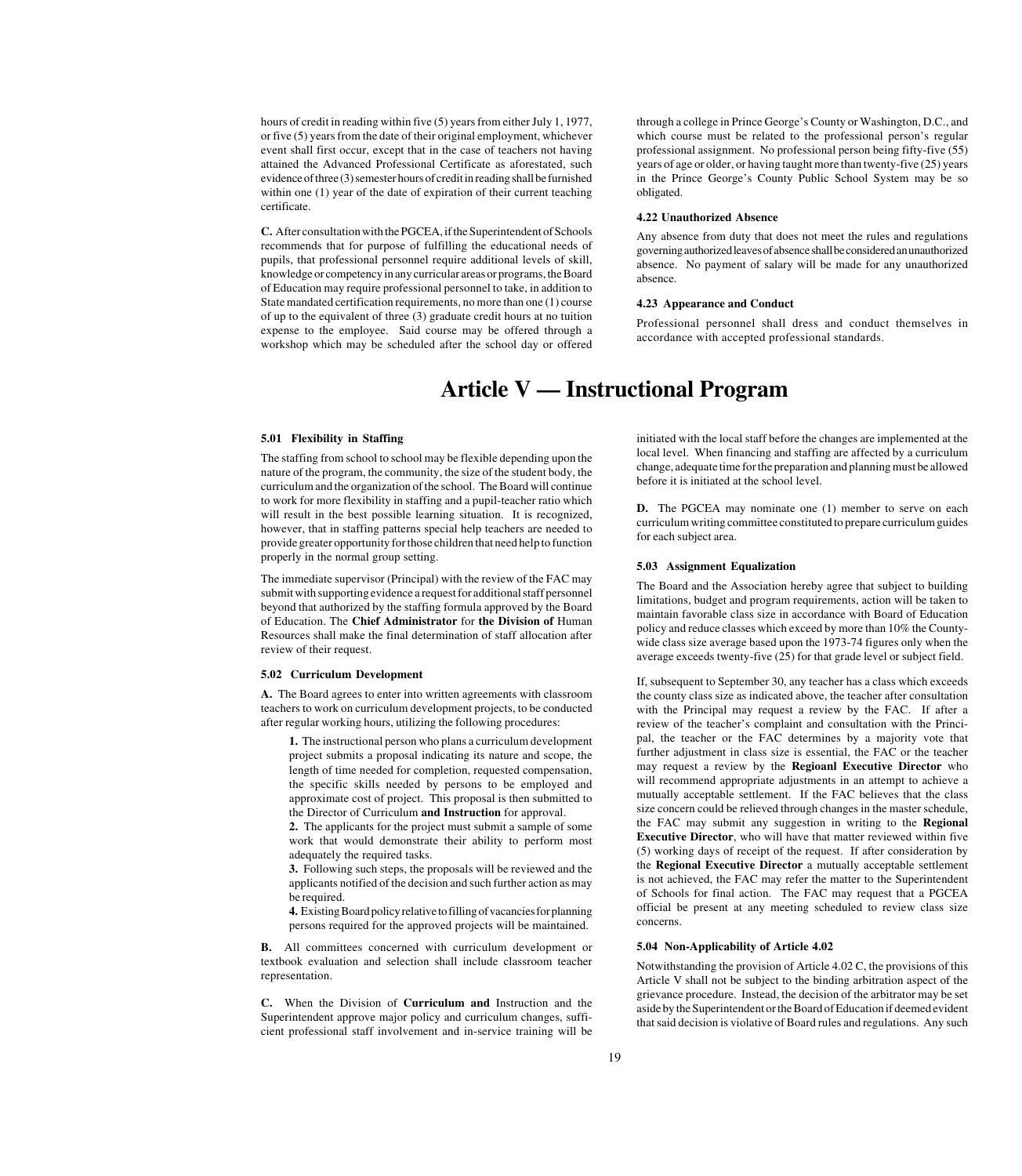hours of credit in reading within five (5) years from either July 1, 1977, or five (5) years from the date of their original employment, whichever event shall first occur, except that in the case of teachers not having attained the Advanced Professional Certificate as aforestated, such evidence of three (3) semester hours of credit in reading shall be furnished within one (1) year of the date of expiration of their current teaching certificate.

**C.** After consultation with the PGCEA, if the Superintendent of Schools recommends that for purpose of fulfilling the educational needs of pupils, that professional personnel require additional levels of skill, knowledge or competency in any curricular areas or programs, the Board of Education may require professional personnel to take, in addition to State mandated certification requirements, no more than one (1) course of up to the equivalent of three (3) graduate credit hours at no tuition expense to the employee. Said course may be offered through a workshop which may be scheduled after the school day or offered through a college in Prince George's County or Washington, D.C., and which course must be related to the professional person's regular professional assignment. No professional person being fifty-five (55) years of age or older, or having taught more than twenty-five (25) years in the Prince George's County Public School System may be so obligated.

### 4.22 Unauthorized Absence

Any absence from duty that does not meet the rules and regulations governing authorized leaves of absence shall be considered an unauthorized absence. No payment of salary will be made for any unauthorized absence.

### 4.23 Appearance and Conduct

Professional personnel shall dress and conduct themselves in accordance with accepted professional standards.

# Article V — Instructional Program

### 5.01 Flexibility in Staffing

The staffing from school to school may be flexible depending upon the nature of the program, the community, the size of the student body, the curriculum and the organization of the school. The Board will continue to work for more flexibility in staffing and a pupil-teacher ratio which will result in the best possible learning situation. It is recognized, however, that in staffing patterns special help teachers are needed to provide greater opportunity for those children that need help to function properly in the normal group setting.

The immediate supervisor (Principal) with the review of the FAC may submit with supporting evidence a request for additional staff personnel beyond that authorized by the staffing formula approved by the Board of Education. The **Chief Administrator** for **the Division of** Human Resources shall make the final determination of staff allocation after review of their request.

### 5.02 Curriculum Development

**A.** The Board agrees to enter into written agreements with classroom teachers to work on curriculum development projects, to be conducted after regular working hours, utilizing the following procedures:

**1.** The instructional person who plans a curriculum development project submits a proposal indicating its nature and scope, the length of time needed for completion, requested compensation, the specific skills needed by persons to be employed and approximate cost of project. This proposal is then submitted to the Director of Curriculum **and Instruction** for approval.

**2.** The applicants for the project must submit a sample of some work that would demonstrate their ability to perform most adequately the required tasks.

**3.** Following such steps, the proposals will be reviewed and the applicants notified of the decision and such further action as may be required.

**4.** Existing Board policy relative to filling of vacancies for planning persons required for the approved projects will be maintained.

**B.** All committees concerned with curriculum development or textbook evaluation and selection shall include classroom teacher representation.

**C.** When the Division of **Curriculum and** Instruction and the Superintendent approve major policy and curriculum changes, sufficient professional staff involvement and in-service training will be initiated with the local staff before the changes are implemented at the local level. When financing and staffing are affected by a curriculum change, adequate time for the preparation and planning must be allowed before it is initiated at the school level.

**D.** The PGCEA may nominate one (1) member to serve on each curriculum writing committee constituted to prepare curriculum guides for each subject area.

### 5.03 Assignment Equalization

The Board and the Association hereby agree that subject to building limitations, budget and program requirements, action will be taken to maintain favorable class size in accordance with Board of Education policy and reduce classes which exceed by more than 10% the County-wide class size average based upon the 1973-74 figures only when the average exceeds twenty-five (25) for that grade level or subject field.

If, subsequent to September 30, any teacher has a class which exceeds the county class size as indicated above, the teacher after consultation with the Principal may request a review by the FAC. If after a review of the teacher's complaint and consultation with the Principal, the teacher or the FAC determines by a majority vote that further adjustment in class size is essential, the FAC or the teacher may request a review by the **Regioanl Executive Director** who will recommend appropriate adjustments in an attempt to achieve a mutually acceptable settlement. If the FAC believes that the class size concern could be relieved through changes in the master schedule, the FAC may submit any suggestion in writing to the **Regional Executive Director**, who will have that matter reviewed within five (5) working days of receipt of the request. If after consideration by the **Regional Executive Director** a mutually acceptable settlement is not achieved, the FAC may refer the matter to the Superintendent of Schools for final action. The FAC may request that a PGCEA official be present at any meeting scheduled to review class size concerns.

### 5.04 Non-Applicability of Article 4.02

Notwithstanding the provision of Article 4.02 C, the provisions of this Article V shall not be subject to the binding arbitration aspect of the grievance procedure. Instead, the decision of the arbitrator may be set aside by the Superintendent or the Board of Education if deemed evident that said decision is violative of Board rules and regulations. Any such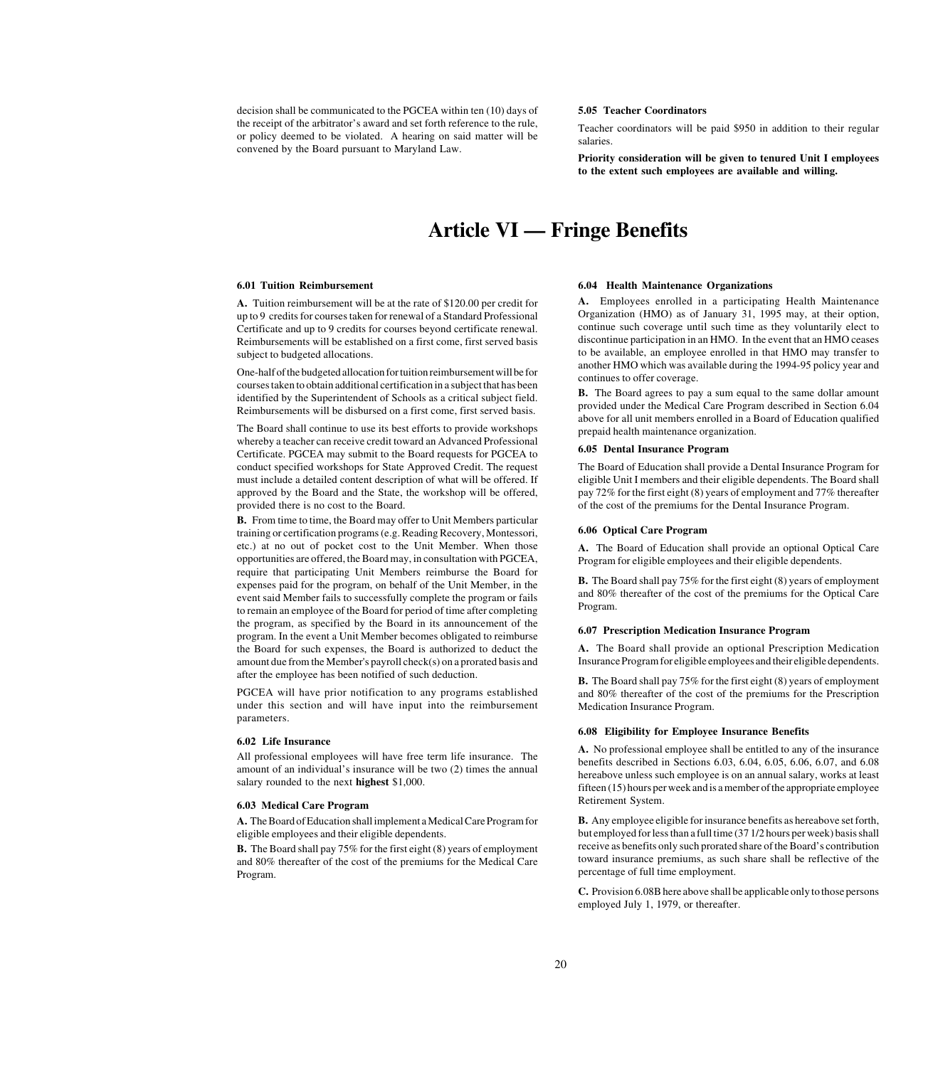decision shall be communicated to the PGCEA within ten (10) days of the receipt of the arbitrator's award and set forth reference to the rule, or policy deemed to be violated. A hearing on said matter will be convened by the Board pursuant to Maryland Law.

**5.05 Teacher Coordinators**

Teacher coordinators will be paid $950 in addition to their regular salaries.

**Priority consideration will be given to tenured Unit I employees to the extent such employees are available and willing.**

# Article VI — Fringe Benefits

**6.01 Tuition Reimbursement**

**A.** Tuition reimbursement will be at the rate of $120.00 per credit for up to 9 credits for courses taken for renewal of a Standard Professional Certificate and up to 9 credits for courses beyond certificate renewal. Reimbursements will be established on a first come, first served basis subject to budgeted allocations.

One-half of the budgeted allocation for tuition reimbursement will be for courses taken to obtain additional certification in a subject that has been identified by the Superintendent of Schools as a critical subject field. Reimbursements will be disbursed on a first come, first served basis.

The Board shall continue to use its best efforts to provide workshops whereby a teacher can receive credit toward an Advanced Professional Certificate. PGCEA may submit to the Board requests for PGCEA to conduct specified workshops for State Approved Credit. The request must include a detailed content description of what will be offered. If approved by the Board and the State, the workshop will be offered, provided there is no cost to the Board.

**B.** From time to time, the Board may offer to Unit Members particular training or certification programs (e.g. Reading Recovery, Montessori, etc.) at no out of pocket cost to the Unit Member. When those opportunities are offered, the Board may, in consultation with PGCEA, require that participating Unit Members reimburse the Board for expenses paid for the program, on behalf of the Unit Member, in the event said Member fails to successfully complete the program or fails to remain an employee of the Board for period of time after completing the program, as specified by the Board in its announcement of the program. In the event a Unit Member becomes obligated to reimburse the Board for such expenses, the Board is authorized to deduct the amount due from the Member's payroll check(s) on a prorated basis and after the employee has been notified of such deduction.

PGCEA will have prior notification to any programs established under this section and will have input into the reimbursement parameters.

**6.02 Life Insurance**

All professional employees will have free term life insurance. The amount of an individual's insurance will be two (2) times the annual salary rounded to the next **highest** $1,000.

**6.03 Medical Care Program**

**A.** The Board of Education shall implement a Medical Care Program for eligible employees and their eligible dependents.

**B.** The Board shall pay 75% for the first eight (8) years of employment and 80% thereafter of the cost of the premiums for the Medical Care Program.

**6.04 Health Maintenance Organizations**

**A.** Employees enrolled in a participating Health Maintenance Organization (HMO) as of January 31, 1995 may, at their option, continue such coverage until such time as they voluntarily elect to discontinue participation in an HMO. In the event that an HMO ceases to be available, an employee enrolled in that HMO may transfer to another HMO which was available during the 1994-95 policy year and continues to offer coverage.

**B.** The Board agrees to pay a sum equal to the same dollar amount provided under the Medical Care Program described in Section 6.04 above for all unit members enrolled in a Board of Education qualified prepaid health maintenance organization.

**6.05 Dental Insurance Program**

The Board of Education shall provide a Dental Insurance Program for eligible Unit I members and their eligible dependents. The Board shall pay 72% for the first eight (8) years of employment and 77% thereafter of the cost of the premiums for the Dental Insurance Program.

**6.06 Optical Care Program**

**A.** The Board of Education shall provide an optional Optical Care Program for eligible employees and their eligible dependents.

**B.** The Board shall pay 75% for the first eight (8) years of employment and 80% thereafter of the cost of the premiums for the Optical Care Program.

**6.07 Prescription Medication Insurance Program**

**A.** The Board shall provide an optional Prescription Medication Insurance Program for eligible employees and their eligible dependents.

**B.** The Board shall pay 75% for the first eight (8) years of employment and 80% thereafter of the cost of the premiums for the Prescription Medication Insurance Program.

**6.08 Eligibility for Employee Insurance Benefits**

**A.** No professional employee shall be entitled to any of the insurance benefits described in Sections 6.03, 6.04, 6.05, 6.06, 6.07, and 6.08 hereabove unless such employee is on an annual salary, works at least fifteen (15) hours per week and is a member of the appropriate employee Retirement System.

**B.** Any employee eligible for insurance benefits as hereabove set forth, but employed for less than a full time (37 1/2 hours per week) basis shall receive as benefits only such prorated share of the Board's contribution toward insurance premiums, as such share shall be reflective of the percentage of full time employment.

**C.** Provision 6.08B here above shall be applicable only to those persons employed July 1, 1979, or thereafter.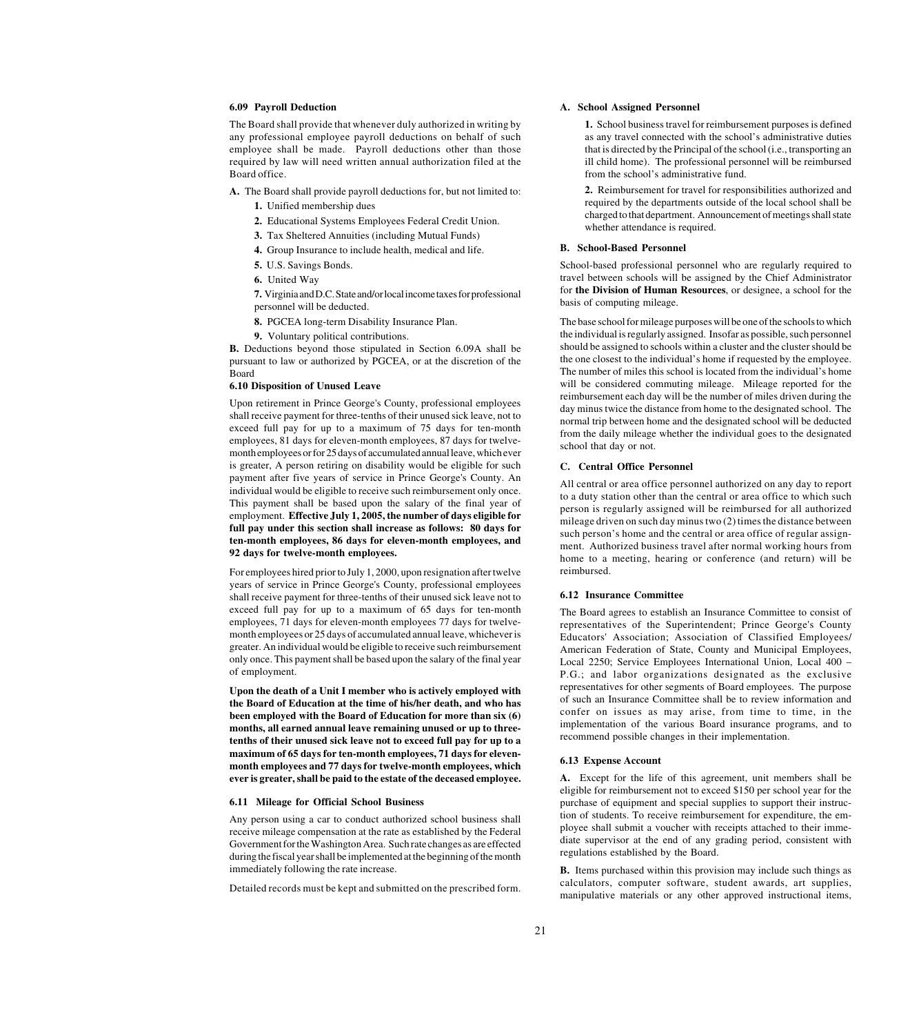### 6.09 Payroll Deduction

The Board shall provide that whenever duly authorized in writing by any professional employee payroll deductions on behalf of such employee shall be made. Payroll deductions other than those required by law will need written annual authorization filed at the Board office.

**A.** The Board shall provide payroll deductions for, but not limited to:

**1.** Unified membership dues

**2.** Educational Systems Employees Federal Credit Union.

**3.** Tax Sheltered Annuities (including Mutual Funds)

**4.** Group Insurance to include health, medical and life.

**5.** U.S. Savings Bonds.

**6.** United Way

**7.** Virginia and D.C. State and/or local income taxes for professional personnel will be deducted.

**8.** PGCEA long-term Disability Insurance Plan.

**9.** Voluntary political contributions.

**B.** Deductions beyond those stipulated in Section 6.09A shall be pursuant to law or authorized by PGCEA, or at the discretion of the Board

### 6.10 Disposition of Unused Leave

Upon retirement in Prince George's County, professional employees shall receive payment for three-tenths of their unused sick leave, not to exceed full pay for up to a maximum of 75 days for ten-month employees, 81 days for eleven-month employees, 87 days for twelve-month employees or for 25 days of accumulated annual leave, which ever is greater, A person retiring on disability would be eligible for such payment after five years of service in Prince George's County. An individual would be eligible to receive such reimbursement only once. This payment shall be based upon the salary of the final year of employment. **Effective July 1, 2005, the number of days eligible for full pay under this section shall increase as follows: 80 days for ten-month employees, 86 days for eleven-month employees, and 92 days for twelve-month employees.**

For employees hired prior to July 1, 2000, upon resignation after twelve years of service in Prince George's County, professional employees shall receive payment for three-tenths of their unused sick leave not to exceed full pay for up to a maximum of 65 days for ten-month employees, 71 days for eleven-month employees 77 days for twelve-month employees or 25 days of accumulated annual leave, whichever is greater. An individual would be eligible to receive such reimbursement only once. This payment shall be based upon the salary of the final year of employment.

**Upon the death of a Unit I member who is actively employed with the Board of Education at the time of his/her death, and who has been employed with the Board of Education for more than six (6) months, all earned annual leave remaining unused or up to three-tenths of their unused sick leave not to exceed full pay for up to a maximum of 65 days for ten-month employees, 71 days for eleven-month employees and 77 days for twelve-month employees, which ever is greater, shall be paid to the estate of the deceased employee.**

### 6.11 Mileage for Official School Business

Any person using a car to conduct authorized school business shall receive mileage compensation at the rate as established by the Federal Government for the Washington Area. Such rate changes as are effected during the fiscal year shall be implemented at the beginning of the month immediately following the rate increase.

Detailed records must be kept and submitted on the prescribed form.

#### A. School Assigned Personnel

**1.** School business travel for reimbursement purposes is defined as any travel connected with the school's administrative duties that is directed by the Principal of the school (i.e., transporting an ill child home). The professional personnel will be reimbursed from the school's administrative fund.

**2.** Reimbursement for travel for responsibilities authorized and required by the departments outside of the local school shall be charged to that department. Announcement of meetings shall state whether attendance is required.

#### B. School-Based Personnel

School-based professional personnel who are regularly required to travel between schools will be assigned by the Chief Administrator for **the Division of Human Resources**, or designee, a school for the basis of computing mileage.

The base school for mileage purposes will be one of the schools to which the individual is regularly assigned. Insofar as possible, such personnel should be assigned to schools within a cluster and the cluster should be the one closest to the individual's home if requested by the employee. The number of miles this school is located from the individual's home will be considered commuting mileage. Mileage reported for the reimbursement each day will be the number of miles driven during the day minus twice the distance from home to the designated school. The normal trip between home and the designated school will be deducted from the daily mileage whether the individual goes to the designated school that day or not.

#### C. Central Office Personnel

All central or area office personnel authorized on any day to report to a duty station other than the central or area office to which such person is regularly assigned will be reimbursed for all authorized mileage driven on such day minus two (2) times the distance between such person's home and the central or area office of regular assignment. Authorized business travel after normal working hours from home to a meeting, hearing or conference (and return) will be reimbursed.

### 6.12 Insurance Committee

The Board agrees to establish an Insurance Committee to consist of representatives of the Superintendent; Prince George's County Educators' Association; Association of Classified Employees/ American Federation of State, County and Municipal Employees, Local 2250; Service Employees International Union, Local 400 – P.G.; and labor organizations designated as the exclusive representatives for other segments of Board employees. The purpose of such an Insurance Committee shall be to review information and confer on issues as may arise, from time to time, in the implementation of the various Board insurance programs, and to recommend possible changes in their implementation.

### 6.13 Expense Account

**A.** Except for the life of this agreement, unit members shall be eligible for reimbursement not to exceed $150 per school year for the purchase of equipment and special supplies to support their instruction of students. To receive reimbursement for expenditure, the employee shall submit a voucher with receipts attached to their immediate supervisor at the end of any grading period, consistent with regulations established by the Board.

**B.** Items purchased within this provision may include such things as calculators, computer software, student awards, art supplies, manipulative materials or any other approved instructional items,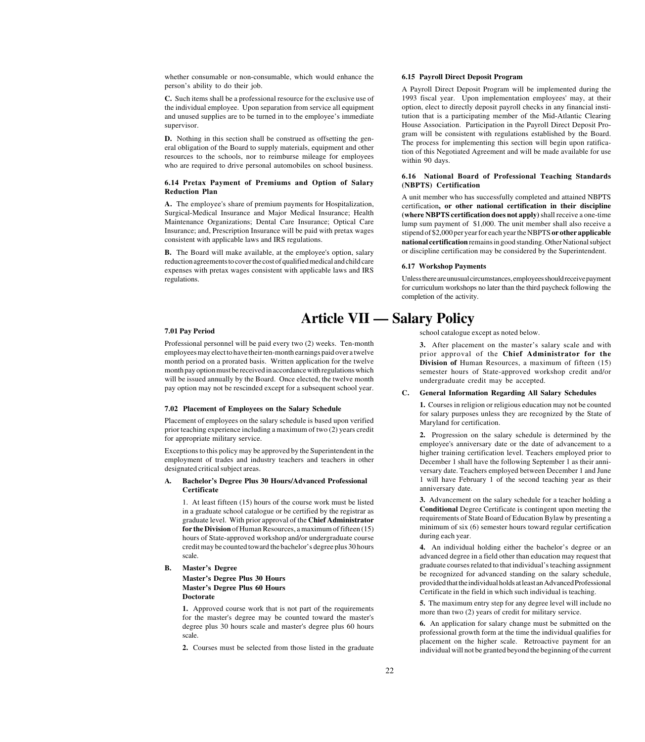whether consumable or non-consumable, which would enhance the person's ability to do their job.

**C.** Such items shall be a professional resource for the exclusive use of the individual employee. Upon separation from service all equipment and unused supplies are to be turned in to the employee's immediate supervisor.

**D.** Nothing in this section shall be construed as offsetting the general obligation of the Board to supply materials, equipment and other resources to the schools, nor to reimburse mileage for employees who are required to drive personal automobiles on school business.

#### 6.14 Pretax Payment of Premiums and Option of Salary Reduction Plan

**A.** The employee's share of premium payments for Hospitalization, Surgical-Medical Insurance and Major Medical Insurance; Health Maintenance Organizations; Dental Care Insurance; Optical Care Insurance; and, Prescription Insurance will be paid with pretax wages consistent with applicable laws and IRS regulations.

**B.** The Board will make available, at the employee's option, salary reduction agreements to cover the cost of qualified medical and child care expenses with pretax wages consistent with applicable laws and IRS regulations.

#### 6.15 Payroll Direct Deposit Program

A Payroll Direct Deposit Program will be implemented during the 1993 fiscal year. Upon implementation employees' may, at their option, elect to directly deposit payroll checks in any financial institution that is a participating member of the Mid-Atlantic Clearing House Association. Participation in the Payroll Direct Deposit Program will be consistent with regulations established by the Board. The process for implementing this section will begin upon ratification of this Negotiated Agreement and will be made available for use within 90 days.

#### 6.16 National Board of Professional Teaching Standards (NBPTS) Certification

A unit member who has successfully completed and attained NBPTS certification**, or other national certification in their discipline (where NBPTS certification does not apply)** shall receive a one-time lump sum payment of $1,000. The unit member shall also receive a stipend of $2,000 per year for each year the NBPTS **or other applicable national certification** remains in good standing. Other National subject or discipline certification may be considered by the Superintendent.

#### 6.17 Workshop Payments

Unless there are unusual circumstances, employees should receive payment for curriculum workshops no later than the third paycheck following the completion of the activity.

# Article VII — Salary Policy

#### 7.01 Pay Period

Professional personnel will be paid every two (2) weeks. Ten-month employees may elect to have their ten-month earnings paid over a twelve month period on a prorated basis. Written application for the twelve month pay option must be received in accordance with regulations which will be issued annually by the Board. Once elected, the twelve month pay option may not be rescinded except for a subsequent school year.

#### 7.02 Placement of Employees on the Salary Schedule

Placement of employees on the salary schedule is based upon verified prior teaching experience including a maximum of two (2) years credit for appropriate military service.

Exceptions to this policy may be approved by the Superintendent in the employment of trades and industry teachers and teachers in other designated critical subject areas.

**A. Bachelor's Degree Plus 30 Hours/Advanced Professional Certificate**

1. At least fifteen (15) hours of the course work must be listed in a graduate school catalogue or be certified by the registrar as graduate level. With prior approval of the **Chief Administrator for the Division** of Human Resources, a maximum of fifteen (15) hours of State-approved workshop and/or undergraduate course credit may be counted toward the bachelor's degree plus 30 hours scale.

**B. Master's Degree**
**Master's Degree Plus 30 Hours**
**Master's Degree Plus 60 Hours**
**Doctorate**

**1.** Approved course work that is not part of the requirements for the master's degree may be counted toward the master's degree plus 30 hours scale and master's degree plus 60 hours scale.

**2.** Courses must be selected from those listed in the graduate school catalogue except as noted below.

**3.** After placement on the master's salary scale and with prior approval of the **Chief Administrator for the Division of** Human Resources, a maximum of fifteen (15) semester hours of State-approved workshop credit and/or undergraduate credit may be accepted.

**C. General Information Regarding All Salary Schedules**

**1.** Courses in religion or religious education may not be counted for salary purposes unless they are recognized by the State of Maryland for certification.

**2.** Progression on the salary schedule is determined by the employee's anniversary date or the date of advancement to a higher training certification level. Teachers employed prior to December 1 shall have the following September 1 as their anniversary date. Teachers employed between December 1 and June 1 will have February 1 of the second teaching year as their anniversary date.

**3.** Advancement on the salary schedule for a teacher holding a **Conditional** Degree Certificate is contingent upon meeting the requirements of State Board of Education Bylaw by presenting a minimum of six (6) semester hours toward regular certification during each year.

**4.** An individual holding either the bachelor's degree or an advanced degree in a field other than education may request that graduate courses related to that individual's teaching assignment be recognized for advanced standing on the salary schedule, provided that the individual holds at least an Advanced Professional Certificate in the field in which such individual is teaching.

**5.** The maximum entry step for any degree level will include no more than two (2) years of credit for military service.

**6.** An application for salary change must be submitted on the professional growth form at the time the individual qualifies for placement on the higher scale. Retroactive payment for an individual will not be granted beyond the beginning of the current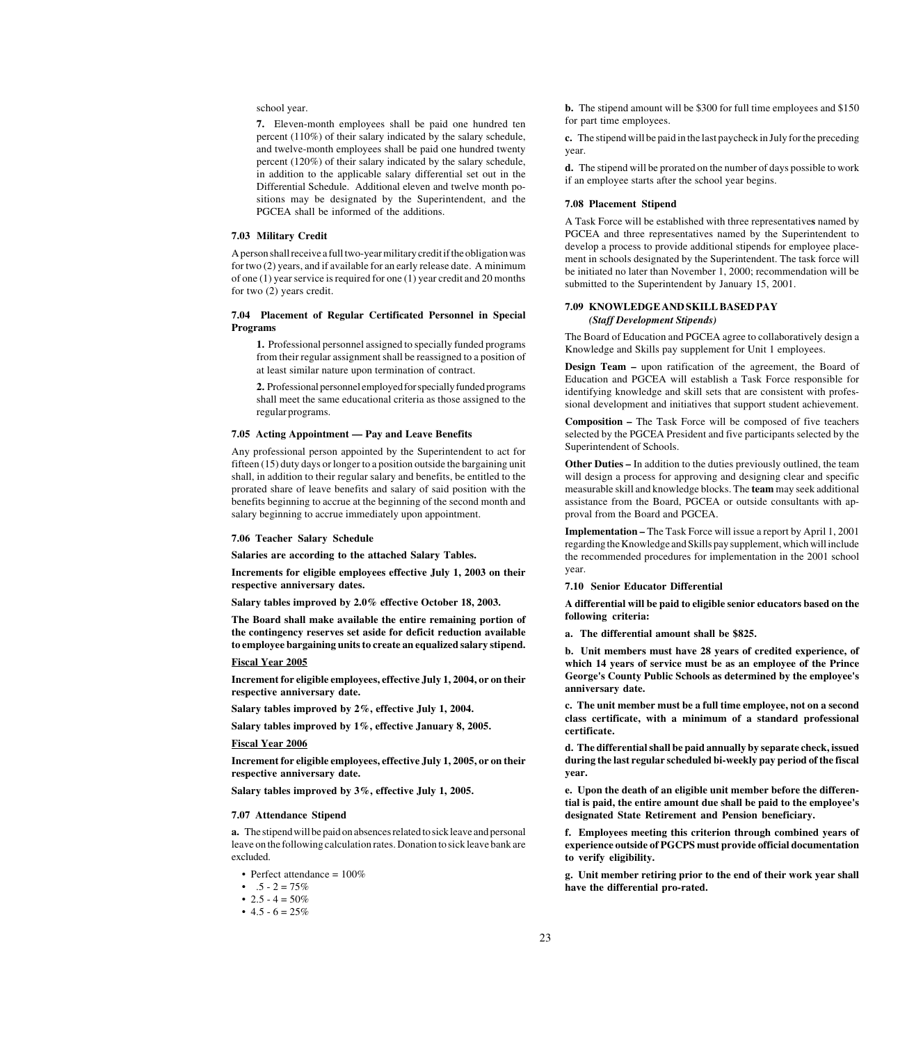school year.

**7.** Eleven-month employees shall be paid one hundred ten percent (110%) of their salary indicated by the salary schedule, and twelve-month employees shall be paid one hundred twenty percent (120%) of their salary indicated by the salary schedule, in addition to the applicable salary differential set out in the Differential Schedule. Additional eleven and twelve month positions may be designated by the Superintendent, and the PGCEA shall be informed of the additions.

#### 7.03 Military Credit

A person shall receive a full two-year military credit if the obligation was for two (2) years, and if available for an early release date. A minimum of one (1) year service is required for one (1) year credit and 20 months for two (2) years credit.

#### 7.04 Placement of Regular Certificated Personnel in Special Programs

**1.** Professional personnel assigned to specially funded programs from their regular assignment shall be reassigned to a position of at least similar nature upon termination of contract.

**2.** Professional personnel employed for specially funded programs shall meet the same educational criteria as those assigned to the regular programs.

#### 7.05 Acting Appointment — Pay and Leave Benefits

Any professional person appointed by the Superintendent to act for fifteen (15) duty days or longer to a position outside the bargaining unit shall, in addition to their regular salary and benefits, be entitled to the prorated share of leave benefits and salary of said position with the benefits beginning to accrue at the beginning of the second month and salary beginning to accrue immediately upon appointment.

#### 7.06 Teacher Salary Schedule

**Salaries are according to the attached Salary Tables.**

**Increments for eligible employees effective July 1, 2003 on their respective anniversary dates.**

**Salary tables improved by 2.0% effective October 18, 2003.**

**The Board shall make available the entire remaining portion of the contingency reserves set aside for deficit reduction available to employee bargaining units to create an equalized salary stipend.**

**Fiscal Year 2005**

**Increment for eligible employees, effective July 1, 2004, or on their respective anniversary date.**

**Salary tables improved by 2%, effective July 1, 2004.**

**Salary tables improved by 1%, effective January 8, 2005.**

**Fiscal Year 2006**

**Increment for eligible employees, effective July 1, 2005, or on their respective anniversary date.**

**Salary tables improved by 3%, effective July 1, 2005.**

#### 7.07 Attendance Stipend

**a.** The stipend will be paid on absences related to sick leave and personal leave on the following calculation rates. Donation to sick leave bank are excluded.

- Perfect attendance = 100%
- .5 - 2 = 75%
- 2.5 - 4 = 50%
- 4.5 - 6 = 25%

**b.** The stipend amount will be $300 for full time employees and $150 for part time employees.

**c.** The stipend will be paid in the last paycheck in July for the preceding year.

**d.** The stipend will be prorated on the number of days possible to work if an employee starts after the school year begins.

#### 7.08 Placement Stipend

A Task Force will be established with three representative**s** named by PGCEA and three representatives named by the Superintendent to develop a process to provide additional stipends for employee placement in schools designated by the Superintendent. The task force will be initiated no later than November 1, 2000; recommendation will be submitted to the Superintendent by January 15, 2001.

#### 7.09 KNOWLEDGE AND SKILL BASED PAY *(Staff Development Stipends)*

The Board of Education and PGCEA agree to collaboratively design a Knowledge and Skills pay supplement for Unit 1 employees.

**Design Team –** upon ratification of the agreement, the Board of Education and PGCEA will establish a Task Force responsible for identifying knowledge and skill sets that are consistent with professional development and initiatives that support student achievement.

**Composition –** The Task Force will be composed of five teachers selected by the PGCEA President and five participants selected by the Superintendent of Schools.

**Other Duties –** In addition to the duties previously outlined, the team will design a process for approving and designing clear and specific measurable skill and knowledge blocks. The **team** may seek additional assistance from the Board, PGCEA or outside consultants with approval from the Board and PGCEA.

**Implementation –** The Task Force will issue a report by April 1, 2001 regarding the Knowledge and Skills pay supplement, which will include the recommended procedures for implementation in the 2001 school year.

#### 7.10 Senior Educator Differential

**A differential will be paid to eligible senior educators based on the following criteria:**

**a. The differential amount shall be $825.**

**b. Unit members must have 28 years of credited experience, of which 14 years of service must be as an employee of the Prince George's County Public Schools as determined by the employee's anniversary date.**

**c. The unit member must be a full time employee, not on a second class certificate, with a minimum of a standard professional certificate.**

**d. The differential shall be paid annually by separate check, issued during the last regular scheduled bi-weekly pay period of the fiscal year.**

**e. Upon the death of an eligible unit member before the differential is paid, the entire amount due shall be paid to the employee's designated State Retirement and Pension beneficiary.**

**f. Employees meeting this criterion through combined years of experience outside of PGCPS must provide official documentation to verify eligibility.**

**g. Unit member retiring prior to the end of their work year shall have the differential pro-rated.**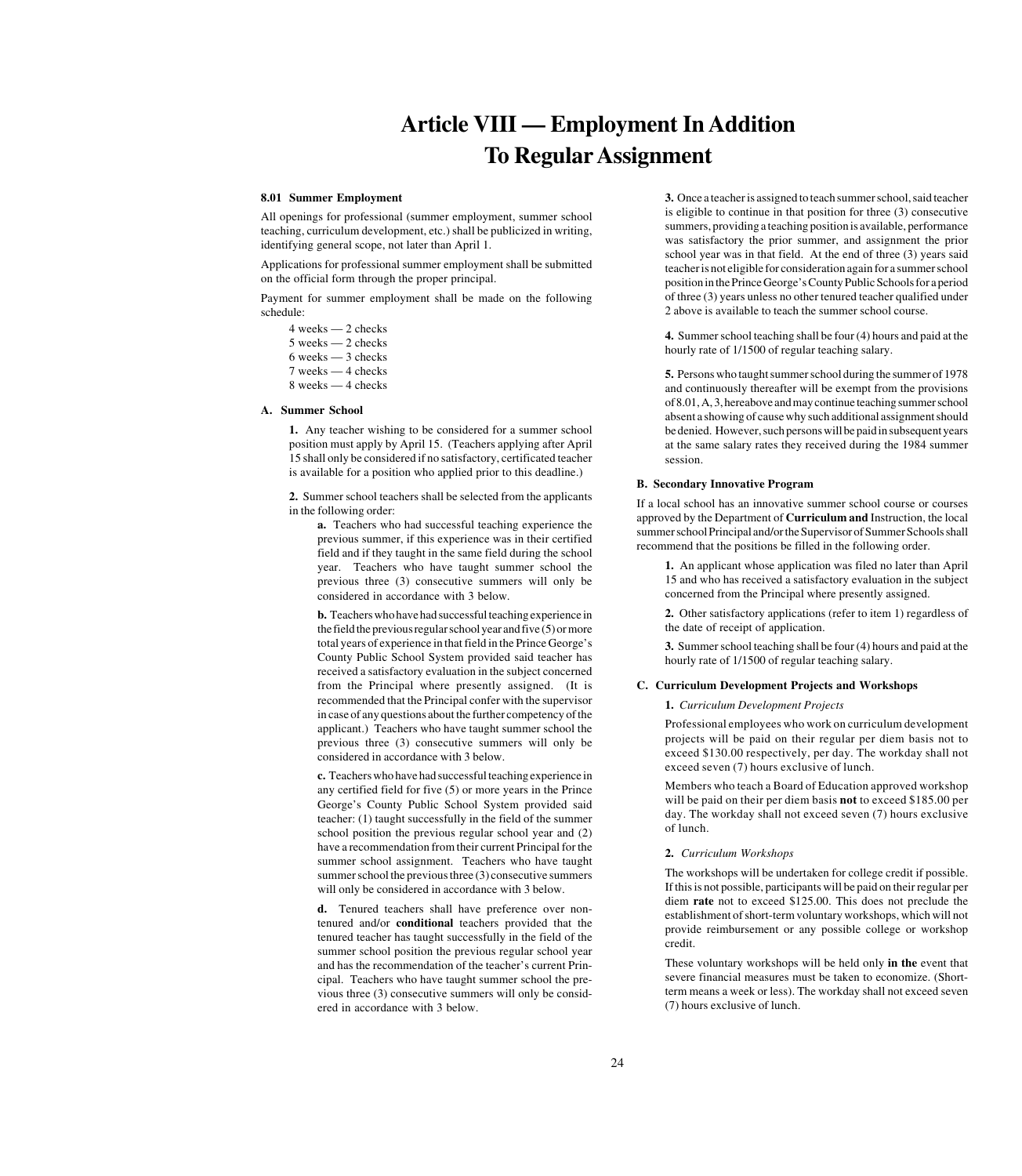# Article VIII — Employment In Addition To Regular Assignment

### 8.01 Summer Employment

All openings for professional (summer employment, summer school teaching, curriculum development, etc.) shall be publicized in writing, identifying general scope, not later than April 1.

Applications for professional summer employment shall be submitted on the official form through the proper principal.

Payment for summer employment shall be made on the following schedule:

4 weeks — 2 checks
5 weeks — 2 checks
6 weeks — 3 checks
7 weeks — 4 checks
8 weeks — 4 checks

#### A. Summer School

**1.** Any teacher wishing to be considered for a summer school position must apply by April 15. (Teachers applying after April 15 shall only be considered if no satisfactory, certificated teacher is available for a position who applied prior to this deadline.)

**2.** Summer school teachers shall be selected from the applicants in the following order:

**a.** Teachers who had successful teaching experience the previous summer, if this experience was in their certified field and if they taught in the same field during the school year. Teachers who have taught summer school the previous three (3) consecutive summers will only be considered in accordance with 3 below.

**b.** Teachers who have had successful teaching experience in the field the previous regular school year and five (5) or more total years of experience in that field in the Prince George's County Public School System provided said teacher has received a satisfactory evaluation in the subject concerned from the Principal where presently assigned. (It is recommended that the Principal confer with the supervisor in case of any questions about the further competency of the applicant.) Teachers who have taught summer school the previous three (3) consecutive summers will only be considered in accordance with 3 below.

**c.** Teachers who have had successful teaching experience in any certified field for five (5) or more years in the Prince George's County Public School System provided said teacher: (1) taught successfully in the field of the summer school position the previous regular school year and (2) have a recommendation from their current Principal for the summer school assignment. Teachers who have taught summer school the previous three (3) consecutive summers will only be considered in accordance with 3 below.

**d.** Tenured teachers shall have preference over non-tenured and/or **conditional** teachers provided that the tenured teacher has taught successfully in the field of the summer school position the previous regular school year and has the recommendation of the teacher's current Principal. Teachers who have taught summer school the previous three (3) consecutive summers will only be considered in accordance with 3 below.

**3.** Once a teacher is assigned to teach summer school, said teacher is eligible to continue in that position for three (3) consecutive summers, providing a teaching position is available, performance was satisfactory the prior summer, and assignment the prior school year was in that field. At the end of three (3) years said teacher is not eligible for consideration again for a summer school position in the Prince George's County Public Schools for a period of three (3) years unless no other tenured teacher qualified under 2 above is available to teach the summer school course.

**4.** Summer school teaching shall be four (4) hours and paid at the hourly rate of 1/1500 of regular teaching salary.

**5.** Persons who taught summer school during the summer of 1978 and continuously thereafter will be exempt from the provisions of 8.01, A, 3, hereabove and may continue teaching summer school absent a showing of cause why such additional assignment should be denied. However, such persons will be paid in subsequent years at the same salary rates they received during the 1984 summer session.

#### B. Secondary Innovative Program

If a local school has an innovative summer school course or courses approved by the Department of **Curriculum and** Instruction, the local summer school Principal and/or the Supervisor of Summer Schools shall recommend that the positions be filled in the following order.

**1.** An applicant whose application was filed no later than April 15 and who has received a satisfactory evaluation in the subject concerned from the Principal where presently assigned.

**2.** Other satisfactory applications (refer to item 1) regardless of the date of receipt of application.

**3.** Summer school teaching shall be four (4) hours and paid at the hourly rate of 1/1500 of regular teaching salary.

#### C. Curriculum Development Projects and Workshops

**1.** *Curriculum Development Projects*

Professional employees who work on curriculum development projects will be paid on their regular per diem basis not to exceed $130.00 respectively, per day. The workday shall not exceed seven (7) hours exclusive of lunch.

Members who teach a Board of Education approved workshop will be paid on their per diem basis **not** to exceed $185.00 per day. The workday shall not exceed seven (7) hours exclusive of lunch.

**2.** *Curriculum Workshops*

The workshops will be undertaken for college credit if possible. If this is not possible, participants will be paid on their regular per diem **rate** not to exceed $125.00. This does not preclude the establishment of short-term voluntary workshops, which will not provide reimbursement or any possible college or workshop credit.

These voluntary workshops will be held only **in the** event that severe financial measures must be taken to economize. (Short-term means a week or less). The workday shall not exceed seven (7) hours exclusive of lunch.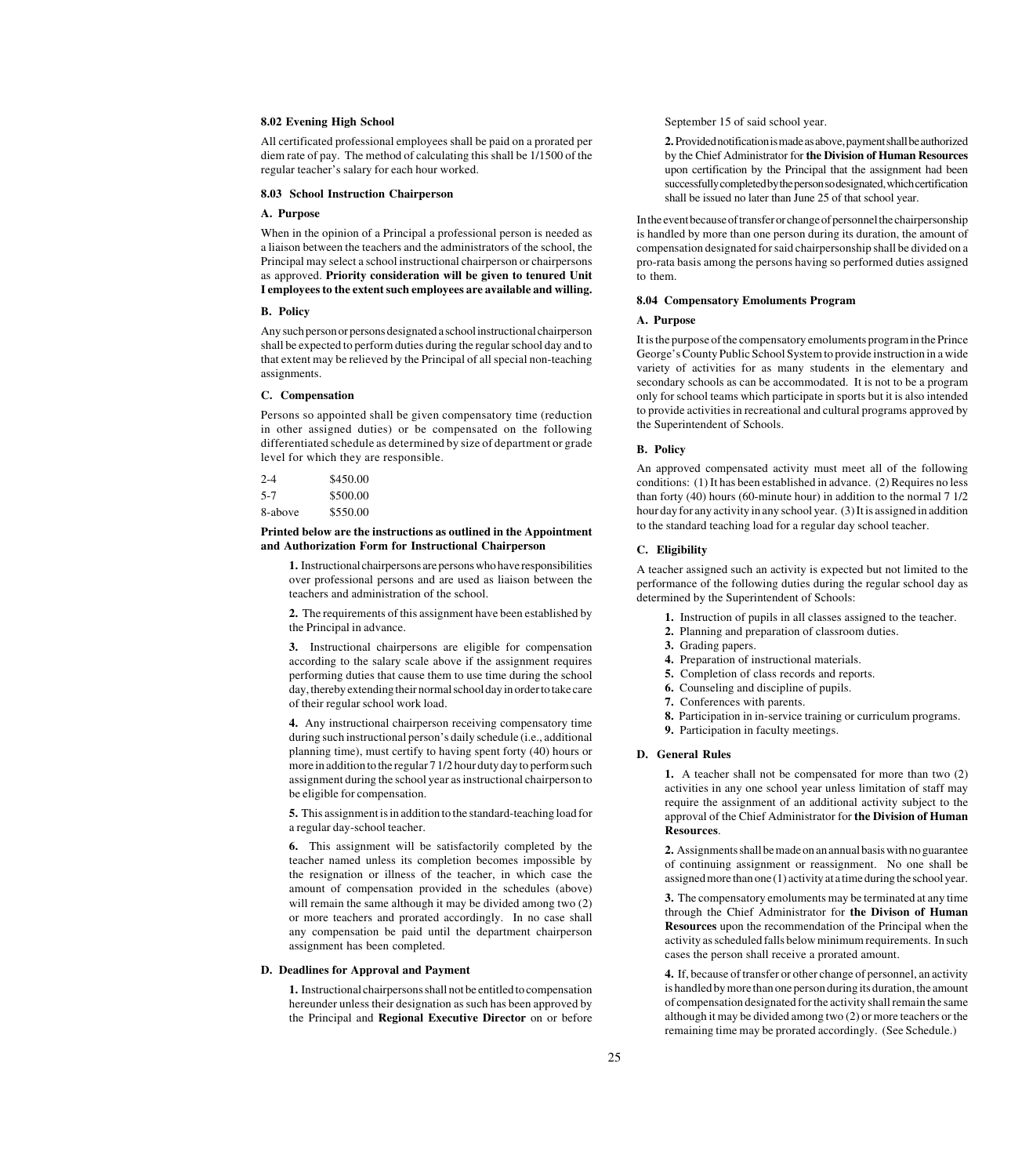### 8.02 Evening High School

All certificated professional employees shall be paid on a prorated per diem rate of pay. The method of calculating this shall be 1/1500 of the regular teacher's salary for each hour worked.

### 8.03 School Instruction Chairperson

#### A. Purpose

When in the opinion of a Principal a professional person is needed as a liaison between the teachers and the administrators of the school, the Principal may select a school instructional chairperson or chairpersons as approved. **Priority consideration will be given to tenured Unit I employees to the extent such employees are available and willing.**

#### B. Policy

Any such person or persons designated a school instructional chairperson shall be expected to perform duties during the regular school day and to that extent may be relieved by the Principal of all special non-teaching assignments.

#### C. Compensation

Persons so appointed shall be given compensatory time (reduction in other assigned duties) or be compensated on the following differentiated schedule as determined by size of department or grade level for which they are responsible.

| | |
|---|---|
| 2-4 | $450.00 |
| 5-7 | $500.00 |
| 8-above | $550.00 |

**Printed below are the instructions as outlined in the Appointment and Authorization Form for Instructional Chairperson**

**1.** Instructional chairpersons are persons who have responsibilities over professional persons and are used as liaison between the teachers and administration of the school.

**2.** The requirements of this assignment have been established by the Principal in advance.

**3.** Instructional chairpersons are eligible for compensation according to the salary scale above if the assignment requires performing duties that cause them to use time during the school day, thereby extending their normal school day in order to take care of their regular school work load.

**4.** Any instructional chairperson receiving compensatory time during such instructional person's daily schedule (i.e., additional planning time), must certify to having spent forty (40) hours or more in addition to the regular 7 1/2 hour duty day to perform such assignment during the school year as instructional chairperson to be eligible for compensation.

**5.** This assignment is in addition to the standard-teaching load for a regular day-school teacher.

**6.** This assignment will be satisfactorily completed by the teacher named unless its completion becomes impossible by the resignation or illness of the teacher, in which case the amount of compensation provided in the schedules (above) will remain the same although it may be divided among two (2) or more teachers and prorated accordingly. In no case shall any compensation be paid until the department chairperson assignment has been completed.

#### D. Deadlines for Approval and Payment

**1.** Instructional chairpersons shall not be entitled to compensation hereunder unless their designation as such has been approved by the Principal and **Regional Executive Director** on or before September 15 of said school year.

**2.** Provided notification is made as above, payment shall be authorized by the Chief Administrator for **the Division of Human Resources** upon certification by the Principal that the assignment had been successfully completed by the person so designated, which certification shall be issued no later than June 25 of that school year.

In the event because of transfer or change of personnel the chairpersonship is handled by more than one person during its duration, the amount of compensation designated for said chairpersonship shall be divided on a pro-rata basis among the persons having so performed duties assigned to them.

### 8.04 Compensatory Emoluments Program

#### A. Purpose

It is the purpose of the compensatory emoluments program in the Prince George's County Public School System to provide instruction in a wide variety of activities for as many students in the elementary and secondary schools as can be accommodated. It is not to be a program only for school teams which participate in sports but it is also intended to provide activities in recreational and cultural programs approved by the Superintendent of Schools.

#### B. Policy

An approved compensated activity must meet all of the following conditions: (1) It has been established in advance. (2) Requires no less than forty (40) hours (60-minute hour) in addition to the normal 7 1/2 hour day for any activity in any school year. (3) It is assigned in addition to the standard teaching load for a regular day school teacher.

#### C. Eligibility

A teacher assigned such an activity is expected but not limited to the performance of the following duties during the regular school day as determined by the Superintendent of Schools:

**1.** Instruction of pupils in all classes assigned to the teacher.
**2.** Planning and preparation of classroom duties.
**3.** Grading papers.
**4.** Preparation of instructional materials.
**5.** Completion of class records and reports.
**6.** Counseling and discipline of pupils.
**7.** Conferences with parents.
**8.** Participation in in-service training or curriculum programs.
**9.** Participation in faculty meetings.

#### D. General Rules

**1.** A teacher shall not be compensated for more than two (2) activities in any one school year unless limitation of staff may require the assignment of an additional activity subject to the approval of the Chief Administrator for **the Division of Human Resources**.

**2.** Assignments shall be made on an annual basis with no guarantee of continuing assignment or reassignment. No one shall be assigned more than one (1) activity at a time during the school year.

**3.** The compensatory emoluments may be terminated at any time through the Chief Administrator for **the Divison of Human Resources** upon the recommendation of the Principal when the activity as scheduled falls below minimum requirements. In such cases the person shall receive a prorated amount.

**4.** If, because of transfer or other change of personnel, an activity is handled by more than one person during its duration, the amount of compensation designated for the activity shall remain the same although it may be divided among two (2) or more teachers or the remaining time may be prorated accordingly. (See Schedule.)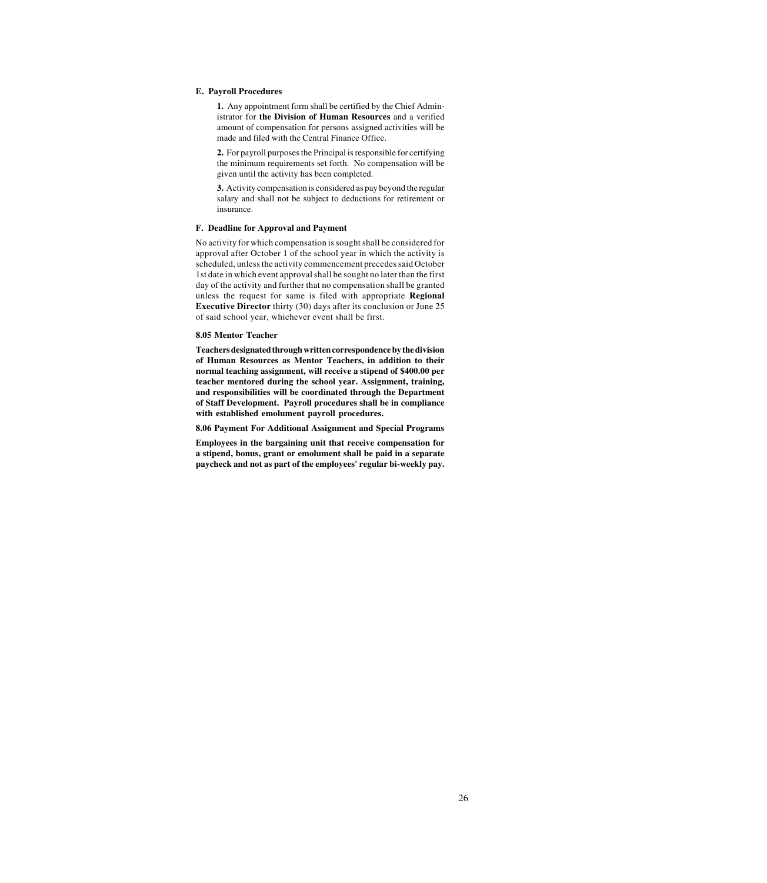**E. Payroll Procedures**

**1.** Any appointment form shall be certified by the Chief Administrator for **the Division of Human Resources** and a verified amount of compensation for persons assigned activities will be made and filed with the Central Finance Office.

**2.** For payroll purposes the Principal is responsible for certifying the minimum requirements set forth. No compensation will be given until the activity has been completed.

**3.** Activity compensation is considered as pay beyond the regular salary and shall not be subject to deductions for retirement or insurance.

**F. Deadline for Approval and Payment**

No activity for which compensation is sought shall be considered for approval after October 1 of the school year in which the activity is scheduled, unless the activity commencement precedes said October 1st date in which event approval shall be sought no later than the first day of the activity and further that no compensation shall be granted unless the request for same is filed with appropriate **Regional Executive Director** thirty (30) days after its conclusion or June 25 of said school year, whichever event shall be first.

**8.05 Mentor Teacher**

**Teachers designated through written correspondence by the division of Human Resources as Mentor Teachers, in addition to their normal teaching assignment, will receive a stipend of $400.00 per teacher mentored during the school year. Assignment, training, and responsibilities will be coordinated through the Department of Staff Development. Payroll procedures shall be in compliance with established emolument payroll procedures.**

**8.06 Payment For Additional Assignment and Special Programs**

**Employees in the bargaining unit that receive compensation for a stipend, bonus, grant or emolument shall be paid in a separate paycheck and not as part of the employees' regular bi-weekly pay.**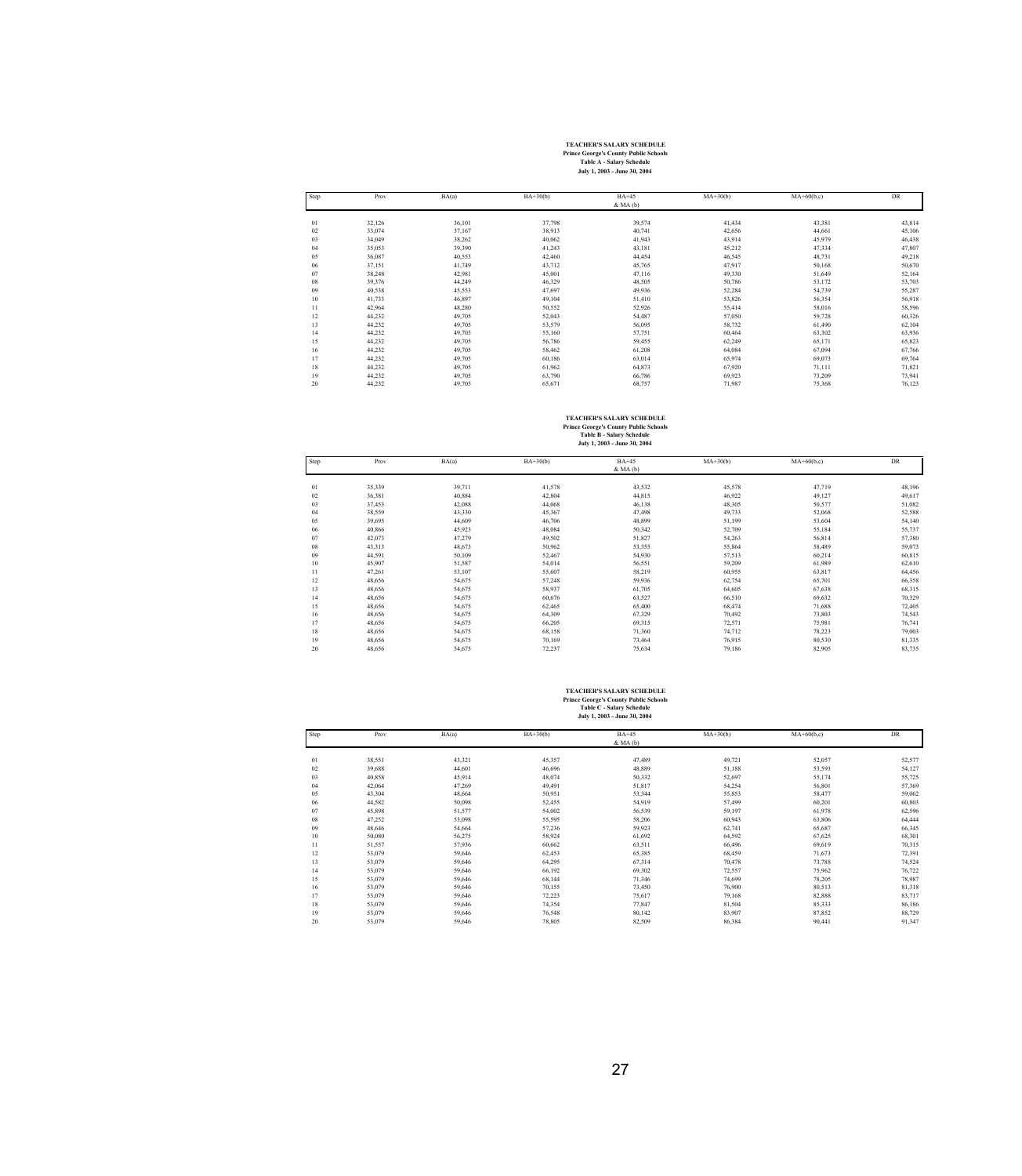**TEACHER'S SALARY SCHEDULE**
**Prince George's County Public Schools**
**Table A - Salary Schedule**
**July 1, 2003 - June 30, 2004**

| Step | Prov | BA(a) | BA+30(b) | BA+45 & MA (b) | MA+30(b) | MA+60(b,c) | DR |
|---|---|---|---|---|---|---|---|
| 01 | 32,126 | 36,101 | 37,798 | 39,574 | 41,434 | 43,381 | 43,814 |
| 02 | 33,074 | 37,167 | 38,913 | 40,741 | 42,656 | 44,661 | 45,106 |
| 03 | 34,049 | 38,262 | 40,062 | 41,943 | 43,914 | 45,979 | 46,438 |
| 04 | 35,053 | 39,390 | 41,243 | 43,181 | 45,212 | 47,334 | 47,807 |
| 05 | 36,087 | 40,553 | 42,460 | 44,454 | 46,545 | 48,731 | 49,218 |
| 06 | 37,151 | 41,749 | 43,712 | 45,765 | 47,917 | 50,168 | 50,670 |
| 07 | 38,248 | 42,981 | 45,001 | 47,116 | 49,330 | 51,649 | 52,164 |
| 08 | 39,376 | 44,249 | 46,329 | 48,505 | 50,786 | 53,172 | 53,703 |
| 09 | 40,538 | 45,553 | 47,697 | 49,936 | 52,284 | 54,739 | 55,287 |
| 10 | 41,733 | 46,897 | 49,104 | 51,410 | 53,826 | 56,354 | 56,918 |
| 11 | 42,964 | 48,280 | 50,552 | 52,926 | 55,414 | 58,016 | 58,596 |
| 12 | 44,232 | 49,705 | 52,043 | 54,487 | 57,050 | 59,728 | 60,326 |
| 13 | 44,232 | 49,705 | 53,579 | 56,095 | 58,732 | 61,490 | 62,104 |
| 14 | 44,232 | 49,705 | 55,160 | 57,751 | 60,464 | 63,302 | 63,936 |
| 15 | 44,232 | 49,705 | 56,786 | 59,455 | 62,249 | 65,171 | 65,823 |
| 16 | 44,232 | 49,705 | 58,462 | 61,208 | 64,084 | 67,094 | 67,766 |
| 17 | 44,232 | 49,705 | 60,186 | 63,014 | 65,974 | 69,073 | 69,764 |
| 18 | 44,232 | 49,705 | 61,962 | 64,873 | 67,920 | 71,111 | 71,821 |
| 19 | 44,232 | 49,705 | 63,790 | 66,786 | 69,923 | 73,209 | 73,941 |
| 20 | 44,232 | 49,705 | 65,671 | 68,757 | 71,987 | 75,368 | 76,123 |

**TEACHER'S SALARY SCHEDULE**
**Prince George's County Public Schools**
**Table B - Salary Schedule**
**July 1, 2003 - June 30, 2004**

| Step | Prov | BA(a) | BA+30(b) | BA+45 & MA (b) | MA+30(b) | MA+60(b,c) | DR |
|---|---|---|---|---|---|---|---|
| 01 | 35,339 | 39,711 | 41,578 | 43,532 | 45,578 | 47,719 | 48,196 |
| 02 | 36,381 | 40,884 | 42,804 | 44,815 | 46,922 | 49,127 | 49,617 |
| 03 | 37,453 | 42,088 | 44,068 | 46,138 | 48,305 | 50,577 | 51,082 |
| 04 | 38,559 | 43,330 | 45,367 | 47,498 | 49,733 | 52,068 | 52,588 |
| 05 | 39,695 | 44,609 | 46,706 | 48,899 | 51,199 | 53,604 | 54,140 |
| 06 | 40,866 | 45,923 | 48,084 | 50,342 | 52,709 | 55,184 | 55,737 |
| 07 | 42,073 | 47,279 | 49,502 | 51,827 | 54,263 | 56,814 | 57,380 |
| 08 | 43,313 | 48,673 | 50,962 | 53,355 | 55,864 | 58,489 | 59,073 |
| 09 | 44,591 | 50,109 | 52,467 | 54,930 | 57,513 | 60,214 | 60,815 |
| 10 | 45,907 | 51,587 | 54,014 | 56,551 | 59,209 | 61,989 | 62,610 |
| 11 | 47,261 | 53,107 | 55,607 | 58,219 | 60,955 | 63,817 | 64,456 |
| 12 | 48,656 | 54,675 | 57,248 | 59,936 | 62,754 | 65,701 | 66,358 |
| 13 | 48,656 | 54,675 | 58,937 | 61,705 | 64,605 | 67,638 | 68,315 |
| 14 | 48,656 | 54,675 | 60,676 | 63,527 | 66,510 | 69,632 | 70,329 |
| 15 | 48,656 | 54,675 | 62,465 | 65,400 | 68,474 | 71,688 | 72,405 |
| 16 | 48,656 | 54,675 | 64,309 | 67,329 | 70,492 | 73,803 | 74,543 |
| 17 | 48,656 | 54,675 | 66,205 | 69,315 | 72,571 | 75,981 | 76,741 |
| 18 | 48,656 | 54,675 | 68,158 | 71,360 | 74,712 | 78,223 | 79,003 |
| 19 | 48,656 | 54,675 | 70,169 | 73,464 | 76,915 | 80,530 | 81,335 |
| 20 | 48,656 | 54,675 | 72,237 | 75,634 | 79,186 | 82,905 | 83,735 |

**TEACHER'S SALARY SCHEDULE**
**Prince George's County Public Schools**
**Table C - Salary Schedule**
**July 1, 2003 - June 30, 2004**

| Step | Prov | BA(a) | BA+30(b) | BA+45 & MA (b) | MA+30(b) | MA+60(b,c) | DR |
|---|---|---|---|---|---|---|---|
| 01 | 38,551 | 43,321 | 45,357 | 47,489 | 49,721 | 52,057 | 52,577 |
| 02 | 39,688 | 44,601 | 46,696 | 48,889 | 51,188 | 53,593 | 54,127 |
| 03 | 40,858 | 45,914 | 48,074 | 50,332 | 52,697 | 55,174 | 55,725 |
| 04 | 42,064 | 47,269 | 49,491 | 51,817 | 54,254 | 56,801 | 57,369 |
| 05 | 43,304 | 48,664 | 50,951 | 53,344 | 55,853 | 58,477 | 59,062 |
| 06 | 44,582 | 50,098 | 52,455 | 54,919 | 57,499 | 60,201 | 60,803 |
| 07 | 45,898 | 51,577 | 54,002 | 56,539 | 59,197 | 61,978 | 62,596 |
| 08 | 47,252 | 53,098 | 55,595 | 58,206 | 60,943 | 63,806 | 64,444 |
| 09 | 48,646 | 54,664 | 57,236 | 59,923 | 62,741 | 65,687 | 66,345 |
| 10 | 50,080 | 56,275 | 58,924 | 61,692 | 64,592 | 67,625 | 68,301 |
| 11 | 51,557 | 57,936 | 60,662 | 63,511 | 66,496 | 69,619 | 70,315 |
| 12 | 53,079 | 59,646 | 62,453 | 65,385 | 68,459 | 71,673 | 72,391 |
| 13 | 53,079 | 59,646 | 64,295 | 67,314 | 70,478 | 73,788 | 74,524 |
| 14 | 53,079 | 59,646 | 66,192 | 69,302 | 72,557 | 75,962 | 76,722 |
| 15 | 53,079 | 59,646 | 68,144 | 71,346 | 74,699 | 78,205 | 78,987 |
| 16 | 53,079 | 59,646 | 70,155 | 73,450 | 76,900 | 80,513 | 81,318 |
| 17 | 53,079 | 59,646 | 72,223 | 75,617 | 79,168 | 82,888 | 83,717 |
| 18 | 53,079 | 59,646 | 74,354 | 77,847 | 81,504 | 85,333 | 86,186 |
| 19 | 53,079 | 59,646 | 76,548 | 80,142 | 83,907 | 87,852 | 88,729 |
| 20 | 53,079 | 59,646 | 78,805 | 82,509 | 86,384 | 90,441 | 91,347 |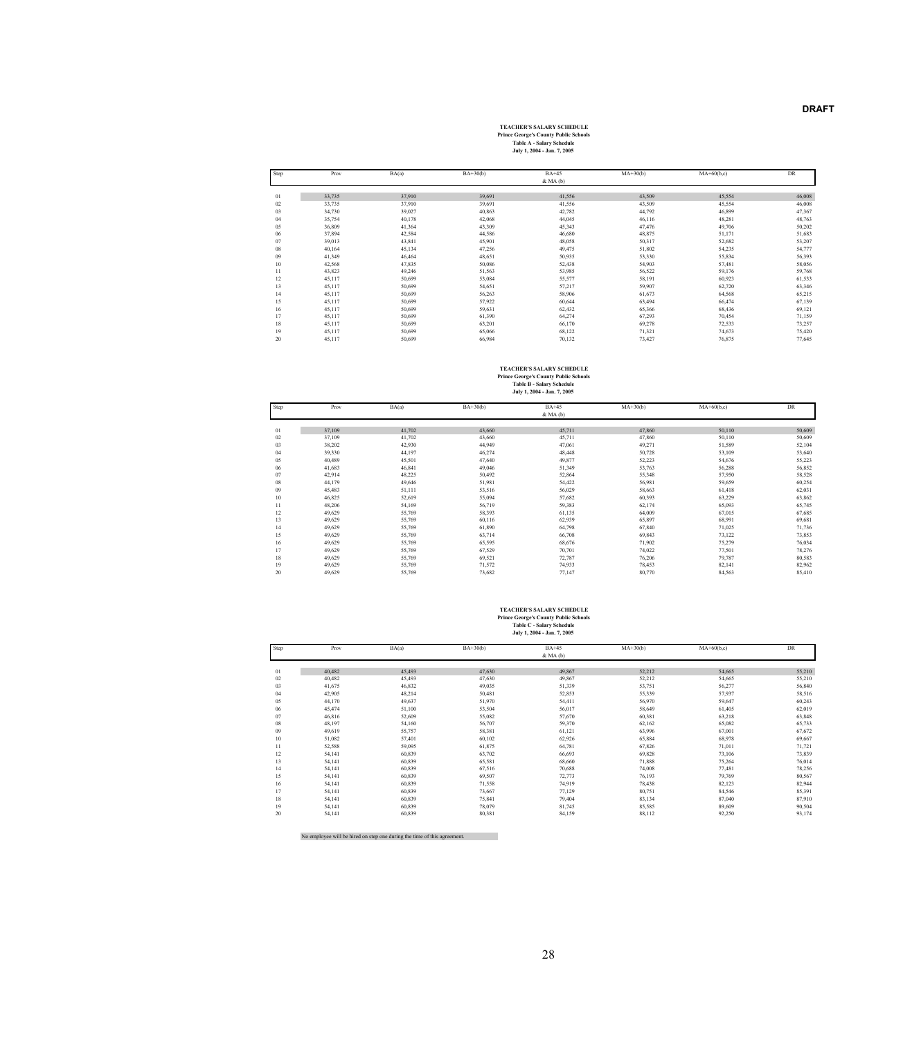DRAFT

**TEACHER'S SALARY SCHEDULE**
**Prince George's County Public Schools**
**Table A - Salary Schedule**
**July 1, 2004 - Jan. 7, 2005**

| Step | Prov | BA(a) | BA+30(b) | BA+45 & MA (b) | MA+30(b) | MA+60(b,c) | DR |
|---|---|---|---|---|---|---|---|
| 01 | 33,735 | 37,910 | 39,691 | 41,556 | 43,509 | 45,554 | 46,008 |
| 02 | 33,735 | 37,910 | 39,691 | 41,556 | 43,509 | 45,554 | 46,008 |
| 03 | 34,730 | 39,027 | 40,863 | 42,782 | 44,792 | 46,899 | 47,367 |
| 04 | 35,754 | 40,178 | 42,068 | 44,045 | 46,116 | 48,281 | 48,763 |
| 05 | 36,809 | 41,364 | 43,309 | 45,343 | 47,476 | 49,706 | 50,202 |
| 06 | 37,894 | 42,584 | 44,586 | 46,680 | 48,875 | 51,171 | 51,683 |
| 07 | 39,013 | 43,841 | 45,901 | 48,058 | 50,317 | 52,682 | 53,207 |
| 08 | 40,164 | 45,134 | 47,256 | 49,475 | 51,802 | 54,235 | 54,777 |
| 09 | 41,349 | 46,464 | 48,651 | 50,935 | 53,330 | 55,834 | 56,393 |
| 10 | 42,568 | 47,835 | 50,086 | 52,438 | 54,903 | 57,481 | 58,056 |
| 11 | 43,823 | 49,246 | 51,563 | 53,985 | 56,522 | 59,176 | 59,768 |
| 12 | 45,117 | 50,699 | 53,084 | 55,577 | 58,191 | 60,923 | 61,533 |
| 13 | 45,117 | 50,699 | 54,651 | 57,217 | 59,907 | 62,720 | 63,346 |
| 14 | 45,117 | 50,699 | 56,263 | 58,906 | 61,673 | 64,568 | 65,215 |
| 15 | 45,117 | 50,699 | 57,922 | 60,644 | 63,494 | 66,474 | 67,139 |
| 16 | 45,117 | 50,699 | 59,631 | 62,432 | 65,366 | 68,436 | 69,121 |
| 17 | 45,117 | 50,699 | 61,390 | 64,274 | 67,293 | 70,454 | 71,159 |
| 18 | 45,117 | 50,699 | 63,201 | 66,170 | 69,278 | 72,533 | 73,257 |
| 19 | 45,117 | 50,699 | 65,066 | 68,122 | 71,321 | 74,673 | 75,420 |
| 20 | 45,117 | 50,699 | 66,984 | 70,132 | 73,427 | 76,875 | 77,645 |

**TEACHER'S SALARY SCHEDULE**
**Prince George's County Public Schools**
**Table B - Salary Schedule**
**July 1, 2004 - Jan. 7, 2005**

| Step | Prov | BA(a) | BA+30(b) | BA+45 & MA (b) | MA+30(b) | MA+60(b,c) | DR |
|---|---|---|---|---|---|---|---|
| 01 | 37,109 | 41,702 | 43,660 | 45,711 | 47,860 | 50,110 | 50,609 |
| 02 | 37,109 | 41,702 | 43,660 | 45,711 | 47,860 | 50,110 | 50,609 |
| 03 | 38,202 | 42,930 | 44,949 | 47,061 | 49,271 | 51,589 | 52,104 |
| 04 | 39,330 | 44,197 | 46,274 | 48,448 | 50,728 | 53,109 | 53,640 |
| 05 | 40,489 | 45,501 | 47,640 | 49,877 | 52,223 | 54,676 | 55,223 |
| 06 | 41,683 | 46,841 | 49,046 | 51,349 | 53,763 | 56,288 | 56,852 |
| 07 | 42,914 | 48,225 | 50,492 | 52,864 | 55,348 | 57,950 | 58,528 |
| 08 | 44,179 | 49,646 | 51,981 | 54,422 | 56,981 | 59,659 | 60,254 |
| 09 | 45,483 | 51,111 | 53,516 | 56,029 | 58,663 | 61,418 | 62,031 |
| 10 | 46,825 | 52,619 | 55,094 | 57,682 | 60,393 | 63,229 | 63,862 |
| 11 | 48,206 | 54,169 | 56,719 | 59,383 | 62,174 | 65,093 | 65,745 |
| 12 | 49,629 | 55,769 | 58,393 | 61,135 | 64,009 | 67,015 | 67,685 |
| 13 | 49,629 | 55,769 | 60,116 | 62,939 | 65,897 | 68,991 | 69,681 |
| 14 | 49,629 | 55,769 | 61,890 | 64,798 | 67,840 | 71,025 | 71,736 |
| 15 | 49,629 | 55,769 | 63,714 | 66,708 | 69,843 | 73,122 | 73,853 |
| 16 | 49,629 | 55,769 | 65,595 | 68,676 | 71,902 | 75,279 | 76,034 |
| 17 | 49,629 | 55,769 | 67,529 | 70,701 | 74,022 | 77,501 | 78,276 |
| 18 | 49,629 | 55,769 | 69,521 | 72,787 | 76,206 | 79,787 | 80,583 |
| 19 | 49,629 | 55,769 | 71,572 | 74,933 | 78,453 | 82,141 | 82,962 |
| 20 | 49,629 | 55,769 | 73,682 | 77,147 | 80,770 | 84,563 | 85,410 |

**TEACHER'S SALARY SCHEDULE**
**Prince George's County Public Schools**
**Table C - Salary Schedule**
**July 1, 2004 - Jan. 7, 2005**

| Step | Prov | BA(a) | BA+30(b) | BA+45 & MA (b) | MA+30(b) | MA+60(b,c) | DR |
|---|---|---|---|---|---|---|---|
| 01 | 40,482 | 45,493 | 47,630 | 49,867 | 52,212 | 54,665 | 55,210 |
| 02 | 40,482 | 45,493 | 47,630 | 49,867 | 52,212 | 54,665 | 55,210 |
| 03 | 41,675 | 46,832 | 49,035 | 51,339 | 53,751 | 56,277 | 56,840 |
| 04 | 42,905 | 48,214 | 50,481 | 52,853 | 55,339 | 57,937 | 58,516 |
| 05 | 44,170 | 49,637 | 51,970 | 54,411 | 56,970 | 59,647 | 60,243 |
| 06 | 45,474 | 51,100 | 53,504 | 56,017 | 58,649 | 61,405 | 62,019 |
| 07 | 46,816 | 52,609 | 55,082 | 57,670 | 60,381 | 63,218 | 63,848 |
| 08 | 48,197 | 54,160 | 56,707 | 59,370 | 62,162 | 65,082 | 65,733 |
| 09 | 49,619 | 55,757 | 58,381 | 61,121 | 63,996 | 67,001 | 67,672 |
| 10 | 51,082 | 57,401 | 60,102 | 62,926 | 65,884 | 68,978 | 69,667 |
| 11 | 52,588 | 59,095 | 61,875 | 64,781 | 67,826 | 71,011 | 71,721 |
| 12 | 54,141 | 60,839 | 63,702 | 66,693 | 69,828 | 73,106 | 73,839 |
| 13 | 54,141 | 60,839 | 65,581 | 68,660 | 71,888 | 75,264 | 76,014 |
| 14 | 54,141 | 60,839 | 67,516 | 70,688 | 74,008 | 77,481 | 78,256 |
| 15 | 54,141 | 60,839 | 69,507 | 72,773 | 76,193 | 79,769 | 80,567 |
| 16 | 54,141 | 60,839 | 71,558 | 74,919 | 78,438 | 82,123 | 82,944 |
| 17 | 54,141 | 60,839 | 73,667 | 77,129 | 80,751 | 84,546 | 85,391 |
| 18 | 54,141 | 60,839 | 75,841 | 79,404 | 83,134 | 87,040 | 87,910 |
| 19 | 54,141 | 60,839 | 78,079 | 81,745 | 85,585 | 89,609 | 90,504 |
| 20 | 54,141 | 60,839 | 80,381 | 84,159 | 88,112 | 92,250 | 93,174 |

No employee will be hired on step one during the time of this agreement.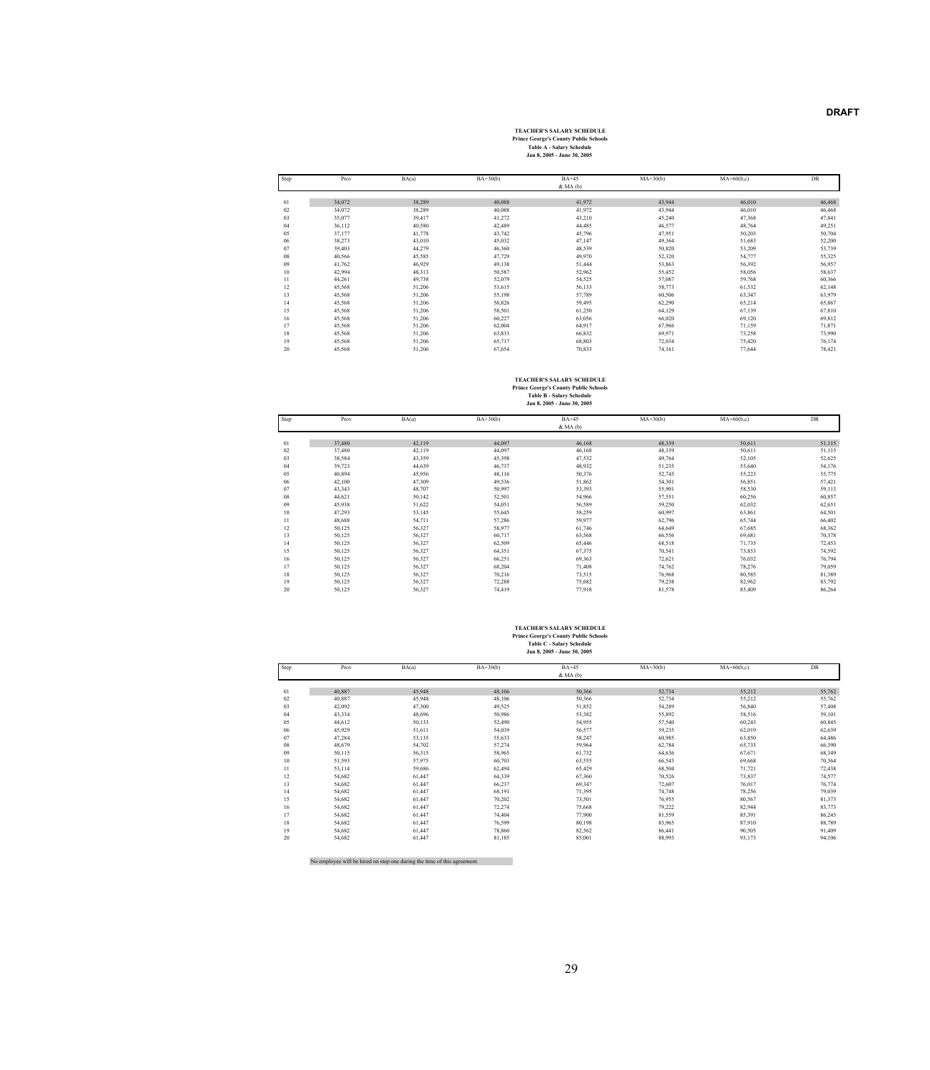DRAFT

**TEACHER'S SALARY SCHEDULE**
**Prince George's County Public Schools**
**Table A - Salary Schedule**
**Jan 8, 2005 - June 30, 2005**

| Step | Prov | BA(a) | BA+30(b) | BA+45 & MA (b) | MA+30(b) | MA+60(b,c) | DR |
|---|---|---|---|---|---|---|---|
| 01 | 34,072 | 38,289 | 40,088 | 41,972 | 43,944 | 46,010 | 46,468 |
| 02 | 34,072 | 38,289 | 40,088 | 41,972 | 43,944 | 46,010 | 46,468 |
| 03 | 35,077 | 39,417 | 41,272 | 43,210 | 45,240 | 47,368 | 47,841 |
| 04 | 36,112 | 40,580 | 42,489 | 44,485 | 46,577 | 48,764 | 49,251 |
| 05 | 37,177 | 41,778 | 43,742 | 45,796 | 47,951 | 50,203 | 50,704 |
| 06 | 38,273 | 43,010 | 45,032 | 47,147 | 49,364 | 51,683 | 52,200 |
| 07 | 39,403 | 44,279 | 46,360 | 48,539 | 50,820 | 53,209 | 53,739 |
| 08 | 40,566 | 45,585 | 47,729 | 49,970 | 52,320 | 54,777 | 55,325 |
| 09 | 41,762 | 46,929 | 49,138 | 51,444 | 53,863 | 56,392 | 56,957 |
| 10 | 42,994 | 48,313 | 50,587 | 52,962 | 55,452 | 58,056 | 58,637 |
| 11 | 44,261 | 49,738 | 52,079 | 54,525 | 57,087 | 59,768 | 60,366 |
| 12 | 45,568 | 51,206 | 53,615 | 56,133 | 58,773 | 61,532 | 62,148 |
| 13 | 45,568 | 51,206 | 55,198 | 57,789 | 60,506 | 63,347 | 63,979 |
| 14 | 45,568 | 51,206 | 56,826 | 59,495 | 62,290 | 65,214 | 65,867 |
| 15 | 45,568 | 51,206 | 58,501 | 61,250 | 64,129 | 67,139 | 67,810 |
| 16 | 45,568 | 51,206 | 60,227 | 63,056 | 66,020 | 69,120 | 69,812 |
| 17 | 45,568 | 51,206 | 62,004 | 64,917 | 67,966 | 71,159 | 71,871 |
| 18 | 45,568 | 51,206 | 63,833 | 66,832 | 69,971 | 73,258 | 73,990 |
| 19 | 45,568 | 51,206 | 65,717 | 68,803 | 72,034 | 75,420 | 76,174 |
| 20 | 45,568 | 51,206 | 67,654 | 70,833 | 74,161 | 77,644 | 78,421 |

**TEACHER'S SALARY SCHEDULE**
**Prince George's County Public Schools**
**Table B - Salary Schedule**
**Jan 8, 2005 - June 30, 2005**

| Step | Prov | BA(a) | BA+30(b) | BA+45 & MA (b) | MA+30(b) | MA+60(b,c) | DR |
|---|---|---|---|---|---|---|---|
| 01 | 37,480 | 42,119 | 44,097 | 46,168 | 48,339 | 50,611 | 51,115 |
| 02 | 37,480 | 42,119 | 44,097 | 46,168 | 48,339 | 50,611 | 51,115 |
| 03 | 38,584 | 43,359 | 45,398 | 47,532 | 49,764 | 52,105 | 52,625 |
| 04 | 39,723 | 44,639 | 46,737 | 48,932 | 51,235 | 53,640 | 54,176 |
| 05 | 40,894 | 45,956 | 48,116 | 50,376 | 52,745 | 55,223 | 55,775 |
| 06 | 42,100 | 47,309 | 49,536 | 51,862 | 54,301 | 56,851 | 57,421 |
| 07 | 43,343 | 48,707 | 50,997 | 53,393 | 55,901 | 58,530 | 59,113 |
| 08 | 44,621 | 50,142 | 52,501 | 54,966 | 57,551 | 60,256 | 60,857 |
| 09 | 45,938 | 51,622 | 54,051 | 56,589 | 59,250 | 62,032 | 62,651 |
| 10 | 47,293 | 53,145 | 55,645 | 58,259 | 60,997 | 63,861 | 64,501 |
| 11 | 48,688 | 54,711 | 57,286 | 59,977 | 62,796 | 65,744 | 66,402 |
| 12 | 50,125 | 56,327 | 58,977 | 61,746 | 64,649 | 67,685 | 68,362 |
| 13 | 50,125 | 56,327 | 60,717 | 63,568 | 66,556 | 69,681 | 70,378 |
| 14 | 50,125 | 56,327 | 62,509 | 65,446 | 68,518 | 71,735 | 72,453 |
| 15 | 50,125 | 56,327 | 64,351 | 67,375 | 70,541 | 73,853 | 74,592 |
| 16 | 50,125 | 56,327 | 66,251 | 69,363 | 72,621 | 76,032 | 76,794 |
| 17 | 50,125 | 56,327 | 68,204 | 71,408 | 74,762 | 78,276 | 79,059 |
| 18 | 50,125 | 56,327 | 70,216 | 73,515 | 76,968 | 80,585 | 81,389 |
| 19 | 50,125 | 56,327 | 72,288 | 75,682 | 79,238 | 82,962 | 83,792 |
| 20 | 50,125 | 56,327 | 74,419 | 77,918 | 81,578 | 85,409 | 86,264 |

**TEACHER'S SALARY SCHEDULE**
**Prince George's County Public Schools**
**Table C - Salary Schedule**
**Jan 8, 2005 - June 30, 2005**

| Step | Prov | BA(a) | BA+30(b) | BA+45 & MA (b) | MA+30(b) | MA+60(b,c) | DR |
|---|---|---|---|---|---|---|---|
| 01 | 40,887 | 45,948 | 48,106 | 50,366 | 52,734 | 55,212 | 55,762 |
| 02 | 40,887 | 45,948 | 48,106 | 50,366 | 52,734 | 55,212 | 55,762 |
| 03 | 42,092 | 47,300 | 49,525 | 51,852 | 54,289 | 56,840 | 57,408 |
| 04 | 43,334 | 48,696 | 50,986 | 53,382 | 55,892 | 58,516 | 59,101 |
| 05 | 44,612 | 50,133 | 52,490 | 54,955 | 57,540 | 60,243 | 60,845 |
| 06 | 45,929 | 51,611 | 54,039 | 56,577 | 59,235 | 62,019 | 62,639 |
| 07 | 47,284 | 53,135 | 55,633 | 58,247 | 60,985 | 63,850 | 64,486 |
| 08 | 48,679 | 54,702 | 57,274 | 59,964 | 62,784 | 65,733 | 66,390 |
| 09 | 50,115 | 56,315 | 58,965 | 61,732 | 64,636 | 67,671 | 68,349 |
| 10 | 51,593 | 57,975 | 60,703 | 63,555 | 66,543 | 69,668 | 70,364 |
| 11 | 53,114 | 59,686 | 62,494 | 65,429 | 68,504 | 71,721 | 72,438 |
| 12 | 54,682 | 61,447 | 64,339 | 67,360 | 70,526 | 73,837 | 74,577 |
| 13 | 54,682 | 61,447 | 66,237 | 69,347 | 72,607 | 76,017 | 76,774 |
| 14 | 54,682 | 61,447 | 68,191 | 71,395 | 74,748 | 78,256 | 79,039 |
| 15 | 54,682 | 61,447 | 70,202 | 73,501 | 76,955 | 80,567 | 81,373 |
| 16 | 54,682 | 61,447 | 72,274 | 75,668 | 79,222 | 82,944 | 83,773 |
| 17 | 54,682 | 61,447 | 74,404 | 77,900 | 81,559 | 85,391 | 86,245 |
| 18 | 54,682 | 61,447 | 76,599 | 80,198 | 83,965 | 87,910 | 88,789 |
| 19 | 54,682 | 61,447 | 78,860 | 82,562 | 86,441 | 90,505 | 91,409 |
| 20 | 54,682 | 61,447 | 81,185 | 85,001 | 88,993 | 93,173 | 94,106 |

No employee will be hired on step one during the time of this agreement.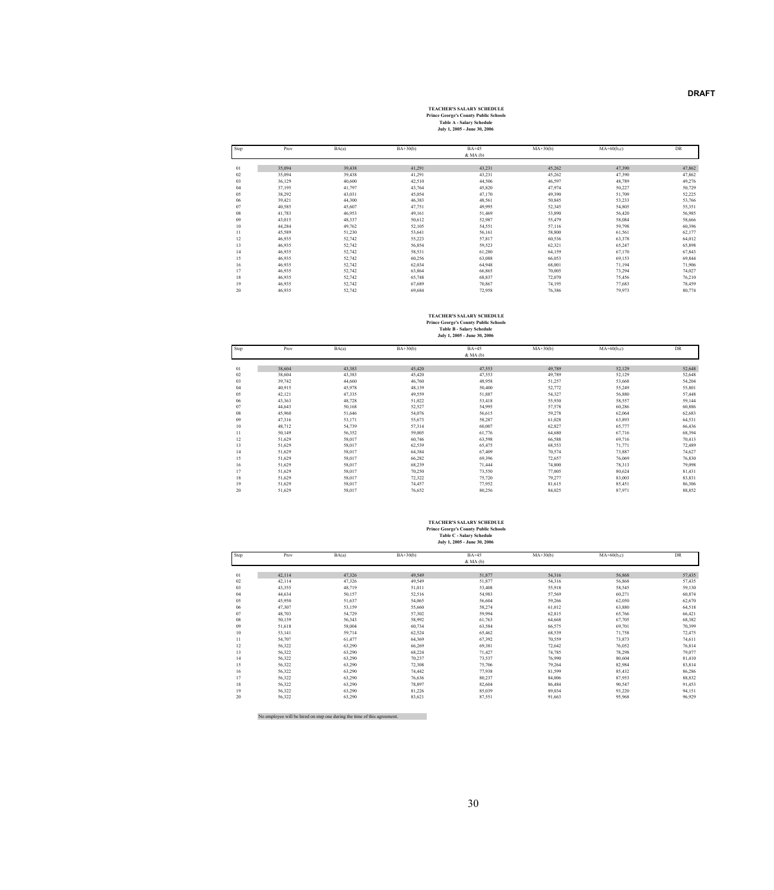**DRAFT**

**TEACHER'S SALARY SCHEDULE**
**Prince George's County Public Schools**
**Table A - Salary Schedule**
**July 1, 2005 - June 30, 2006**

| Step | Prov | BA(a) | BA+30(b) | BA+45 & MA (b) | MA+30(b) | MA+60(b,c) | DR |
|---|---|---|---|---|---|---|---|
| 01 | 35,094 | 39,438 | 41,291 | 43,231 | 45,262 | 47,390 | 47,862 |
| 02 | 35,094 | 39,438 | 41,291 | 43,231 | 45,262 | 47,390 | 47,862 |
| 03 | 36,129 | 40,600 | 42,510 | 44,506 | 46,597 | 48,789 | 49,276 |
| 04 | 37,195 | 41,797 | 43,764 | 45,820 | 47,974 | 50,227 | 50,729 |
| 05 | 38,292 | 43,031 | 45,054 | 47,170 | 49,390 | 51,709 | 52,225 |
| 06 | 39,421 | 44,300 | 46,383 | 48,561 | 50,845 | 53,233 | 53,766 |
| 07 | 40,585 | 45,607 | 47,751 | 49,995 | 52,345 | 54,805 | 55,351 |
| 08 | 41,783 | 46,953 | 49,161 | 51,469 | 53,890 | 56,420 | 56,985 |
| 09 | 43,015 | 48,337 | 50,612 | 52,987 | 55,479 | 58,084 | 58,666 |
| 10 | 44,284 | 49,762 | 52,105 | 54,551 | 57,116 | 59,798 | 60,396 |
| 11 | 45,589 | 51,230 | 53,641 | 56,161 | 58,800 | 61,561 | 62,177 |
| 12 | 46,935 | 52,742 | 55,223 | 57,817 | 60,536 | 63,378 | 64,012 |
| 13 | 46,935 | 52,742 | 56,854 | 59,523 | 62,321 | 65,247 | 65,898 |
| 14 | 46,935 | 52,742 | 58,531 | 61,280 | 64,159 | 67,170 | 67,843 |
| 15 | 46,935 | 52,742 | 60,256 | 63,088 | 66,053 | 69,153 | 69,844 |
| 16 | 46,935 | 52,742 | 62,034 | 64,948 | 68,001 | 71,194 | 71,906 |
| 17 | 46,935 | 52,742 | 63,864 | 66,865 | 70,005 | 73,294 | 74,027 |
| 18 | 46,935 | 52,742 | 65,748 | 68,837 | 72,070 | 75,456 | 76,210 |
| 19 | 46,935 | 52,742 | 67,689 | 70,867 | 74,195 | 77,683 | 78,459 |
| 20 | 46,935 | 52,742 | 69,684 | 72,958 | 76,386 | 79,973 | 80,774 |

**TEACHER'S SALARY SCHEDULE**
**Prince George's County Public Schools**
**Table B - Salary Schedule**
**July 1, 2005 - June 30, 2006**

| Step | Prov | BA(a) | BA+30(b) | BA+45 & MA (b) | MA+30(b) | MA+60(b,c) | DR |
|---|---|---|---|---|---|---|---|
| 01 | 38,604 | 43,383 | 45,420 | 47,553 | 49,789 | 52,129 | 52,648 |
| 02 | 38,604 | 43,383 | 45,420 | 47,553 | 49,789 | 52,129 | 52,648 |
| 03 | 39,742 | 44,660 | 46,760 | 48,958 | 51,257 | 53,668 | 54,204 |
| 04 | 40,915 | 45,978 | 48,139 | 50,400 | 52,772 | 55,249 | 55,801 |
| 05 | 42,121 | 47,335 | 49,559 | 51,887 | 54,327 | 56,880 | 57,448 |
| 06 | 43,363 | 48,728 | 51,022 | 53,418 | 55,930 | 58,557 | 59,144 |
| 07 | 44,643 | 50,168 | 52,527 | 54,995 | 57,578 | 60,286 | 60,886 |
| 08 | 45,960 | 51,646 | 54,076 | 56,615 | 59,278 | 62,064 | 62,683 |
| 09 | 47,316 | 53,171 | 55,673 | 58,287 | 61,028 | 63,893 | 64,531 |
| 10 | 48,712 | 54,739 | 57,314 | 60,007 | 62,827 | 65,777 | 66,436 |
| 11 | 50,149 | 56,352 | 59,005 | 61,776 | 64,680 | 67,716 | 68,394 |
| 12 | 51,629 | 58,017 | 60,746 | 63,598 | 66,588 | 69,716 | 70,413 |
| 13 | 51,629 | 58,017 | 62,539 | 65,475 | 68,553 | 71,771 | 72,489 |
| 14 | 51,629 | 58,017 | 64,384 | 67,409 | 70,574 | 73,887 | 74,627 |
| 15 | 51,629 | 58,017 | 66,282 | 69,396 | 72,657 | 76,069 | 76,830 |
| 16 | 51,629 | 58,017 | 68,239 | 71,444 | 74,800 | 78,313 | 79,098 |
| 17 | 51,629 | 58,017 | 70,250 | 73,550 | 77,005 | 80,624 | 81,431 |
| 18 | 51,629 | 58,017 | 72,322 | 75,720 | 79,277 | 83,003 | 83,831 |
| 19 | 51,629 | 58,017 | 74,457 | 77,952 | 81,615 | 85,451 | 86,306 |
| 20 | 51,629 | 58,017 | 76,652 | 80,256 | 84,025 | 87,971 | 88,852 |

**TEACHER'S SALARY SCHEDULE**
**Prince George's County Public Schools**
**Table C - Salary Schedule**
**July 1, 2005 - June 30, 2006**

| Step | Prov | BA(a) | BA+30(b) | BA+45 & MA (b) | MA+30(b) | MA+60(b,c) | DR |
|---|---|---|---|---|---|---|---|
| 01 | 42,114 | 47,326 | 49,549 | 51,877 | 54,316 | 56,868 | 57,435 |
| 02 | 42,114 | 47,326 | 49,549 | 51,877 | 54,316 | 56,868 | 57,435 |
| 03 | 43,355 | 48,719 | 51,011 | 53,408 | 55,918 | 58,545 | 59,130 |
| 04 | 44,634 | 50,157 | 52,516 | 54,983 | 57,569 | 60,271 | 60,874 |
| 05 | 45,950 | 51,637 | 54,065 | 56,604 | 59,266 | 62,050 | 62,670 |
| 06 | 47,307 | 53,159 | 55,660 | 58,274 | 61,012 | 63,880 | 64,518 |
| 07 | 48,703 | 54,729 | 57,302 | 59,994 | 62,815 | 65,766 | 66,421 |
| 08 | 50,139 | 56,343 | 58,992 | 61,763 | 64,668 | 67,705 | 68,382 |
| 09 | 51,618 | 58,004 | 60,734 | 63,584 | 66,575 | 69,701 | 70,399 |
| 10 | 53,141 | 59,714 | 62,524 | 65,462 | 68,539 | 71,758 | 72,475 |
| 11 | 54,707 | 61,477 | 64,369 | 67,392 | 70,559 | 73,873 | 74,611 |
| 12 | 56,322 | 63,290 | 66,269 | 69,381 | 72,642 | 76,052 | 76,814 |
| 13 | 56,322 | 63,290 | 68,224 | 71,427 | 74,785 | 78,298 | 79,077 |
| 14 | 56,322 | 63,290 | 70,237 | 73,537 | 76,990 | 80,604 | 81,410 |
| 15 | 56,322 | 63,290 | 72,308 | 75,706 | 79,264 | 82,984 | 83,814 |
| 16 | 56,322 | 63,290 | 74,442 | 77,938 | 81,599 | 85,432 | 86,286 |
| 17 | 56,322 | 63,290 | 76,636 | 80,237 | 84,006 | 87,953 | 88,832 |
| 18 | 56,322 | 63,290 | 78,897 | 82,604 | 86,484 | 90,547 | 91,453 |
| 19 | 56,322 | 63,290 | 81,226 | 85,039 | 89,034 | 93,220 | 94,151 |
| 20 | 56,322 | 63,290 | 83,621 | 87,551 | 91,663 | 95,968 | 96,929 |

No employee will be hired on step one during the time of this agreement.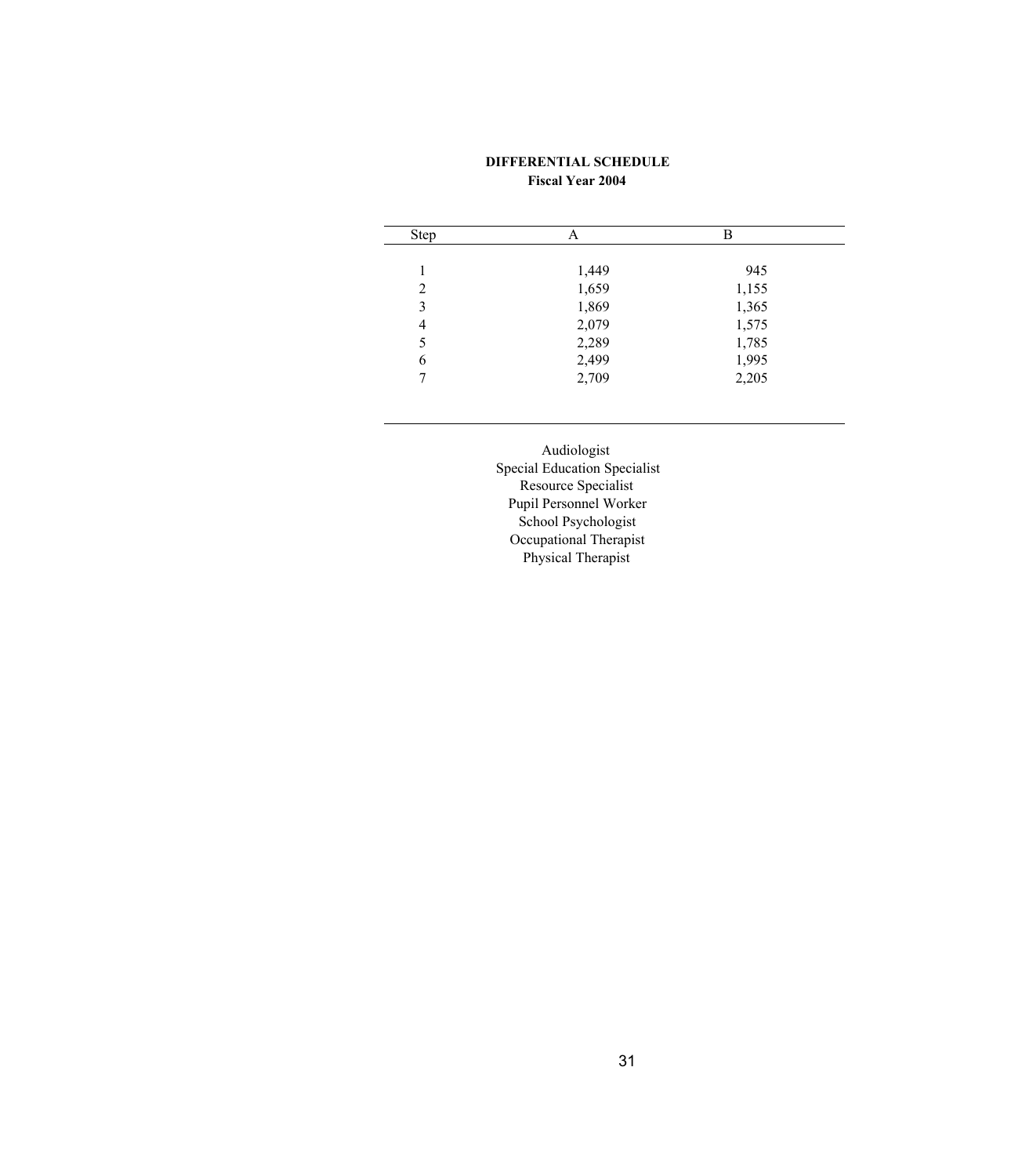**DIFFERENTIAL SCHEDULE**

**Fiscal Year 2004**

| Step | A | B |
|---|---|---|
| 1 | 1,449 | 945 |
| 2 | 1,659 | 1,155 |
| 3 | 1,869 | 1,365 |
| 4 | 2,079 | 1,575 |
| 5 | 2,289 | 1,785 |
| 6 | 2,499 | 1,995 |
| 7 | 2,709 | 2,205 |

Audiologist
Special Education Specialist
Resource Specialist
Pupil Personnel Worker
School Psychologist
Occupational Therapist
Physical Therapist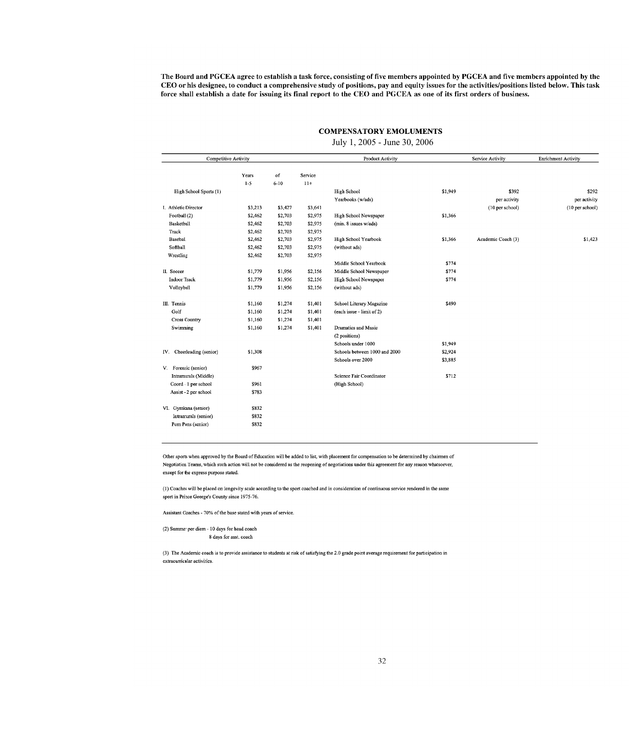**The Board and PGCEA agree to establish a task force, consisting of five members appointed by PGCEA and five members appointed by the CEO or his designee, to conduct a comprehensive study of positions, pay and equity issues for the activities/positions listed below. This task force shall establish a date for issuing its final report to the CEO and PGCEA as one of its first orders of business.**

## COMPENSATORY EMOLUMENTS

July 1, 2005 - June 30, 2006

| Competitive Activity | | | | Product Activity | | Service Activity | Enrichment Activity |
|---|---|---|---|---|---|---|---|
| | Years 1-5 | of 6-10 | Service 11+ | | | | |
| High School Sports (1) | | | | High School Yearbooks (w/ads) | $1,949 | $392 per activity (10 per school) | $292 per activity (10 per school) |
| I. Athletic Director | $3,213 | $3,427 | $3,641 | | | | |
| Football (2) | $2,462 | $2,703 | $2,975 | High School Newspaper (min. 8 issues w/ads) | $1,366 | | |
| Basketball | $2,462 | $2,703 | $2,975 | | | | |
| Track | $2,462 | $2,703 | $2,975 | | | | |
| Baseball | $2,462 | $2,703 | $2,975 | High School Yearbook (without ads) | $1,366 | Academic Coach (3) | $1,423 |
| Softball | $2,462 | $2,703 | $2,975 | | | | |
| Wrestling | $2,462 | $2,703 | $2,975 | | | | |
| | | | | Middle School Yearbook | $774 | | |
| II. Soccer | $1,779 | $1,956 | $2,156 | Middle School Newspaper | $774 | | |
| Indoor Track | $1,779 | $1,956 | $2,156 | High School Newspaper (without ads) | $774 | | |
| Volleyball | $1,779 | $1,956 | $2,156 | | | | |
| III. Tennis | $1,160 | $1,274 | $1,401 | School Literary Magazine (each issue - limit of 2) | $490 | | |
| Golf | $1,160 | $1,274 | $1,401 | | | | |
| Cross Country | $1,160 | $1,274 | $1,401 | | | | |
| Swimming | $1,160 | $1,274 | $1,401 | Dramatics and Music (2 positions) | | | |
| | | | | Schools under 1000 | $1,949 | | |
| IV. Cheerleading (senior) | $1,308 | | | Schools between 1000 and 2000 | $2,924 | | |
| | | | | Schools over 2000 | $3,885 | | |
| V. Forensic (senior) | $967 | | | | | | |
| Intramurals (Middle) | | | | Science Fair Coordinator (High School) | $712 | | |
| Coord - 1 per school | $961 | | | | | | |
| Assist - 2 per school | $783 | | | | | | |
| VI. Gymkana (senior) | $832 | | | | | | |
| Intramurals (senior) | $832 | | | | | | |
| Pom Pons (senior) | $832 | | | | | | |

Other sports when approved by the Board of Education will be added to list, with placement for compensation to be determined by chairmen of Negotiation Teams, which such action will not be considered as the reopening of negotiations under this agreement for any reason whatsoever, except for the express purpose stated.

(1) Coaches will be placed on longevity scale according to the sport coached and in consideration of continuous service rendered in the same sport in Prince George's County since 1975-76.

Assistant Coaches - 70% of the base stated with years of service.

(2) Summer per diem - 10 days for head coach
8 days for asst. coach

(3) The Academic coach is to provide assistance to students at risk of satisfying the 2.0 grade point average requirement for participation in extracurricular activities.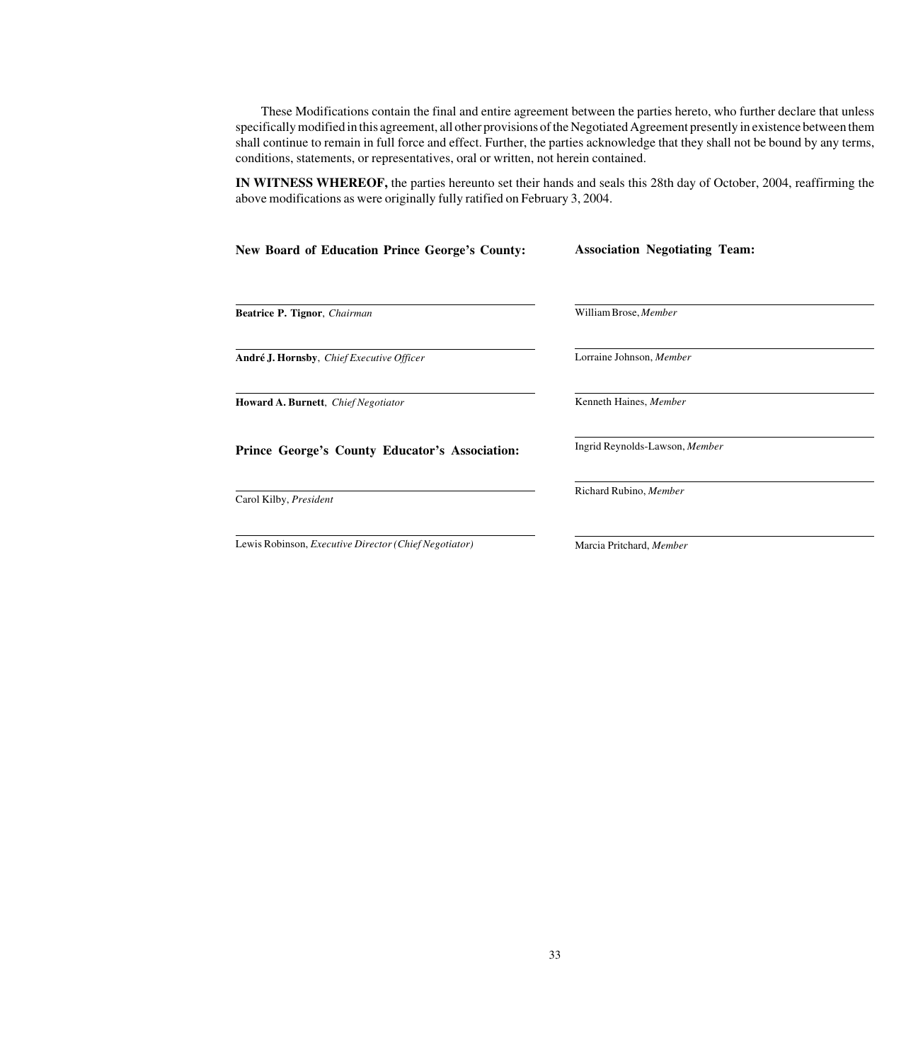These Modifications contain the final and entire agreement between the parties hereto, who further declare that unless specifically modified in this agreement, all other provisions of the Negotiated Agreement presently in existence between them shall continue to remain in full force and effect. Further, the parties acknowledge that they shall not be bound by any terms, conditions, statements, or representatives, oral or written, not herein contained.

**IN WITNESS WHEREOF,** the parties hereunto set their hands and seals this 28th day of October, 2004, reaffirming the above modifications as were originally fully ratified on February 3, 2004.

**New Board of Education Prince George's County:**

______________________________
**Beatrice P. Tignor**, *Chairman*

______________________________
**André J. Hornsby**, *Chief Executive Officer*

______________________________
**Howard A. Burnett**, *Chief Negotiator*

**Prince George's County Educator's Association:**

______________________________
Carol Kilby, *President*

______________________________
Lewis Robinson, *Executive Director (Chief Negotiator)*

**Association Negotiating Team:**

______________________________
William Brose, *Member*

______________________________
Lorraine Johnson, *Member*

______________________________
Kenneth Haines, *Member*

______________________________
Ingrid Reynolds-Lawson, *Member*

______________________________
Richard Rubino, *Member*

______________________________
Marcia Pritchard, *Member*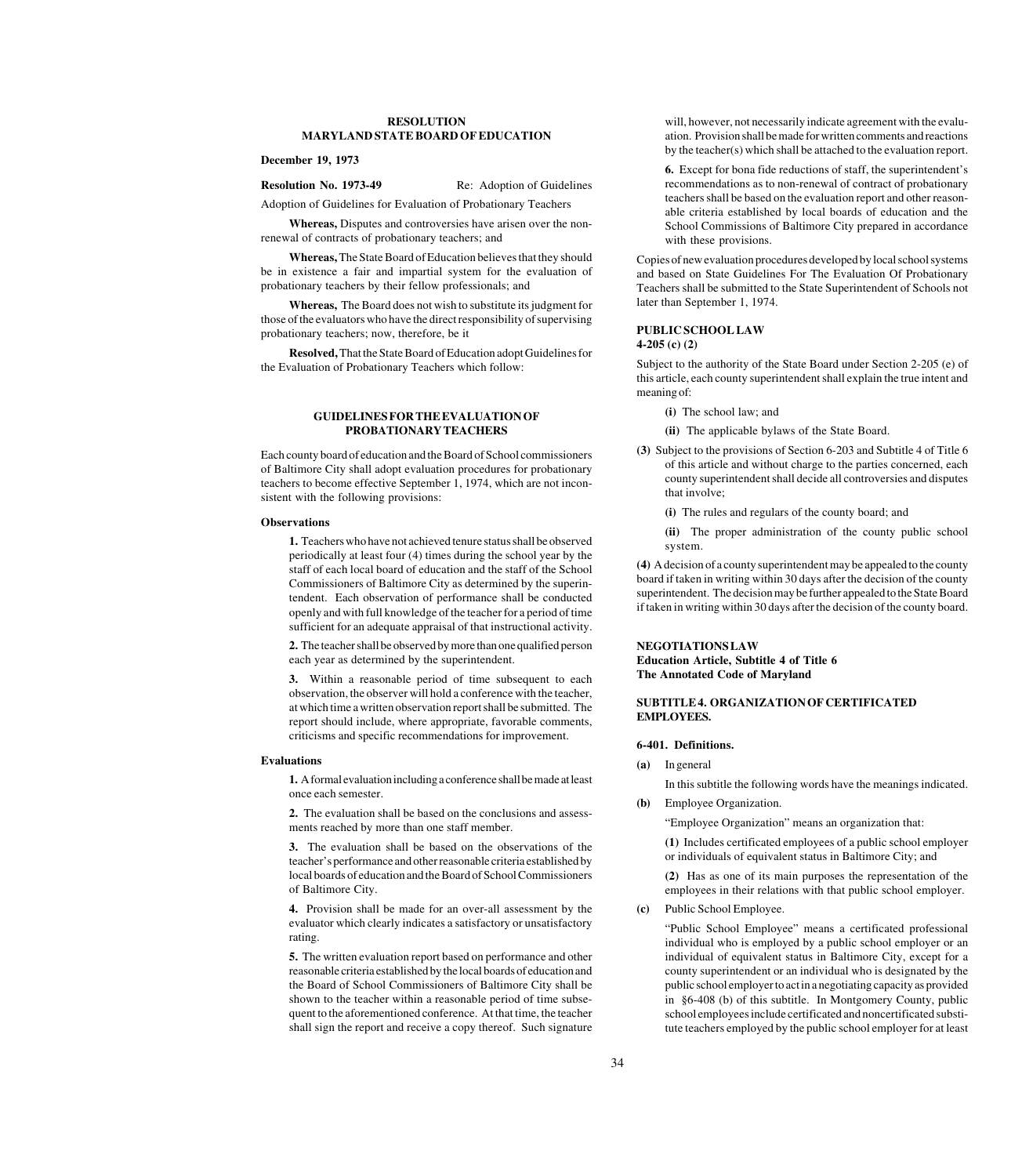**RESOLUTION**
**MARYLAND STATE BOARD OF EDUCATION**

**December 19, 1973**

**Resolution No. 1973-49** Re: Adoption of Guidelines

Adoption of Guidelines for Evaluation of Probationary Teachers

**Whereas,** Disputes and controversies have arisen over the non-renewal of contracts of probationary teachers; and

**Whereas,** The State Board of Education believes that they should be in existence a fair and impartial system for the evaluation of probationary teachers by their fellow professionals; and

**Whereas,** The Board does not wish to substitute its judgment for those of the evaluators who have the direct responsibility of supervising probationary teachers; now, therefore, be it

**Resolved,** That the State Board of Education adopt Guidelines for the Evaluation of Probationary Teachers which follow:

**GUIDELINES FOR THE EVALUATION OF PROBATIONARY TEACHERS**

Each county board of education and the Board of School commissioners of Baltimore City shall adopt evaluation procedures for probationary teachers to become effective September 1, 1974, which are not inconsistent with the following provisions:

**Observations**

**1.** Teachers who have not achieved tenure status shall be observed periodically at least four (4) times during the school year by the staff of each local board of education and the staff of the School Commissioners of Baltimore City as determined by the superintendent. Each observation of performance shall be conducted openly and with full knowledge of the teacher for a period of time sufficient for an adequate appraisal of that instructional activity.

**2.** The teacher shall be observed by more than one qualified person each year as determined by the superintendent.

**3.** Within a reasonable period of time subsequent to each observation, the observer will hold a conference with the teacher, at which time a written observation report shall be submitted. The report should include, where appropriate, favorable comments, criticisms and specific recommendations for improvement.

**Evaluations**

**1.** A formal evaluation including a conference shall be made at least once each semester.

**2.** The evaluation shall be based on the conclusions and assessments reached by more than one staff member.

**3.** The evaluation shall be based on the observations of the teacher's performance and other reasonable criteria established by local boards of education and the Board of School Commissioners of Baltimore City.

**4.** Provision shall be made for an over-all assessment by the evaluator which clearly indicates a satisfactory or unsatisfactory rating.

**5.** The written evaluation report based on performance and other reasonable criteria established by the local boards of education and the Board of School Commissioners of Baltimore City shall be shown to the teacher within a reasonable period of time subsequent to the aforementioned conference. At that time, the teacher shall sign the report and receive a copy thereof. Such signature will, however, not necessarily indicate agreement with the evaluation. Provision shall be made for written comments and reactions by the teacher(s) which shall be attached to the evaluation report.

**6.** Except for bona fide reductions of staff, the superintendent's recommendations as to non-renewal of contract of probationary teachers shall be based on the evaluation report and other reasonable criteria established by local boards of education and the School Commissions of Baltimore City prepared in accordance with these provisions.

Copies of new evaluation procedures developed by local school systems and based on State Guidelines For The Evaluation Of Probationary Teachers shall be submitted to the State Superintendent of Schools not later than September 1, 1974.

**PUBLIC SCHOOL LAW**
**4-205 (c) (2)**

Subject to the authority of the State Board under Section 2-205 (e) of this article, each county superintendent shall explain the true intent and meaning of:

**(i)** The school law; and

**(ii)** The applicable bylaws of the State Board.

**(3)** Subject to the provisions of Section 6-203 and Subtitle 4 of Title 6 of this article and without charge to the parties concerned, each county superintendent shall decide all controversies and disputes that involve;

**(i)** The rules and regulars of the county board; and

**(ii)** The proper administration of the county public school system.

**(4)** A decision of a county superintendent may be appealed to the county board if taken in writing within 30 days after the decision of the county superintendent. The decision may be further appealed to the State Board if taken in writing within 30 days after the decision of the county board.

**NEGOTIATIONS LAW**
**Education Article, Subtitle 4 of Title 6**
**The Annotated Code of Maryland**

**SUBTITLE 4. ORGANIZATION OF CERTIFICATED EMPLOYEES.**

**6-401. Definitions.**

**(a)** In general

In this subtitle the following words have the meanings indicated.

**(b)** Employee Organization.

"Employee Organization" means an organization that:

**(1)** Includes certificated employees of a public school employer or individuals of equivalent status in Baltimore City; and

**(2)** Has as one of its main purposes the representation of the employees in their relations with that public school employer.

**(c)** Public School Employee.

"Public School Employee" means a certificated professional individual who is employed by a public school employer or an individual of equivalent status in Baltimore City, except for a county superintendent or an individual who is designated by the public school employer to act in a negotiating capacity as provided in §6-408 (b) of this subtitle. In Montgomery County, public school employees include certificated and noncertificated substitute teachers employed by the public school employer for at least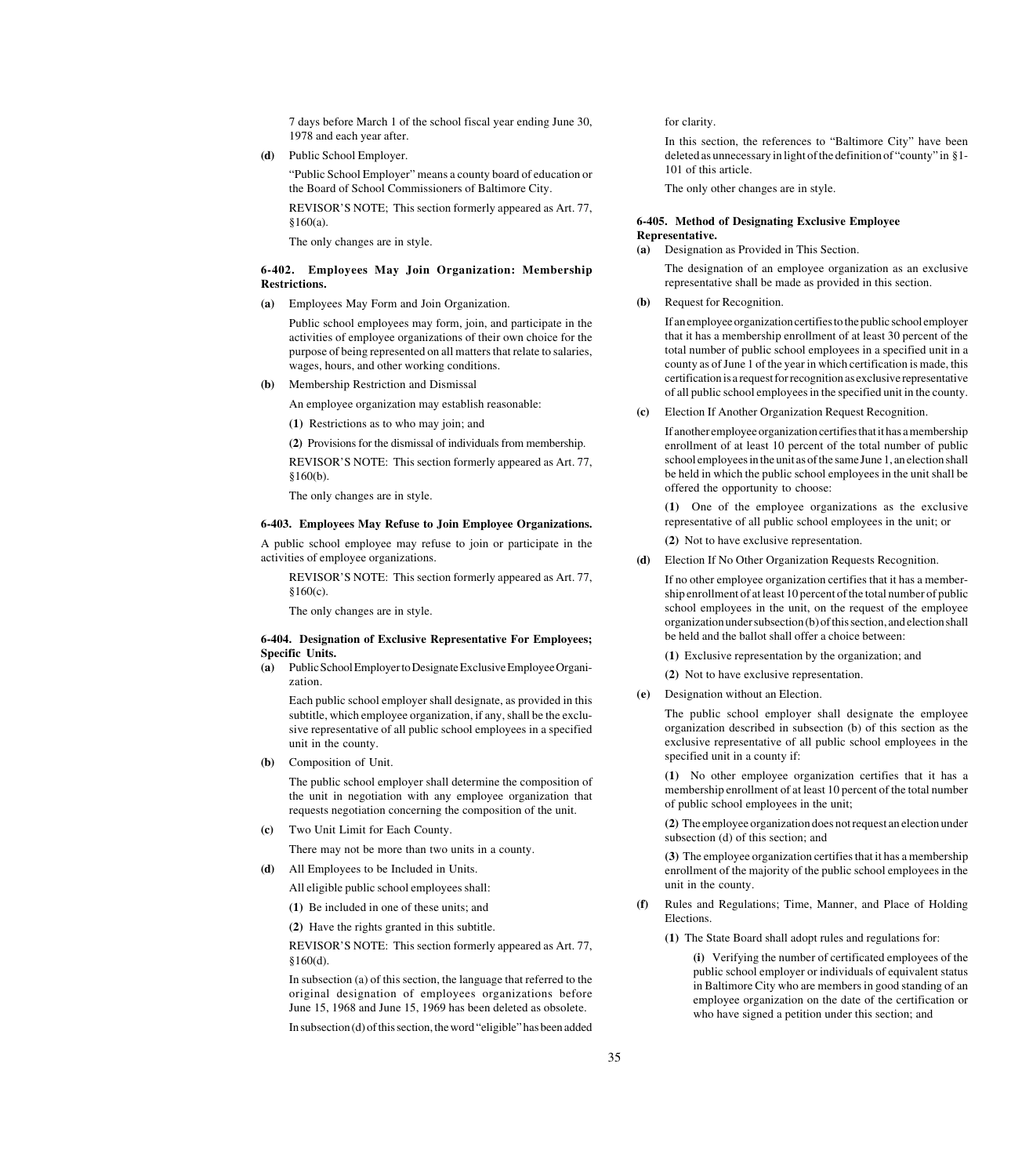7 days before March 1 of the school fiscal year ending June 30, 1978 and each year after.

**(d)** Public School Employer.

"Public School Employer" means a county board of education or the Board of School Commissioners of Baltimore City.

REVISOR'S NOTE; This section formerly appeared as Art. 77, §160(a).

The only changes are in style.

### 6-402. Employees May Join Organization: Membership Restrictions.

**(a)** Employees May Form and Join Organization.

Public school employees may form, join, and participate in the activities of employee organizations of their own choice for the purpose of being represented on all matters that relate to salaries, wages, hours, and other working conditions.

**(b)** Membership Restriction and Dismissal

An employee organization may establish reasonable:

**(1)** Restrictions as to who may join; and

**(2)** Provisions for the dismissal of individuals from membership.

REVISOR'S NOTE: This section formerly appeared as Art. 77, §160(b).

The only changes are in style.

### 6-403. Employees May Refuse to Join Employee Organizations.

A public school employee may refuse to join or participate in the activities of employee organizations.

REVISOR'S NOTE: This section formerly appeared as Art. 77, §160(c).

The only changes are in style.

### 6-404. Designation of Exclusive Representative For Employees; Specific Units.

**(a)** Public School Employer to Designate Exclusive Employee Organization.

Each public school employer shall designate, as provided in this subtitle, which employee organization, if any, shall be the exclusive representative of all public school employees in a specified unit in the county.

**(b)** Composition of Unit.

The public school employer shall determine the composition of the unit in negotiation with any employee organization that requests negotiation concerning the composition of the unit.

**(c)** Two Unit Limit for Each County.

There may not be more than two units in a county.

**(d)** All Employees to be Included in Units.

All eligible public school employees shall:

**(1)** Be included in one of these units; and

**(2)** Have the rights granted in this subtitle.

REVISOR'S NOTE: This section formerly appeared as Art. 77, §160(d).

In subsection (a) of this section, the language that referred to the original designation of employees organizations before June 15, 1968 and June 15, 1969 has been deleted as obsolete.

In subsection (d) of this section, the word "eligible" has been added for clarity.

In this section, the references to "Baltimore City" have been deleted as unnecessary in light of the definition of "county" in §1-101 of this article.

The only other changes are in style.

### 6-405. Method of Designating Exclusive Employee Representative.

**(a)** Designation as Provided in This Section.

The designation of an employee organization as an exclusive representative shall be made as provided in this section.

**(b)** Request for Recognition.

If an employee organization certifies to the public school employer that it has a membership enrollment of at least 30 percent of the total number of public school employees in a specified unit in a county as of June 1 of the year in which certification is made, this certification is a request for recognition as exclusive representative of all public school employees in the specified unit in the county.

**(c)** Election If Another Organization Request Recognition.

If another employee organization certifies that it has a membership enrollment of at least 10 percent of the total number of public school employees in the unit as of the same June 1, an election shall be held in which the public school employees in the unit shall be offered the opportunity to choose:

**(1)** One of the employee organizations as the exclusive representative of all public school employees in the unit; or

**(2)** Not to have exclusive representation.

**(d)** Election If No Other Organization Requests Recognition.

If no other employee organization certifies that it has a membership enrollment of at least 10 percent of the total number of public school employees in the unit, on the request of the employee organization under subsection (b) of this section, and election shall be held and the ballot shall offer a choice between:

**(1)** Exclusive representation by the organization; and

**(2)** Not to have exclusive representation.

**(e)** Designation without an Election.

The public school employer shall designate the employee organization described in subsection (b) of this section as the exclusive representative of all public school employees in the specified unit in a county if:

**(1)** No other employee organization certifies that it has a membership enrollment of at least 10 percent of the total number of public school employees in the unit;

**(2)** The employee organization does not request an election under subsection (d) of this section; and

**(3)** The employee organization certifies that it has a membership enrollment of the majority of the public school employees in the unit in the county.

**(f)** Rules and Regulations; Time, Manner, and Place of Holding Elections.

**(1)** The State Board shall adopt rules and regulations for:

**(i)** Verifying the number of certificated employees of the public school employer or individuals of equivalent status in Baltimore City who are members in good standing of an employee organization on the date of the certification or who have signed a petition under this section; and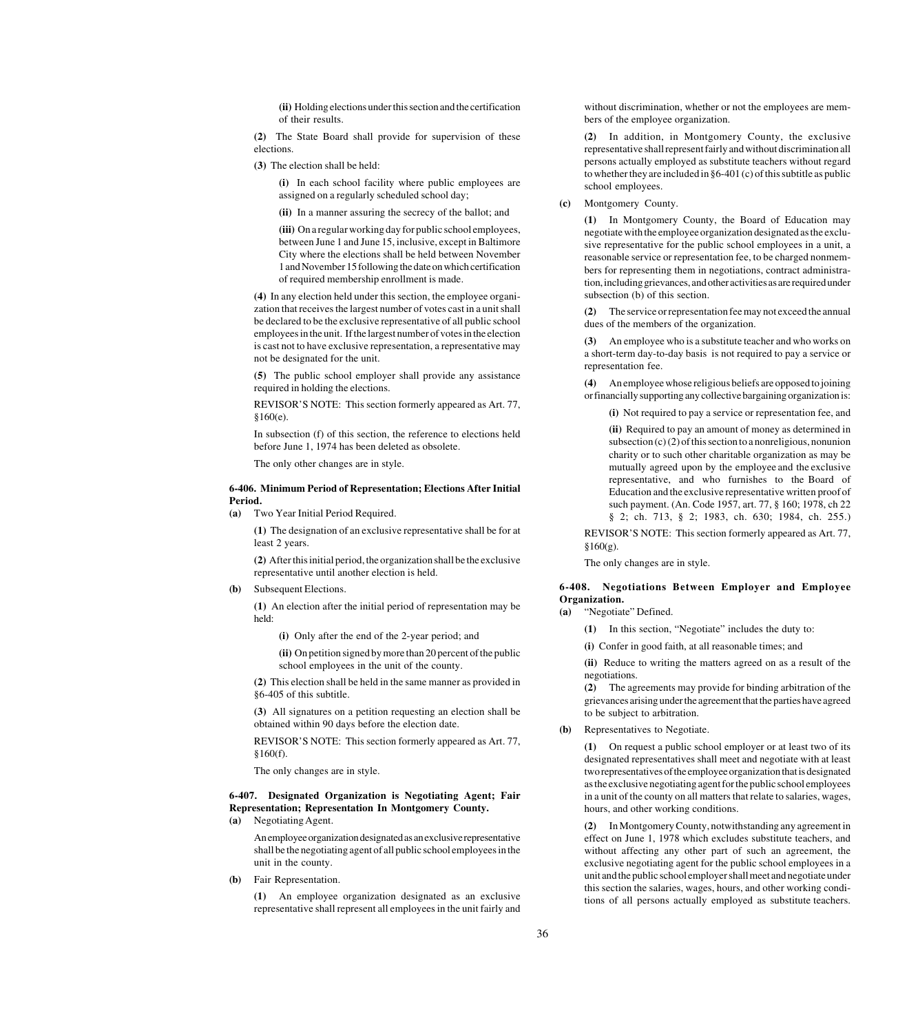**(ii)** Holding elections under this section and the certification of their results.

**(2)** The State Board shall provide for supervision of these elections.

**(3)** The election shall be held:

**(i)** In each school facility where public employees are assigned on a regularly scheduled school day;

**(ii)** In a manner assuring the secrecy of the ballot; and

**(iii)** On a regular working day for public school employees, between June 1 and June 15, inclusive, except in Baltimore City where the elections shall be held between November 1 and November 15 following the date on which certification of required membership enrollment is made.

**(4)** In any election held under this section, the employee organization that receives the largest number of votes cast in a unit shall be declared to be the exclusive representative of all public school employees in the unit. If the largest number of votes in the election is cast not to have exclusive representation, a representative may not be designated for the unit.

**(5)** The public school employer shall provide any assistance required in holding the elections.

REVISOR'S NOTE: This section formerly appeared as Art. 77, §160(e).

In subsection (f) of this section, the reference to elections held before June 1, 1974 has been deleted as obsolete.

The only other changes are in style.

### 6-406. Minimum Period of Representation; Elections After Initial Period.

**(a)** Two Year Initial Period Required.

**(1)** The designation of an exclusive representative shall be for at least 2 years.

**(2)** After this initial period, the organization shall be the exclusive representative until another election is held.

**(b)** Subsequent Elections.

**(1)** An election after the initial period of representation may be held:

**(i)** Only after the end of the 2-year period; and

**(ii)** On petition signed by more than 20 percent of the public school employees in the unit of the county.

**(2)** This election shall be held in the same manner as provided in §6-405 of this subtitle.

**(3)** All signatures on a petition requesting an election shall be obtained within 90 days before the election date.

REVISOR'S NOTE: This section formerly appeared as Art. 77, §160(f).

The only changes are in style.

### 6-407. Designated Organization is Negotiating Agent; Fair Representation; Representation In Montgomery County.

**(a)** Negotiating Agent.

An employee organization designated as an exclusive representative shall be the negotiating agent of all public school employees in the unit in the county.

**(b)** Fair Representation.

**(1)** An employee organization designated as an exclusive representative shall represent all employees in the unit fairly and without discrimination, whether or not the employees are members of the employee organization.

**(2)** In addition, in Montgomery County, the exclusive representative shall represent fairly and without discrimination all persons actually employed as substitute teachers without regard to whether they are included in §6-401 (c) of this subtitle as public school employees.

**(c)** Montgomery County.

**(1)** In Montgomery County, the Board of Education may negotiate with the employee organization designated as the exclusive representative for the public school employees in a unit, a reasonable service or representation fee, to be charged nonmembers for representing them in negotiations, contract administration, including grievances, and other activities as are required under subsection (b) of this section.

**(2)** The service or representation fee may not exceed the annual dues of the members of the organization.

**(3)** An employee who is a substitute teacher and who works on a short-term day-to-day basis is not required to pay a service or representation fee.

**(4)** An employee whose religious beliefs are opposed to joining or financially supporting any collective bargaining organization is:

**(i)** Not required to pay a service or representation fee, and

**(ii)** Required to pay an amount of money as determined in subsection (c) (2) of this section to a nonreligious, nonunion charity or to such other charitable organization as may be mutually agreed upon by the employee and the exclusive representative, and who furnishes to the Board of Education and the exclusive representative written proof of such payment. (An. Code 1957, art. 77, § 160; 1978, ch 22 § 2; ch. 713, § 2; 1983, ch. 630; 1984, ch. 255.)

REVISOR'S NOTE: This section formerly appeared as Art. 77, §160(g).

The only changes are in style.

### 6-408. Negotiations Between Employer and Employee Organization.

**(a)** "Negotiate" Defined.

**(1)** In this section, "Negotiate" includes the duty to:

**(i)** Confer in good faith, at all reasonable times; and

**(ii)** Reduce to writing the matters agreed on as a result of the negotiations.

**(2)** The agreements may provide for binding arbitration of the grievances arising under the agreement that the parties have agreed to be subject to arbitration.

**(b)** Representatives to Negotiate.

**(1)** On request a public school employer or at least two of its designated representatives shall meet and negotiate with at least two representatives of the employee organization that is designated as the exclusive negotiating agent for the public school employees in a unit of the county on all matters that relate to salaries, wages, hours, and other working conditions.

**(2)** In Montgomery County, notwithstanding any agreement in effect on June 1, 1978 which excludes substitute teachers, and without affecting any other part of such an agreement, the exclusive negotiating agent for the public school employees in a unit and the public school employer shall meet and negotiate under this section the salaries, wages, hours, and other working conditions of all persons actually employed as substitute teachers.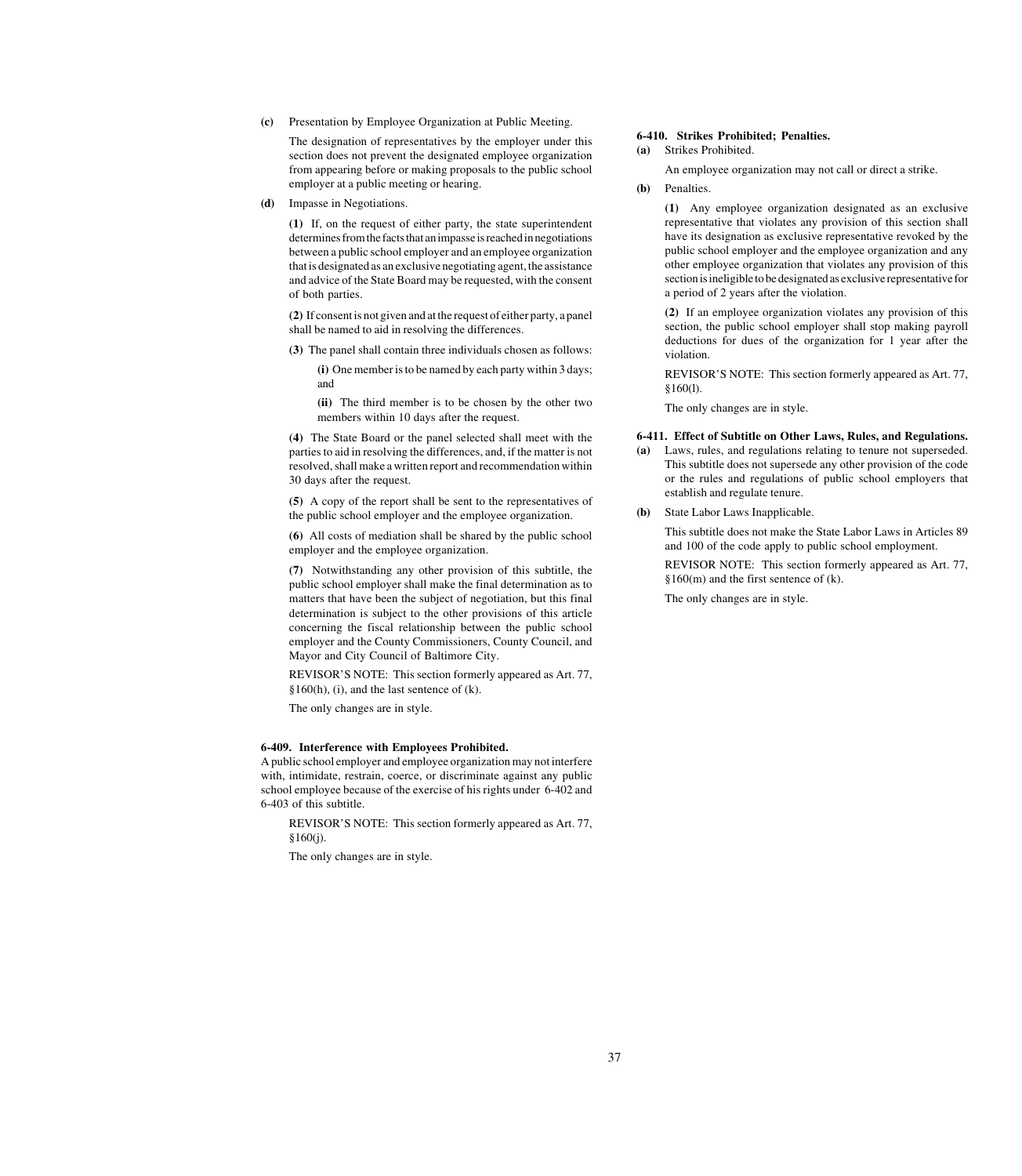**(c)** Presentation by Employee Organization at Public Meeting.

The designation of representatives by the employer under this section does not prevent the designated employee organization from appearing before or making proposals to the public school employer at a public meeting or hearing.

**(d)** Impasse in Negotiations.

**(1)** If, on the request of either party, the state superintendent determines from the facts that an impasse is reached in negotiations between a public school employer and an employee organization that is designated as an exclusive negotiating agent, the assistance and advice of the State Board may be requested, with the consent of both parties.

**(2)** If consent is not given and at the request of either party, a panel shall be named to aid in resolving the differences.

**(3)** The panel shall contain three individuals chosen as follows:

**(i)** One member is to be named by each party within 3 days; and

**(ii)** The third member is to be chosen by the other two members within 10 days after the request.

**(4)** The State Board or the panel selected shall meet with the parties to aid in resolving the differences, and, if the matter is not resolved, shall make a written report and recommendation within 30 days after the request.

**(5)** A copy of the report shall be sent to the representatives of the public school employer and the employee organization.

**(6)** All costs of mediation shall be shared by the public school employer and the employee organization.

**(7)** Notwithstanding any other provision of this subtitle, the public school employer shall make the final determination as to matters that have been the subject of negotiation, but this final determination is subject to the other provisions of this article concerning the fiscal relationship between the public school employer and the County Commissioners, County Council, and Mayor and City Council of Baltimore City.

REVISOR'S NOTE: This section formerly appeared as Art. 77, §160(h), (i), and the last sentence of (k).

The only changes are in style.

**6-409. Interference with Employees Prohibited.**

A public school employer and employee organization may not interfere with, intimidate, restrain, coerce, or discriminate against any public school employee because of the exercise of his rights under 6-402 and 6-403 of this subtitle.

REVISOR'S NOTE: This section formerly appeared as Art. 77, §160(j).

The only changes are in style.

**6-410. Strikes Prohibited; Penalties.**

**(a)** Strikes Prohibited.

An employee organization may not call or direct a strike.

**(b)** Penalties.

**(1)** Any employee organization designated as an exclusive representative that violates any provision of this section shall have its designation as exclusive representative revoked by the public school employer and the employee organization and any other employee organization that violates any provision of this section is ineligible to be designated as exclusive representative for a period of 2 years after the violation.

**(2)** If an employee organization violates any provision of this section, the public school employer shall stop making payroll deductions for dues of the organization for 1 year after the violation.

REVISOR'S NOTE: This section formerly appeared as Art. 77, §160(l).

The only changes are in style.

**6-411. Effect of Subtitle on Other Laws, Rules, and Regulations.**

**(a)** Laws, rules, and regulations relating to tenure not superseded. This subtitle does not supersede any other provision of the code or the rules and regulations of public school employers that establish and regulate tenure.

**(b)** State Labor Laws Inapplicable.

This subtitle does not make the State Labor Laws in Articles 89 and 100 of the code apply to public school employment.

REVISOR NOTE: This section formerly appeared as Art. 77, §160(m) and the first sentence of (k).

The only changes are in style.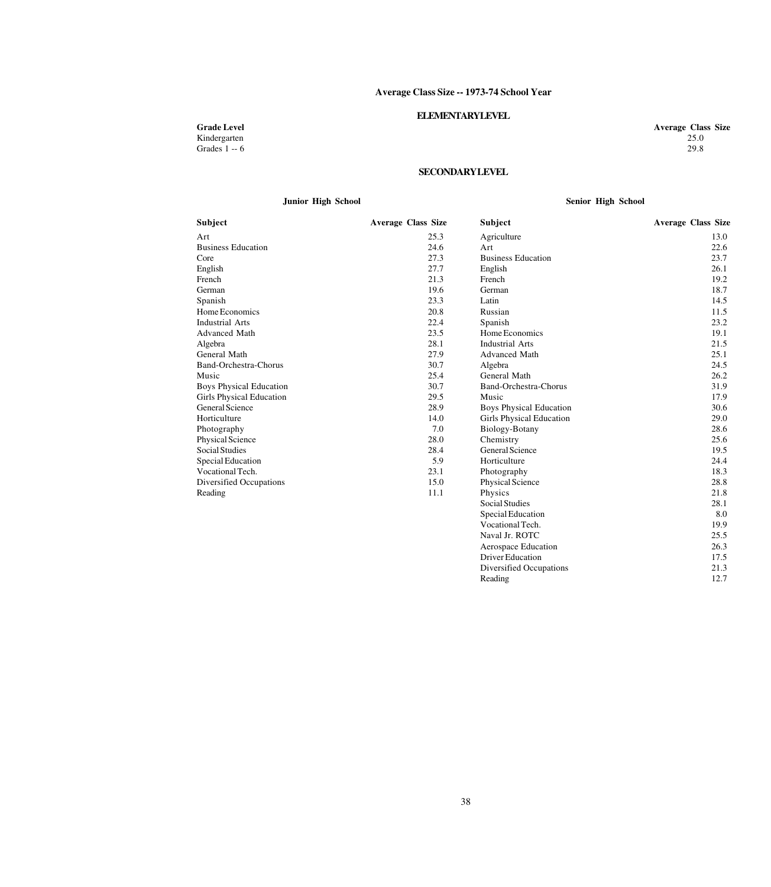## Average Class Size -- 1973-74 School Year

### ELEMENTARY LEVEL

| Grade Level | Average Class Size |
|---|---|
| Kindergarten | 25.0 |
| Grades 1 -- 6 | 29.8 |

### SECONDARY LEVEL

#### Junior High School

| Subject | Average Class Size |
|---|---|
| Art | 25.3 |
| Business Education | 24.6 |
| Core | 27.3 |
| English | 27.7 |
| French | 21.3 |
| German | 19.6 |
| Spanish | 23.3 |
| Home Economics | 20.8 |
| Industrial Arts | 22.4 |
| Advanced Math | 23.5 |
| Algebra | 28.1 |
| General Math | 27.9 |
| Band-Orchestra-Chorus | 30.7 |
| Music | 25.4 |
| Boys Physical Education | 30.7 |
| Girls Physical Education | 29.5 |
| General Science | 28.9 |
| Horticulture | 14.0 |
| Photography | 7.0 |
| Physical Science | 28.0 |
| Social Studies | 28.4 |
| Special Education | 5.9 |
| Vocational Tech. | 23.1 |
| Diversified Occupations | 15.0 |
| Reading | 11.1 |

#### Senior High School

| Subject | Average Class Size |
|---|---|
| Agriculture | 13.0 |
| Art | 22.6 |
| Business Education | 23.7 |
| English | 26.1 |
| French | 19.2 |
| German | 18.7 |
| Latin | 14.5 |
| Russian | 11.5 |
| Spanish | 23.2 |
| Home Economics | 19.1 |
| Industrial Arts | 21.5 |
| Advanced Math | 25.1 |
| Algebra | 24.5 |
| General Math | 26.2 |
| Band-Orchestra-Chorus | 31.9 |
| Music | 17.9 |
| Boys Physical Education | 30.6 |
| Girls Physical Education | 29.0 |
| Biology-Botany | 28.6 |
| Chemistry | 25.6 |
| General Science | 19.5 |
| Horticulture | 24.4 |
| Photography | 18.3 |
| Physical Science | 28.8 |
| Physics | 21.8 |
| Social Studies | 28.1 |
| Special Education | 8.0 |
| Vocational Tech. | 19.9 |
| Naval Jr. ROTC | 25.5 |
| Aerospace Education | 26.3 |
| Driver Education | 17.5 |
| Diversified Occupations | 21.3 |
| Reading | 12.7 |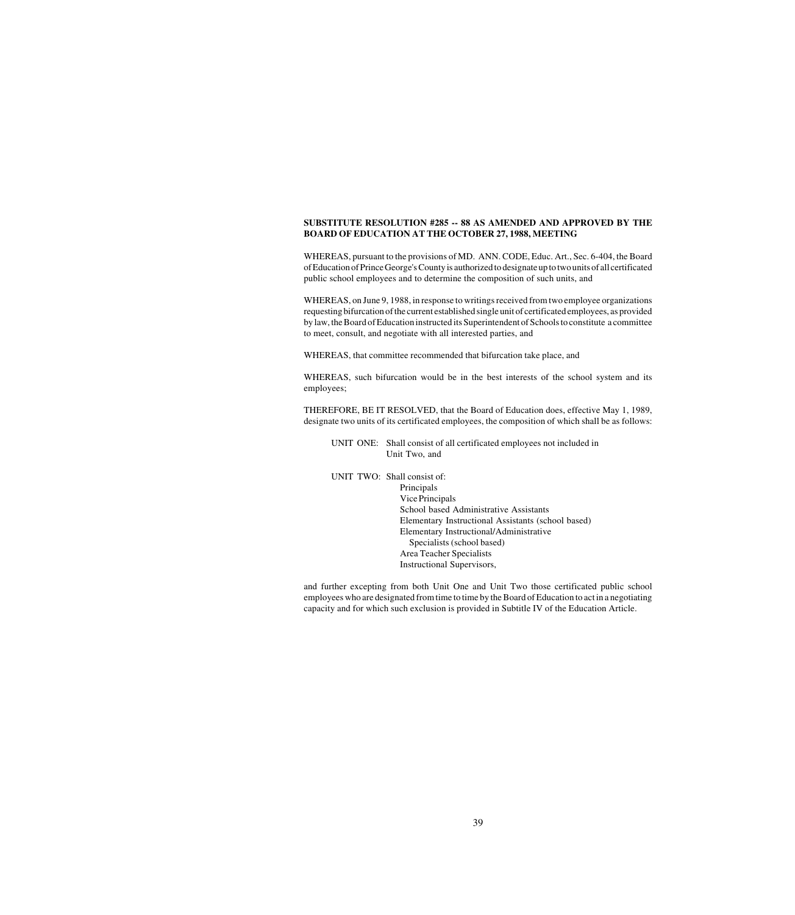**SUBSTITUTE RESOLUTION #285 -- 88 AS AMENDED AND APPROVED BY THE BOARD OF EDUCATION AT THE OCTOBER 27, 1988, MEETING**

WHEREAS, pursuant to the provisions of MD. ANN. CODE, Educ. Art., Sec. 6-404, the Board of Education of Prince George's County is authorized to designate up to two units of all certificated public school employees and to determine the composition of such units, and

WHEREAS, on June 9, 1988, in response to writings received from two employee organizations requesting bifurcation of the current established single unit of certificated employees, as provided by law, the Board of Education instructed its Superintendent of Schools to constitute a committee to meet, consult, and negotiate with all interested parties, and

WHEREAS, that committee recommended that bifurcation take place, and

WHEREAS, such bifurcation would be in the best interests of the school system and its employees;

THEREFORE, BE IT RESOLVED, that the Board of Education does, effective May 1, 1989, designate two units of its certificated employees, the composition of which shall be as follows:

UNIT ONE: Shall consist of all certificated employees not included in Unit Two, and

UNIT TWO: Shall consist of:
- Principals
- Vice Principals
- School based Administrative Assistants
- Elementary Instructional Assistants (school based)
- Elementary Instructional/Administrative Specialists (school based)
- Area Teacher Specialists
- Instructional Supervisors,

and further excepting from both Unit One and Unit Two those certificated public school employees who are designated from time to time by the Board of Education to act in a negotiating capacity and for which such exclusion is provided in Subtitle IV of the Education Article.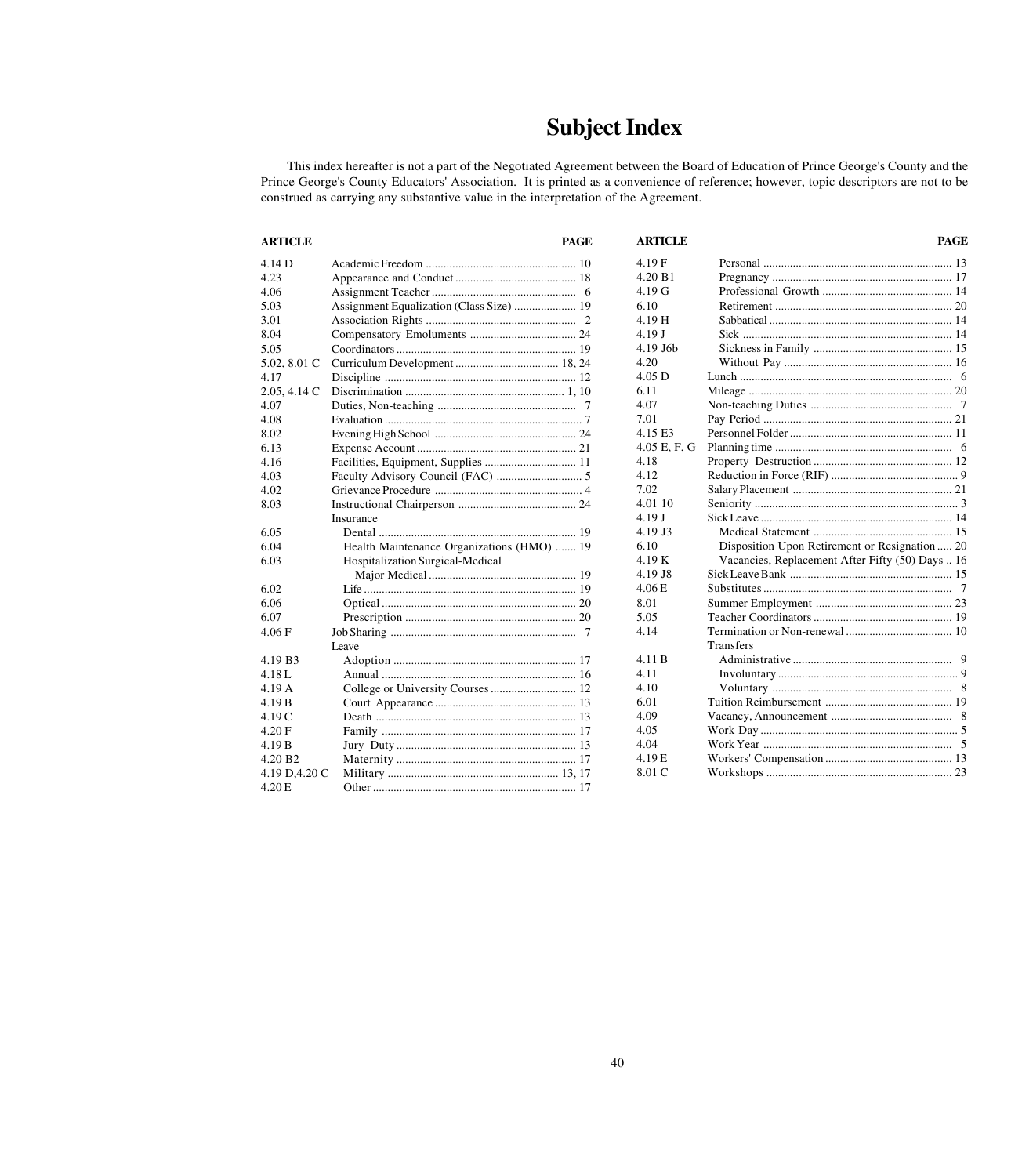# Subject Index

This index hereafter is not a part of the Negotiated Agreement between the Board of Education of Prince George's County and the Prince George's County Educators' Association. It is printed as a convenience of reference; however, topic descriptors are not to be construed as carrying any substantive value in the interpretation of the Agreement.

| ARTICLE | | PAGE |
|---|---|---|
| 4.14 D | Academic Freedom | 10 |
| 4.23 | Appearance and Conduct | 18 |
| 4.06 | Assignment Teacher | 6 |
| 5.03 | Assignment Equalization (Class Size) | 19 |
| 3.01 | Association Rights | 2 |
| 8.04 | Compensatory Emoluments | 24 |
| 5.05 | Coordinators | 19 |
| 5.02, 8.01 C | Curriculum Development | 18, 24 |
| 4.17 | Discipline | 12 |
| 2.05, 4.14 C | Discrimination | 1, 10 |
| 4.07 | Duties, Non-teaching | 7 |
| 4.08 | Evaluation | 7 |
| 8.02 | Evening High School | 24 |
| 6.13 | Expense Account | 21 |
| 4.16 | Facilities, Equipment, Supplies | 11 |
| 4.03 | Faculty Advisory Council (FAC) | 5 |
| 4.02 | Grievance Procedure | 4 |
| 8.03 | Instructional Chairperson | 24 |
| | Insurance | |
| 6.05 | Dental | 19 |
| 6.04 | Health Maintenance Organizations (HMO) | 19 |
| 6.03 | Hospitalization Surgical-Medical Major Medical | 19 |
| 6.02 | Life | 19 |
| 6.06 | Optical | 20 |
| 6.07 | Prescription | 20 |
| 4.06 F | Job Sharing | 7 |
| | Leave | |
| 4.19 B3 | Adoption | 17 |
| 4.18 L | Annual | 16 |
| 4.19 A | College or University Courses | 12 |
| 4.19 B | Court Appearance | 13 |
| 4.19 C | Death | 13 |
| 4.20 F | Family | 17 |
| 4.19 B | Jury Duty | 13 |
| 4.20 B2 | Maternity | 17 |
| 4.19 D, 4.20 C | Military | 13, 17 |
| 4.20 E | Other | 17 |
| 4.19 F | Personal | 13 |
| 4.20 B1 | Pregnancy | 17 |
| 4.19 G | Professional Growth | 14 |
| 6.10 | Retirement | 20 |
| 4.19 H | Sabbatical | 14 |
| 4.19 J | Sick | 14 |
| 4.19 J6b | Sickness in Family | 15 |
| 4.20 | Without Pay | 16 |
| 4.05 D | Lunch | 6 |
| 6.11 | Mileage | 20 |
| 4.07 | Non-teaching Duties | 7 |
| 7.01 | Pay Period | 21 |
| 4.15 E3 | Personnel Folder | 11 |
| 4.05 E, F, G | Planning time | 6 |
| 4.18 | Property Destruction | 12 |
| 4.12 | Reduction in Force (RIF) | 9 |
| 7.02 | Salary Placement | 21 |
| 4.01 10 | Seniority | 3 |
| 4.19 J | Sick Leave | 14 |
| 4.19 J3 | Medical Statement | 15 |
| 6.10 | Disposition Upon Retirement or Resignation | 20 |
| 4.19 K | Vacancies, Replacement After Fifty (50) Days | 16 |
| 4.19 J8 | Sick Leave Bank | 15 |
| 4.06 E | Substitutes | 7 |
| 8.01 | Summer Employment | 23 |
| 5.05 | Teacher Coordinators | 19 |
| 4.14 | Termination or Non-renewal | 10 |
| | Transfers | |
| 4.11 B | Administrative | 9 |
| 4.11 | Involuntary | 9 |
| 4.10 | Voluntary | 8 |
| 6.01 | Tuition Reimbursement | 19 |
| 4.09 | Vacancy, Announcement | 8 |
| 4.05 | Work Day | 5 |
| 4.04 | Work Year | 5 |
| 4.19 E | Workers' Compensation | 13 |
| 8.01 C | Workshops | 23 |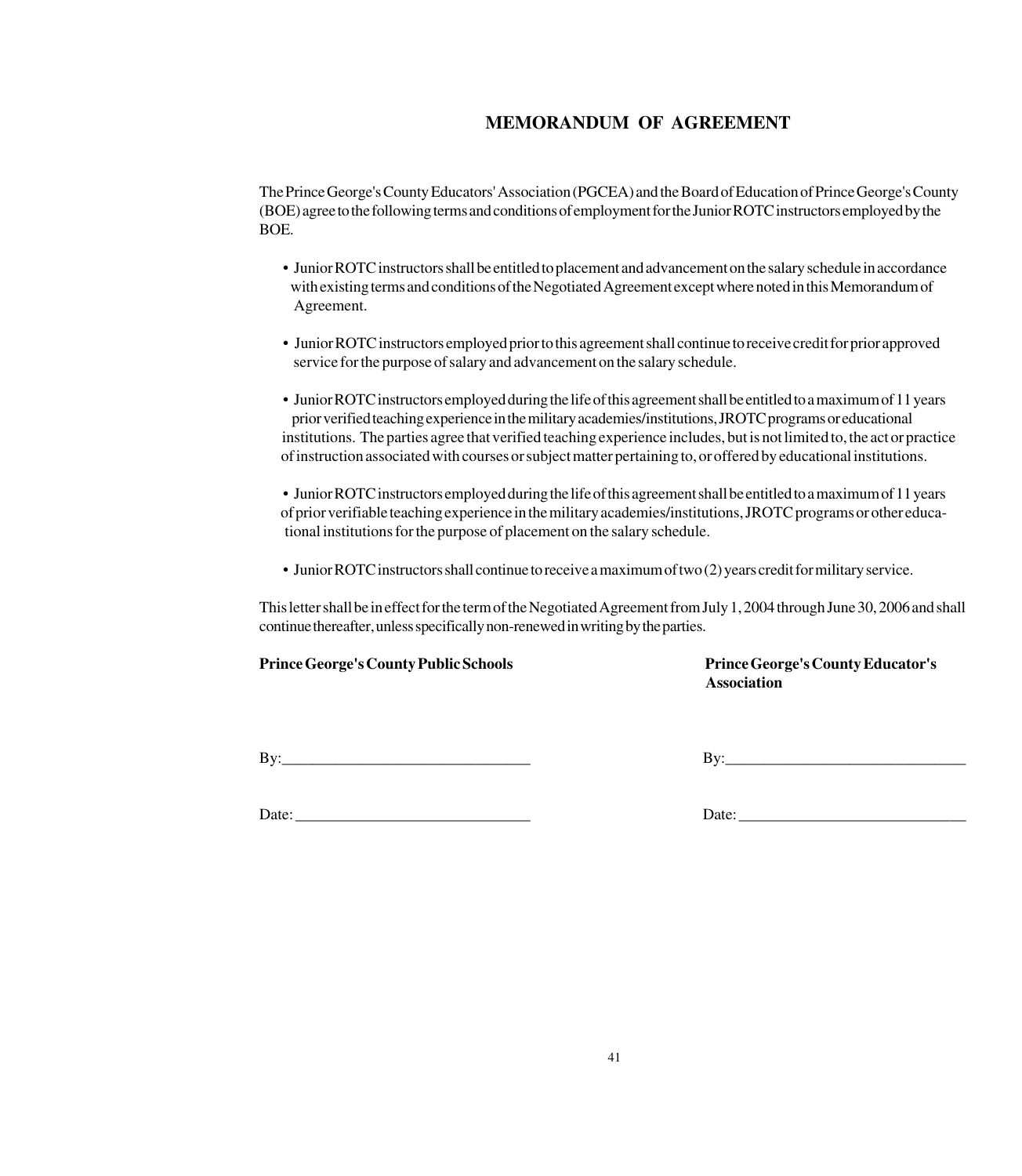# MEMORANDUM OF AGREEMENT

The Prince George's County Educators' Association (PGCEA) and the Board of Education of Prince George's County (BOE) agree to the following terms and conditions of employment for the Junior ROTC instructors employed by the BOE.

- Junior ROTC instructors shall be entitled to placement and advancement on the salary schedule in accordance with existing terms and conditions of the Negotiated Agreement except where noted in this Memorandum of Agreement.

- Junior ROTC instructors employed prior to this agreement shall continue to receive credit for prior approved service for the purpose of salary and advancement on the salary schedule.

- Junior ROTC instructors employed during the life of this agreement shall be entitled to a maximum of 11 years prior verified teaching experience in the military academies/institutions, JROTC programs or educational institutions. The parties agree that verified teaching experience includes, but is not limited to, the act or practice of instruction associated with courses or subject matter pertaining to, or offered by educational institutions.

- Junior ROTC instructors employed during the life of this agreement shall be entitled to a maximum of 11 years of prior verifiable teaching experience in the military academies/institutions, JROTC programs or other educational institutions for the purpose of placement on the salary schedule.

- Junior ROTC instructors shall continue to receive a maximum of two (2) years credit for military service.

This letter shall be in effect for the term of the Negotiated Agreement from July 1, 2004 through June 30, 2006 and shall continue thereafter, unless specifically non-renewed in writing by the parties.

**Prince George's County Public Schools**

By:_______________________________

Date: _____________________________

**Prince George's County Educator's Association**

By:_______________________________

Date: _____________________________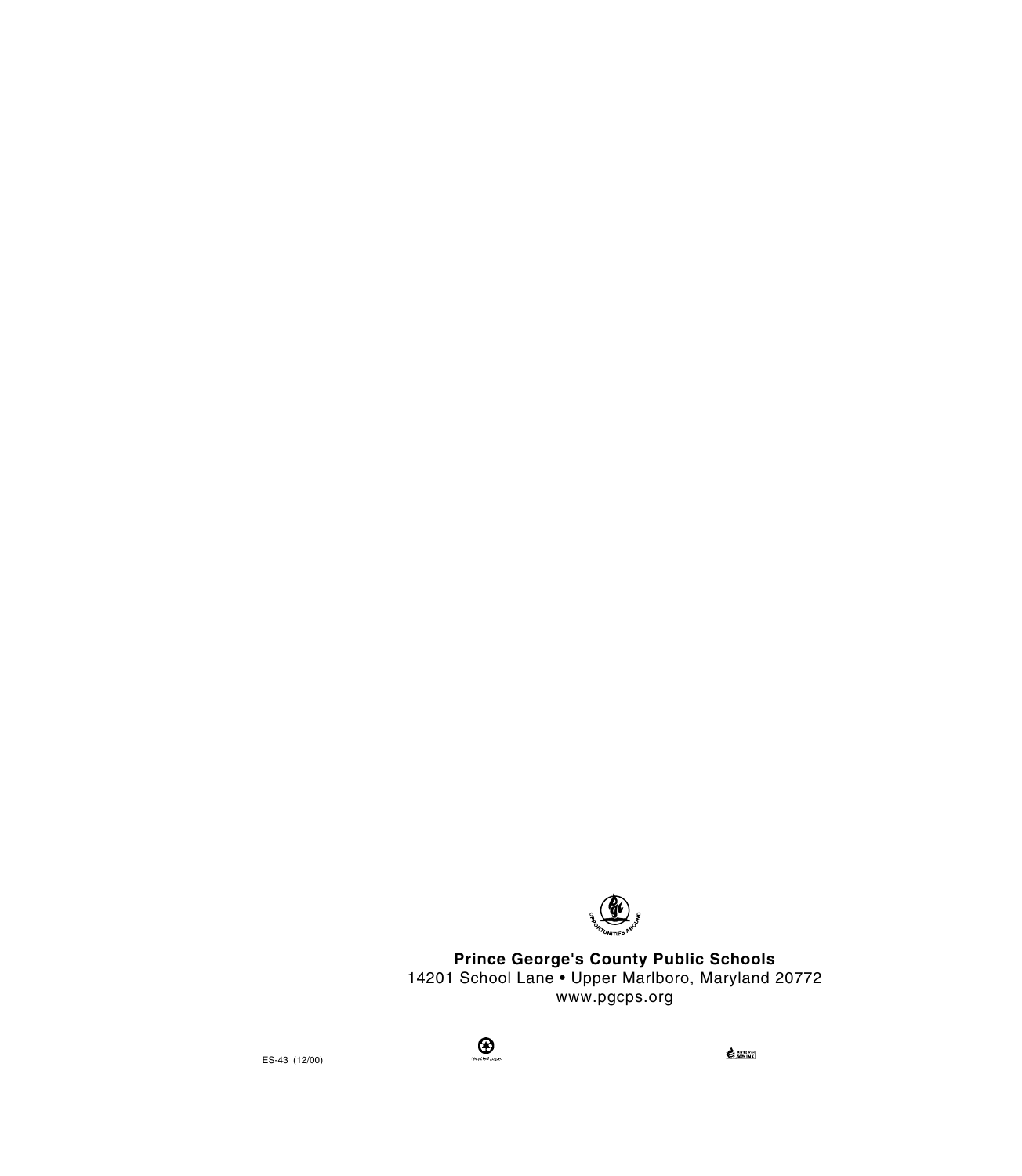OPPORTUNITIES ABOUND

**Prince George's County Public Schools**
14201 School Lane • Upper Marlboro, Maryland 20772
www.pgcps.org

ES-43 (12/00)

recycled paper

SOY INK